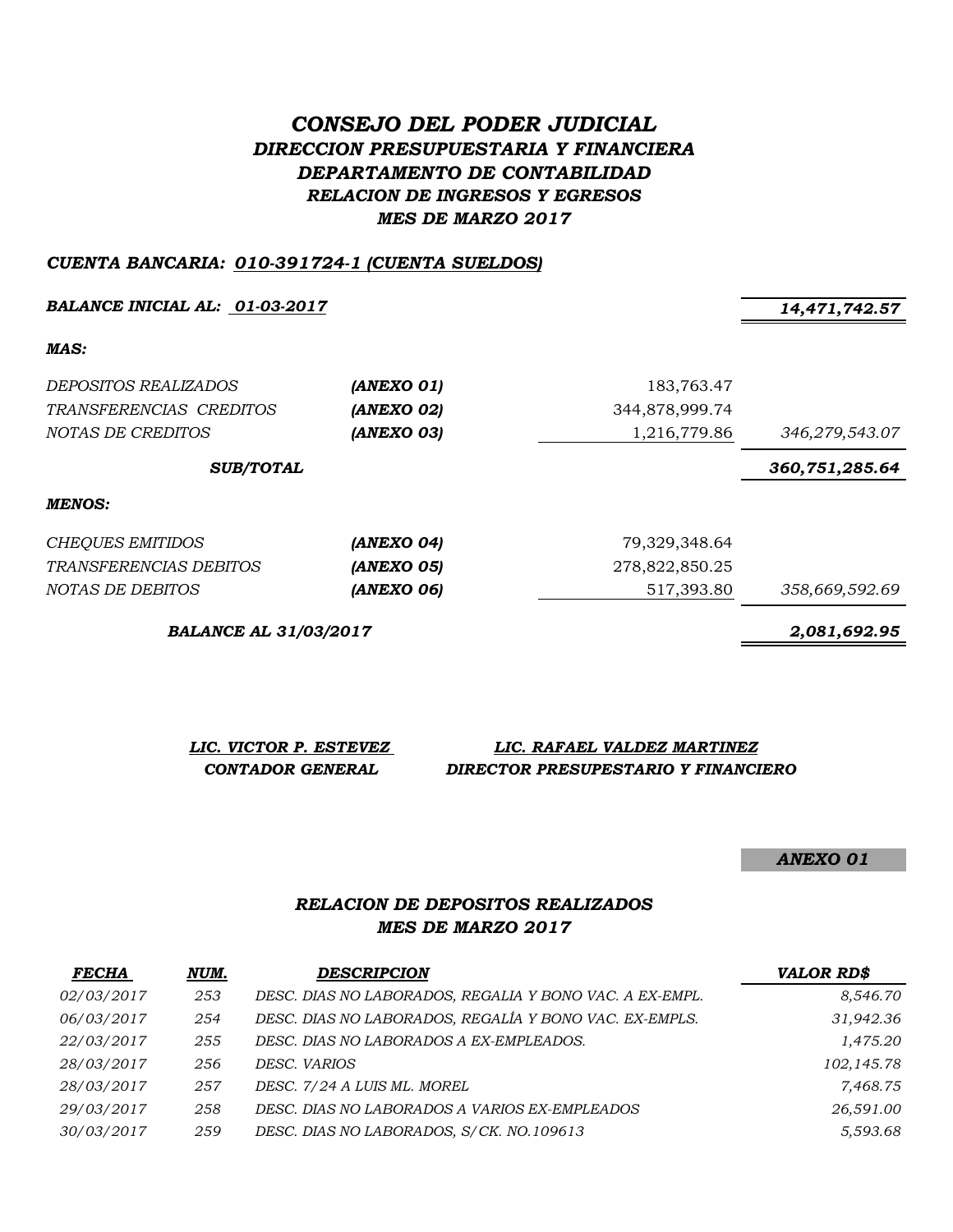# *CONSEJO DEL PODER JUDICIAL*
## *DIRECCION PRESUPUESTARIA Y FINANCIERA*
## *DEPARTAMENTO DE CONTABILIDAD*
## *RELACION DE INGRESOS Y EGRESOS*
## *MES DE MARZO 2017*

***CUENTA BANCARIA: 010-391724-1 (CUENTA SUELDOS)***

| | | | |
|---|---|---|---|
| ***BALANCE INICIAL AL: 01-03-2017*** | | | ***14,471,742.57*** |
| ***MAS:*** | | | |
| *DEPOSITOS REALIZADOS* | ***(ANEXO 01)*** | 183,763.47 | |
| *TRANSFERENCIAS CREDITOS* | ***(ANEXO 02)*** | 344,878,999.74 | |
| *NOTAS DE CREDITOS* | ***(ANEXO 03)*** | 1,216,779.86 | *346,279,543.07* |
| ***SUB/TOTAL*** | | | ***360,751,285.64*** |
| ***MENOS:*** | | | |
| *CHEQUES EMITIDOS* | ***(ANEXO 04)*** | 79,329,348.64 | |
| *TRANSFERENCIAS DEBITOS* | ***(ANEXO 05)*** | 278,822,850.25 | |
| *NOTAS DE DEBITOS* | ***(ANEXO 06)*** | 517,393.80 | *358,669,592.69* |
| ***BALANCE AL 31/03/2017*** | | | ***2,081,692.95*** |

| | |
|---|---|
| ***LIC. VICTOR P. ESTEVEZ*** | ***LIC. RAFAEL VALDEZ MARTINEZ*** |
| ***CONTADOR GENERAL*** | ***DIRECTOR PRESUPESTARIO Y FINANCIERO*** |

***ANEXO 01***

## *RELACION DE DEPOSITOS REALIZADOS*
## *MES DE MARZO 2017*

| ***FECHA*** | ***NUM.*** | ***DESCRIPCION*** | ***VALOR RD$*** |
|---|---|---|---|
| *02/03/2017* | *253* | *DESC. DIAS NO LABORADOS, REGALIA Y BONO VAC. A EX-EMPL.* | *8,546.70* |
| *06/03/2017* | *254* | *DESC. DIAS NO LABORADOS, REGALÍA Y BONO VAC. EX-EMPLS.* | *31,942.36* |
| *22/03/2017* | *255* | *DESC. DIAS NO LABORADOS A EX-EMPLEADOS.* | *1,475.20* |
| *28/03/2017* | *256* | *DESC. VARIOS* | *102,145.78* |
| *28/03/2017* | *257* | *DESC. 7/24 A LUIS ML. MOREL* | *7,468.75* |
| *29/03/2017* | *258* | *DESC. DIAS NO LABORADOS A VARIOS EX-EMPLEADOS* | *26,591.00* |
| *30/03/2017* | *259* | *DESC. DIAS NO LABORADOS, S/CK. NO.109613* | *5,593.68* |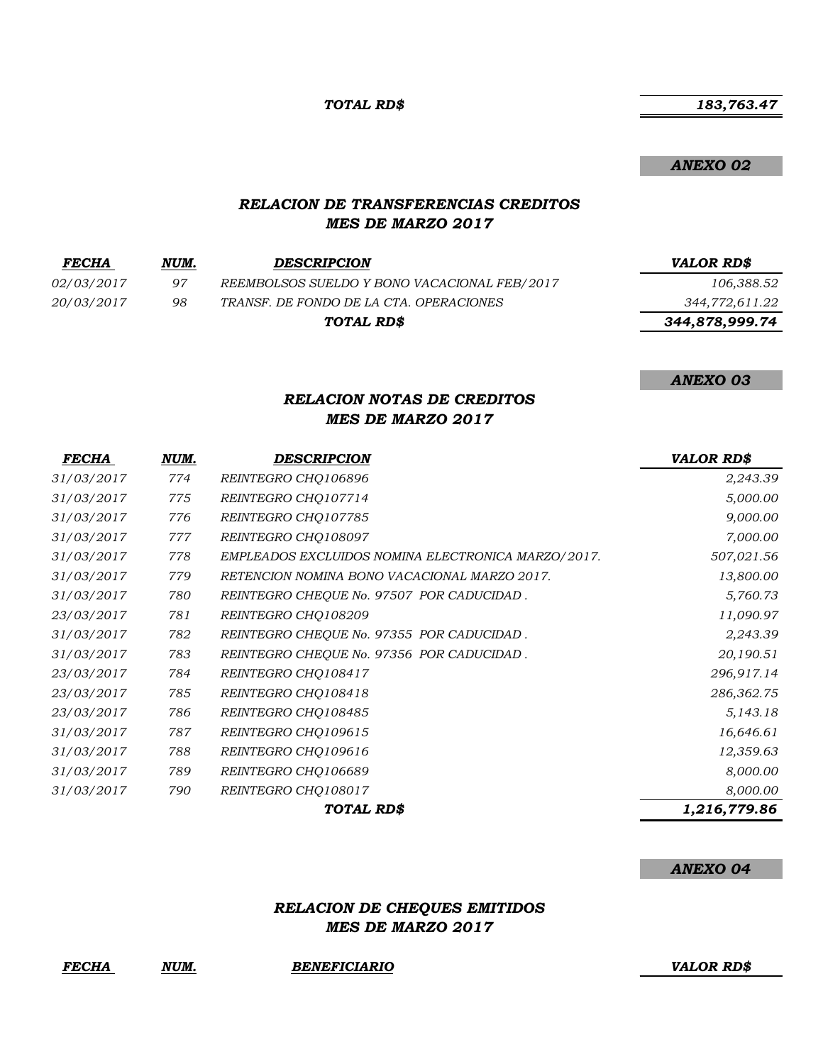***TOTAL RD$*** ***183,763.47***

***ANEXO 02***

### *RELACION DE TRANSFERENCIAS CREDITOS*
### *MES DE MARZO 2017*

| *FECHA* | *NUM.* | *DESCRIPCION* | *VALOR RD$* |
|---|---|---|---|
| *02/03/2017* | *97* | *REEMBOLSOS SUELDO Y BONO VACACIONAL FEB/2017* | *106,388.52* |
| *20/03/2017* | *98* | *TRANSF. DE FONDO DE LA CTA. OPERACIONES* | *344,772,611.22* |
| | | ***TOTAL RD$*** | ***344,878,999.74*** |

***ANEXO 03***

### *RELACION NOTAS DE CREDITOS*
### *MES DE MARZO 2017*

| *FECHA* | *NUM.* | *DESCRIPCION* | *VALOR RD$* |
|---|---|---|---|
| *31/03/2017* | *774* | *REINTEGRO CHQ106896* | *2,243.39* |
| *31/03/2017* | *775* | *REINTEGRO CHQ107714* | *5,000.00* |
| *31/03/2017* | *776* | *REINTEGRO CHQ107785* | *9,000.00* |
| *31/03/2017* | *777* | *REINTEGRO CHQ108097* | *7,000.00* |
| *31/03/2017* | *778* | *EMPLEADOS EXCLUIDOS NOMINA ELECTRONICA MARZO/2017.* | *507,021.56* |
| *31/03/2017* | *779* | *RETENCION NOMINA BONO VACACIONAL MARZO 2017.* | *13,800.00* |
| *31/03/2017* | *780* | *REINTEGRO CHEQUE No. 97507 POR CADUCIDAD .* | *5,760.73* |
| *23/03/2017* | *781* | *REINTEGRO CHQ108209* | *11,090.97* |
| *31/03/2017* | *782* | *REINTEGRO CHEQUE No. 97355 POR CADUCIDAD .* | *2,243.39* |
| *31/03/2017* | *783* | *REINTEGRO CHEQUE No. 97356 POR CADUCIDAD .* | *20,190.51* |
| *23/03/2017* | *784* | *REINTEGRO CHQ108417* | *296,917.14* |
| *23/03/2017* | *785* | *REINTEGRO CHQ108418* | *286,362.75* |
| *23/03/2017* | *786* | *REINTEGRO CHQ108485* | *5,143.18* |
| *31/03/2017* | *787* | *REINTEGRO CHQ109615* | *16,646.61* |
| *31/03/2017* | *788* | *REINTEGRO CHQ109616* | *12,359.63* |
| *31/03/2017* | *789* | *REINTEGRO CHQ106689* | *8,000.00* |
| *31/03/2017* | *790* | *REINTEGRO CHQ108017* | *8,000.00* |
| | | ***TOTAL RD$*** | ***1,216,779.86*** |

***ANEXO 04***

### *RELACION DE CHEQUES EMITIDOS*
### *MES DE MARZO 2017*

| *FECHA* | *NUM.* | *BENEFICIARIO* | *VALOR RD$* |
|---|---|---|---|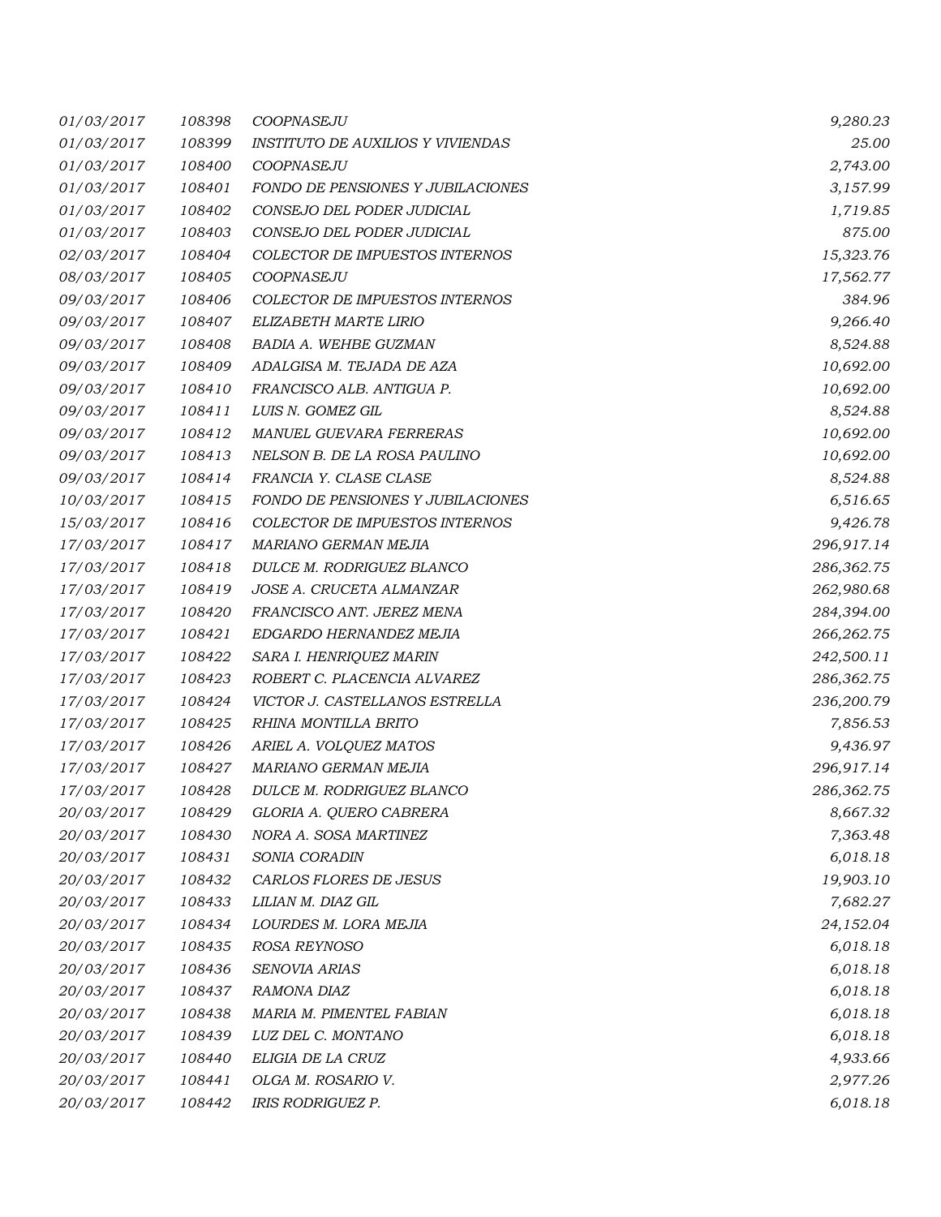| | | | |
|---|---|---|---|
| 01/03/2017 | 108398 | COOPNASEJU | 9,280.23 |
| 01/03/2017 | 108399 | INSTITUTO DE AUXILIOS Y VIVIENDAS | 25.00 |
| 01/03/2017 | 108400 | COOPNASEJU | 2,743.00 |
| 01/03/2017 | 108401 | FONDO DE PENSIONES Y JUBILACIONES | 3,157.99 |
| 01/03/2017 | 108402 | CONSEJO DEL PODER JUDICIAL | 1,719.85 |
| 01/03/2017 | 108403 | CONSEJO DEL PODER JUDICIAL | 875.00 |
| 02/03/2017 | 108404 | COLECTOR DE IMPUESTOS INTERNOS | 15,323.76 |
| 08/03/2017 | 108405 | COOPNASEJU | 17,562.77 |
| 09/03/2017 | 108406 | COLECTOR DE IMPUESTOS INTERNOS | 384.96 |
| 09/03/2017 | 108407 | ELIZABETH MARTE LIRIO | 9,266.40 |
| 09/03/2017 | 108408 | BADIA A. WEHBE GUZMAN | 8,524.88 |
| 09/03/2017 | 108409 | ADALGISA M. TEJADA DE AZA | 10,692.00 |
| 09/03/2017 | 108410 | FRANCISCO ALB. ANTIGUA P. | 10,692.00 |
| 09/03/2017 | 108411 | LUIS N. GOMEZ GIL | 8,524.88 |
| 09/03/2017 | 108412 | MANUEL GUEVARA FERRERAS | 10,692.00 |
| 09/03/2017 | 108413 | NELSON B. DE LA ROSA PAULINO | 10,692.00 |
| 09/03/2017 | 108414 | FRANCIA Y. CLASE CLASE | 8,524.88 |
| 10/03/2017 | 108415 | FONDO DE PENSIONES Y JUBILACIONES | 6,516.65 |
| 15/03/2017 | 108416 | COLECTOR DE IMPUESTOS INTERNOS | 9,426.78 |
| 17/03/2017 | 108417 | MARIANO GERMAN MEJIA | 296,917.14 |
| 17/03/2017 | 108418 | DULCE M. RODRIGUEZ BLANCO | 286,362.75 |
| 17/03/2017 | 108419 | JOSE A. CRUCETA ALMANZAR | 262,980.68 |
| 17/03/2017 | 108420 | FRANCISCO ANT. JEREZ MENA | 284,394.00 |
| 17/03/2017 | 108421 | EDGARDO HERNANDEZ MEJIA | 266,262.75 |
| 17/03/2017 | 108422 | SARA I. HENRIQUEZ MARIN | 242,500.11 |
| 17/03/2017 | 108423 | ROBERT C. PLACENCIA ALVAREZ | 286,362.75 |
| 17/03/2017 | 108424 | VICTOR J. CASTELLANOS ESTRELLA | 236,200.79 |
| 17/03/2017 | 108425 | RHINA MONTILLA BRITO | 7,856.53 |
| 17/03/2017 | 108426 | ARIEL A. VOLQUEZ MATOS | 9,436.97 |
| 17/03/2017 | 108427 | MARIANO GERMAN MEJIA | 296,917.14 |
| 17/03/2017 | 108428 | DULCE M. RODRIGUEZ BLANCO | 286,362.75 |
| 20/03/2017 | 108429 | GLORIA A. QUERO CABRERA | 8,667.32 |
| 20/03/2017 | 108430 | NORA A. SOSA MARTINEZ | 7,363.48 |
| 20/03/2017 | 108431 | SONIA CORADIN | 6,018.18 |
| 20/03/2017 | 108432 | CARLOS FLORES DE JESUS | 19,903.10 |
| 20/03/2017 | 108433 | LILIAN M. DIAZ GIL | 7,682.27 |
| 20/03/2017 | 108434 | LOURDES M. LORA MEJIA | 24,152.04 |
| 20/03/2017 | 108435 | ROSA REYNOSO | 6,018.18 |
| 20/03/2017 | 108436 | SENOVIA ARIAS | 6,018.18 |
| 20/03/2017 | 108437 | RAMONA DIAZ | 6,018.18 |
| 20/03/2017 | 108438 | MARIA M. PIMENTEL FABIAN | 6,018.18 |
| 20/03/2017 | 108439 | LUZ DEL C. MONTANO | 6,018.18 |
| 20/03/2017 | 108440 | ELIGIA DE LA CRUZ | 4,933.66 |
| 20/03/2017 | 108441 | OLGA M. ROSARIO V. | 2,977.26 |
| 20/03/2017 | 108442 | IRIS RODRIGUEZ P. | 6,018.18 |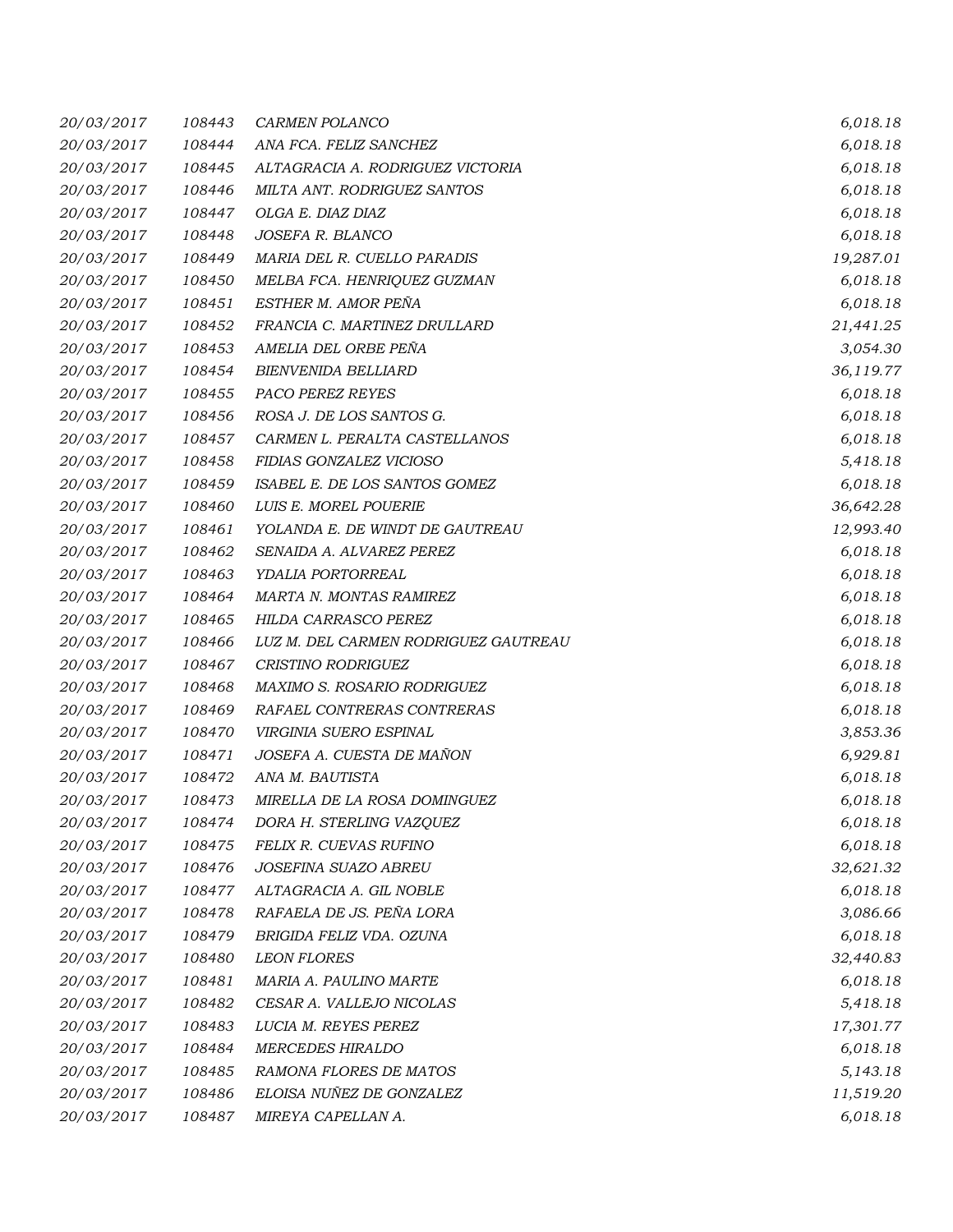| | | | |
|---|---|---|---|
| 20/03/2017 | 108443 | CARMEN POLANCO | 6,018.18 |
| 20/03/2017 | 108444 | ANA FCA. FELIZ SANCHEZ | 6,018.18 |
| 20/03/2017 | 108445 | ALTAGRACIA A. RODRIGUEZ VICTORIA | 6,018.18 |
| 20/03/2017 | 108446 | MILTA ANT. RODRIGUEZ SANTOS | 6,018.18 |
| 20/03/2017 | 108447 | OLGA E. DIAZ DIAZ | 6,018.18 |
| 20/03/2017 | 108448 | JOSEFA R. BLANCO | 6,018.18 |
| 20/03/2017 | 108449 | MARIA DEL R. CUELLO PARADIS | 19,287.01 |
| 20/03/2017 | 108450 | MELBA FCA. HENRIQUEZ GUZMAN | 6,018.18 |
| 20/03/2017 | 108451 | ESTHER M. AMOR PEÑA | 6,018.18 |
| 20/03/2017 | 108452 | FRANCIA C. MARTINEZ DRULLARD | 21,441.25 |
| 20/03/2017 | 108453 | AMELIA DEL ORBE PEÑA | 3,054.30 |
| 20/03/2017 | 108454 | BIENVENIDA BELLIARD | 36,119.77 |
| 20/03/2017 | 108455 | PACO PEREZ REYES | 6,018.18 |
| 20/03/2017 | 108456 | ROSA J. DE LOS SANTOS G. | 6,018.18 |
| 20/03/2017 | 108457 | CARMEN L. PERALTA CASTELLANOS | 6,018.18 |
| 20/03/2017 | 108458 | FIDIAS GONZALEZ VICIOSO | 5,418.18 |
| 20/03/2017 | 108459 | ISABEL E. DE LOS SANTOS GOMEZ | 6,018.18 |
| 20/03/2017 | 108460 | LUIS E. MOREL POUERIE | 36,642.28 |
| 20/03/2017 | 108461 | YOLANDA E. DE WINDT DE GAUTREAU | 12,993.40 |
| 20/03/2017 | 108462 | SENAIDA A. ALVAREZ PEREZ | 6,018.18 |
| 20/03/2017 | 108463 | YDALIA PORTORREAL | 6,018.18 |
| 20/03/2017 | 108464 | MARTA N. MONTAS RAMIREZ | 6,018.18 |
| 20/03/2017 | 108465 | HILDA CARRASCO PEREZ | 6,018.18 |
| 20/03/2017 | 108466 | LUZ M. DEL CARMEN RODRIGUEZ GAUTREAU | 6,018.18 |
| 20/03/2017 | 108467 | CRISTINO RODRIGUEZ | 6,018.18 |
| 20/03/2017 | 108468 | MAXIMO S. ROSARIO RODRIGUEZ | 6,018.18 |
| 20/03/2017 | 108469 | RAFAEL CONTRERAS CONTRERAS | 6,018.18 |
| 20/03/2017 | 108470 | VIRGINIA SUERO ESPINAL | 3,853.36 |
| 20/03/2017 | 108471 | JOSEFA A. CUESTA DE MAÑON | 6,929.81 |
| 20/03/2017 | 108472 | ANA M. BAUTISTA | 6,018.18 |
| 20/03/2017 | 108473 | MIRELLA DE LA ROSA DOMINGUEZ | 6,018.18 |
| 20/03/2017 | 108474 | DORA H. STERLING VAZQUEZ | 6,018.18 |
| 20/03/2017 | 108475 | FELIX R. CUEVAS RUFINO | 6,018.18 |
| 20/03/2017 | 108476 | JOSEFINA SUAZO ABREU | 32,621.32 |
| 20/03/2017 | 108477 | ALTAGRACIA A. GIL NOBLE | 6,018.18 |
| 20/03/2017 | 108478 | RAFAELA DE JS. PEÑA LORA | 3,086.66 |
| 20/03/2017 | 108479 | BRIGIDA FELIZ VDA. OZUNA | 6,018.18 |
| 20/03/2017 | 108480 | LEON FLORES | 32,440.83 |
| 20/03/2017 | 108481 | MARIA A. PAULINO MARTE | 6,018.18 |
| 20/03/2017 | 108482 | CESAR A. VALLEJO NICOLAS | 5,418.18 |
| 20/03/2017 | 108483 | LUCIA M. REYES PEREZ | 17,301.77 |
| 20/03/2017 | 108484 | MERCEDES HIRALDO | 6,018.18 |
| 20/03/2017 | 108485 | RAMONA FLORES DE MATOS | 5,143.18 |
| 20/03/2017 | 108486 | ELOISA NUÑEZ DE GONZALEZ | 11,519.20 |
| 20/03/2017 | 108487 | MIREYA CAPELLAN A. | 6,018.18 |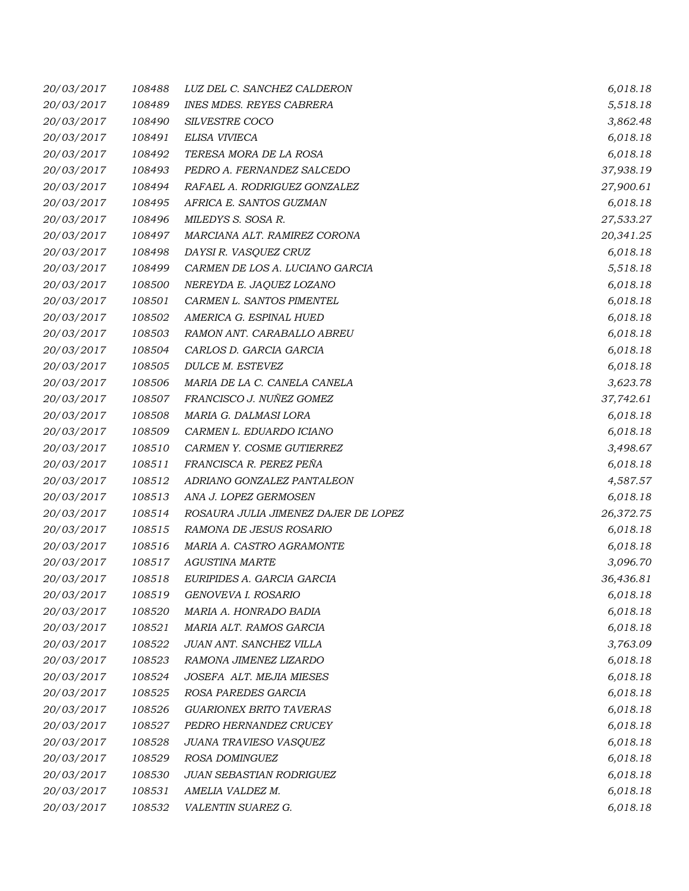| | | | |
|---|---|---|---|
| 20/03/2017 | 108488 | LUZ DEL C. SANCHEZ CALDERON | 6,018.18 |
| 20/03/2017 | 108489 | INES MDES. REYES CABRERA | 5,518.18 |
| 20/03/2017 | 108490 | SILVESTRE COCO | 3,862.48 |
| 20/03/2017 | 108491 | ELISA VIVIECA | 6,018.18 |
| 20/03/2017 | 108492 | TERESA MORA DE LA ROSA | 6,018.18 |
| 20/03/2017 | 108493 | PEDRO A. FERNANDEZ SALCEDO | 37,938.19 |
| 20/03/2017 | 108494 | RAFAEL A. RODRIGUEZ GONZALEZ | 27,900.61 |
| 20/03/2017 | 108495 | AFRICA E. SANTOS GUZMAN | 6,018.18 |
| 20/03/2017 | 108496 | MILEDYS S. SOSA R. | 27,533.27 |
| 20/03/2017 | 108497 | MARCIANA ALT. RAMIREZ CORONA | 20,341.25 |
| 20/03/2017 | 108498 | DAYSI R. VASQUEZ CRUZ | 6,018.18 |
| 20/03/2017 | 108499 | CARMEN DE LOS A. LUCIANO GARCIA | 5,518.18 |
| 20/03/2017 | 108500 | NEREYDA E. JAQUEZ LOZANO | 6,018.18 |
| 20/03/2017 | 108501 | CARMEN L. SANTOS PIMENTEL | 6,018.18 |
| 20/03/2017 | 108502 | AMERICA G. ESPINAL HUED | 6,018.18 |
| 20/03/2017 | 108503 | RAMON ANT. CARABALLO ABREU | 6,018.18 |
| 20/03/2017 | 108504 | CARLOS D. GARCIA GARCIA | 6,018.18 |
| 20/03/2017 | 108505 | DULCE M. ESTEVEZ | 6,018.18 |
| 20/03/2017 | 108506 | MARIA DE LA C. CANELA CANELA | 3,623.78 |
| 20/03/2017 | 108507 | FRANCISCO J. NUÑEZ GOMEZ | 37,742.61 |
| 20/03/2017 | 108508 | MARIA G. DALMASI LORA | 6,018.18 |
| 20/03/2017 | 108509 | CARMEN L. EDUARDO ICIANO | 6,018.18 |
| 20/03/2017 | 108510 | CARMEN Y. COSME GUTIERREZ | 3,498.67 |
| 20/03/2017 | 108511 | FRANCISCA R. PEREZ PEÑA | 6,018.18 |
| 20/03/2017 | 108512 | ADRIANO GONZALEZ PANTALEON | 4,587.57 |
| 20/03/2017 | 108513 | ANA J. LOPEZ GERMOSEN | 6,018.18 |
| 20/03/2017 | 108514 | ROSAURA JULIA JIMENEZ DAJER DE LOPEZ | 26,372.75 |
| 20/03/2017 | 108515 | RAMONA DE JESUS ROSARIO | 6,018.18 |
| 20/03/2017 | 108516 | MARIA A. CASTRO AGRAMONTE | 6,018.18 |
| 20/03/2017 | 108517 | AGUSTINA MARTE | 3,096.70 |
| 20/03/2017 | 108518 | EURIPIDES A. GARCIA GARCIA | 36,436.81 |
| 20/03/2017 | 108519 | GENOVEVA I. ROSARIO | 6,018.18 |
| 20/03/2017 | 108520 | MARIA A. HONRADO BADIA | 6,018.18 |
| 20/03/2017 | 108521 | MARIA ALT. RAMOS GARCIA | 6,018.18 |
| 20/03/2017 | 108522 | JUAN ANT. SANCHEZ VILLA | 3,763.09 |
| 20/03/2017 | 108523 | RAMONA JIMENEZ LIZARDO | 6,018.18 |
| 20/03/2017 | 108524 | JOSEFA ALT. MEJIA MIESES | 6,018.18 |
| 20/03/2017 | 108525 | ROSA PAREDES GARCIA | 6,018.18 |
| 20/03/2017 | 108526 | GUARIONEX BRITO TAVERAS | 6,018.18 |
| 20/03/2017 | 108527 | PEDRO HERNANDEZ CRUCEY | 6,018.18 |
| 20/03/2017 | 108528 | JUANA TRAVIESO VASQUEZ | 6,018.18 |
| 20/03/2017 | 108529 | ROSA DOMINGUEZ | 6,018.18 |
| 20/03/2017 | 108530 | JUAN SEBASTIAN RODRIGUEZ | 6,018.18 |
| 20/03/2017 | 108531 | AMELIA VALDEZ M. | 6,018.18 |
| 20/03/2017 | 108532 | VALENTIN SUAREZ G. | 6,018.18 |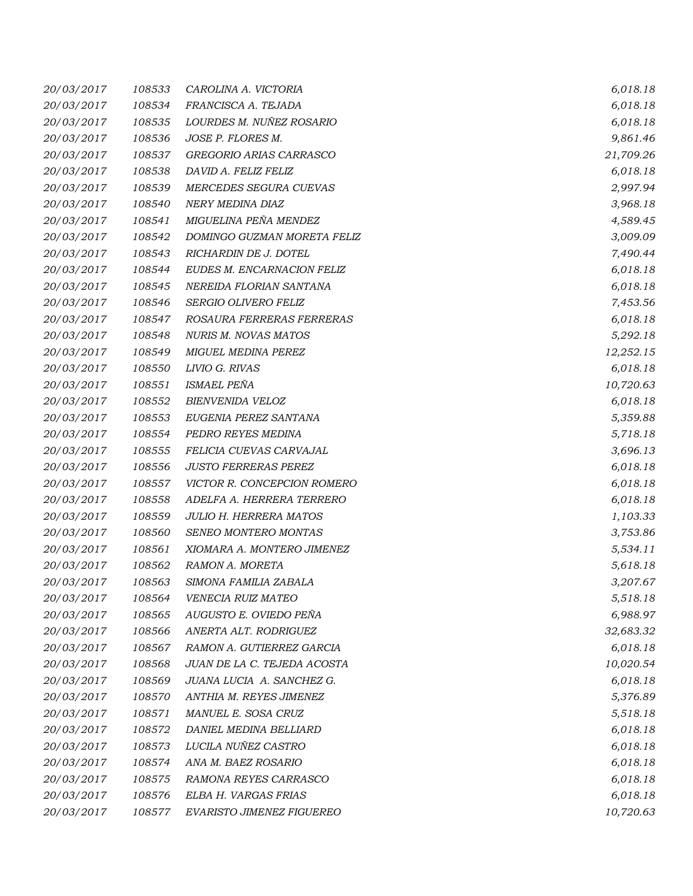| | | | |
|---|---|---|---|
| 20/03/2017 | 108533 | CAROLINA A. VICTORIA | 6,018.18 |
| 20/03/2017 | 108534 | FRANCISCA A. TEJADA | 6,018.18 |
| 20/03/2017 | 108535 | LOURDES M. NUÑEZ ROSARIO | 6,018.18 |
| 20/03/2017 | 108536 | JOSE P. FLORES M. | 9,861.46 |
| 20/03/2017 | 108537 | GREGORIO ARIAS CARRASCO | 21,709.26 |
| 20/03/2017 | 108538 | DAVID A. FELIZ FELIZ | 6,018.18 |
| 20/03/2017 | 108539 | MERCEDES SEGURA CUEVAS | 2,997.94 |
| 20/03/2017 | 108540 | NERY MEDINA DIAZ | 3,968.18 |
| 20/03/2017 | 108541 | MIGUELINA PEÑA MENDEZ | 4,589.45 |
| 20/03/2017 | 108542 | DOMINGO GUZMAN MORETA FELIZ | 3,009.09 |
| 20/03/2017 | 108543 | RICHARDIN DE J. DOTEL | 7,490.44 |
| 20/03/2017 | 108544 | EUDES M. ENCARNACION FELIZ | 6,018.18 |
| 20/03/2017 | 108545 | NEREIDA FLORIAN SANTANA | 6,018.18 |
| 20/03/2017 | 108546 | SERGIO OLIVERO FELIZ | 7,453.56 |
| 20/03/2017 | 108547 | ROSAURA FERRERAS FERRERAS | 6,018.18 |
| 20/03/2017 | 108548 | NURIS M. NOVAS MATOS | 5,292.18 |
| 20/03/2017 | 108549 | MIGUEL MEDINA PEREZ | 12,252.15 |
| 20/03/2017 | 108550 | LIVIO G. RIVAS | 6,018.18 |
| 20/03/2017 | 108551 | ISMAEL PEÑA | 10,720.63 |
| 20/03/2017 | 108552 | BIENVENIDA VELOZ | 6,018.18 |
| 20/03/2017 | 108553 | EUGENIA PEREZ SANTANA | 5,359.88 |
| 20/03/2017 | 108554 | PEDRO REYES MEDINA | 5,718.18 |
| 20/03/2017 | 108555 | FELICIA CUEVAS CARVAJAL | 3,696.13 |
| 20/03/2017 | 108556 | JUSTO FERRERAS PEREZ | 6,018.18 |
| 20/03/2017 | 108557 | VICTOR R. CONCEPCION ROMERO | 6,018.18 |
| 20/03/2017 | 108558 | ADELFA A. HERRERA TERRERO | 6,018.18 |
| 20/03/2017 | 108559 | JULIO H. HERRERA MATOS | 1,103.33 |
| 20/03/2017 | 108560 | SENEO MONTERO MONTAS | 3,753.86 |
| 20/03/2017 | 108561 | XIOMARA A. MONTERO JIMENEZ | 5,534.11 |
| 20/03/2017 | 108562 | RAMON A. MORETA | 5,618.18 |
| 20/03/2017 | 108563 | SIMONA FAMILIA ZABALA | 3,207.67 |
| 20/03/2017 | 108564 | VENECIA RUIZ MATEO | 5,518.18 |
| 20/03/2017 | 108565 | AUGUSTO E. OVIEDO PEÑA | 6,988.97 |
| 20/03/2017 | 108566 | ANERTA ALT. RODRIGUEZ | 32,683.32 |
| 20/03/2017 | 108567 | RAMON A. GUTIERREZ GARCIA | 6,018.18 |
| 20/03/2017 | 108568 | JUAN DE LA C. TEJEDA ACOSTA | 10,020.54 |
| 20/03/2017 | 108569 | JUANA LUCIA A. SANCHEZ G. | 6,018.18 |
| 20/03/2017 | 108570 | ANTHIA M. REYES JIMENEZ | 5,376.89 |
| 20/03/2017 | 108571 | MANUEL E. SOSA CRUZ | 5,518.18 |
| 20/03/2017 | 108572 | DANIEL MEDINA BELLIARD | 6,018.18 |
| 20/03/2017 | 108573 | LUCILA NUÑEZ CASTRO | 6,018.18 |
| 20/03/2017 | 108574 | ANA M. BAEZ ROSARIO | 6,018.18 |
| 20/03/2017 | 108575 | RAMONA REYES CARRASCO | 6,018.18 |
| 20/03/2017 | 108576 | ELBA H. VARGAS FRIAS | 6,018.18 |
| 20/03/2017 | 108577 | EVARISTO JIMENEZ FIGUEREO | 10,720.63 |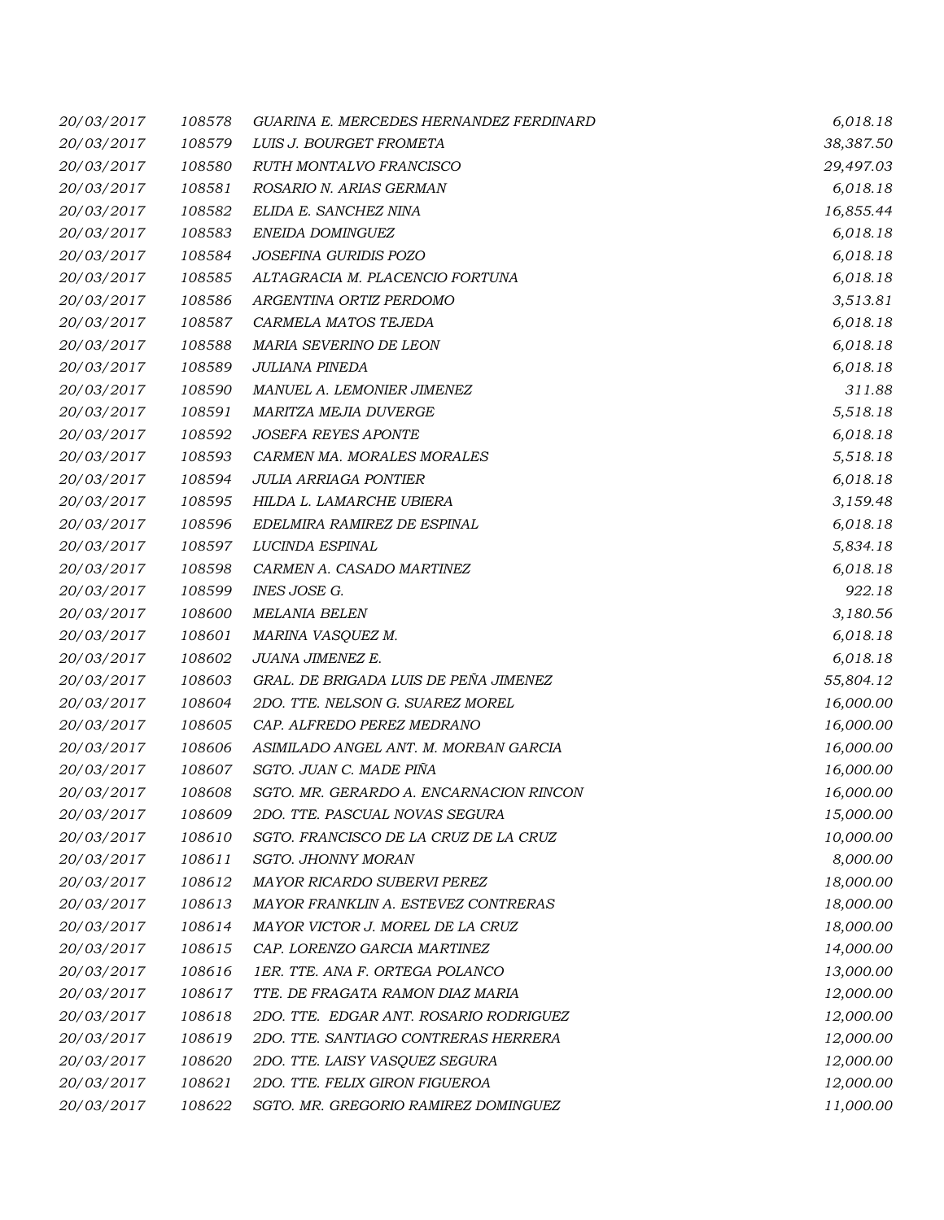| | | | |
|---|---|---|---|
| 20/03/2017 | 108578 | GUARINA E. MERCEDES HERNANDEZ FERDINARD | 6,018.18 |
| 20/03/2017 | 108579 | LUIS J. BOURGET FROMETA | 38,387.50 |
| 20/03/2017 | 108580 | RUTH MONTALVO FRANCISCO | 29,497.03 |
| 20/03/2017 | 108581 | ROSARIO N. ARIAS GERMAN | 6,018.18 |
| 20/03/2017 | 108582 | ELIDA E. SANCHEZ NINA | 16,855.44 |
| 20/03/2017 | 108583 | ENEIDA DOMINGUEZ | 6,018.18 |
| 20/03/2017 | 108584 | JOSEFINA GURIDIS POZO | 6,018.18 |
| 20/03/2017 | 108585 | ALTAGRACIA M. PLACENCIO FORTUNA | 6,018.18 |
| 20/03/2017 | 108586 | ARGENTINA ORTIZ PERDOMO | 3,513.81 |
| 20/03/2017 | 108587 | CARMELA MATOS TEJEDA | 6,018.18 |
| 20/03/2017 | 108588 | MARIA SEVERINO DE LEON | 6,018.18 |
| 20/03/2017 | 108589 | JULIANA PINEDA | 6,018.18 |
| 20/03/2017 | 108590 | MANUEL A. LEMONIER JIMENEZ | 311.88 |
| 20/03/2017 | 108591 | MARITZA MEJIA DUVERGE | 5,518.18 |
| 20/03/2017 | 108592 | JOSEFA REYES APONTE | 6,018.18 |
| 20/03/2017 | 108593 | CARMEN MA. MORALES MORALES | 5,518.18 |
| 20/03/2017 | 108594 | JULIA ARRIAGA PONTIER | 6,018.18 |
| 20/03/2017 | 108595 | HILDA L. LAMARCHE UBIERA | 3,159.48 |
| 20/03/2017 | 108596 | EDELMIRA RAMIREZ DE ESPINAL | 6,018.18 |
| 20/03/2017 | 108597 | LUCINDA ESPINAL | 5,834.18 |
| 20/03/2017 | 108598 | CARMEN A. CASADO MARTINEZ | 6,018.18 |
| 20/03/2017 | 108599 | INES JOSE G. | 922.18 |
| 20/03/2017 | 108600 | MELANIA BELEN | 3,180.56 |
| 20/03/2017 | 108601 | MARINA VASQUEZ M. | 6,018.18 |
| 20/03/2017 | 108602 | JUANA JIMENEZ E. | 6,018.18 |
| 20/03/2017 | 108603 | GRAL. DE BRIGADA LUIS DE PEÑA JIMENEZ | 55,804.12 |
| 20/03/2017 | 108604 | 2DO. TTE. NELSON G. SUAREZ MOREL | 16,000.00 |
| 20/03/2017 | 108605 | CAP. ALFREDO PEREZ MEDRANO | 16,000.00 |
| 20/03/2017 | 108606 | ASIMILADO ANGEL ANT. M. MORBAN GARCIA | 16,000.00 |
| 20/03/2017 | 108607 | SGTO. JUAN C. MADE PIÑA | 16,000.00 |
| 20/03/2017 | 108608 | SGTO. MR. GERARDO A. ENCARNACION RINCON | 16,000.00 |
| 20/03/2017 | 108609 | 2DO. TTE. PASCUAL NOVAS SEGURA | 15,000.00 |
| 20/03/2017 | 108610 | SGTO. FRANCISCO DE LA CRUZ DE LA CRUZ | 10,000.00 |
| 20/03/2017 | 108611 | SGTO. JHONNY MORAN | 8,000.00 |
| 20/03/2017 | 108612 | MAYOR RICARDO SUBERVI PEREZ | 18,000.00 |
| 20/03/2017 | 108613 | MAYOR FRANKLIN A. ESTEVEZ CONTRERAS | 18,000.00 |
| 20/03/2017 | 108614 | MAYOR VICTOR J. MOREL DE LA CRUZ | 18,000.00 |
| 20/03/2017 | 108615 | CAP. LORENZO GARCIA MARTINEZ | 14,000.00 |
| 20/03/2017 | 108616 | 1ER. TTE. ANA F. ORTEGA POLANCO | 13,000.00 |
| 20/03/2017 | 108617 | TTE. DE FRAGATA RAMON DIAZ MARIA | 12,000.00 |
| 20/03/2017 | 108618 | 2DO. TTE. EDGAR ANT. ROSARIO RODRIGUEZ | 12,000.00 |
| 20/03/2017 | 108619 | 2DO. TTE. SANTIAGO CONTRERAS HERRERA | 12,000.00 |
| 20/03/2017 | 108620 | 2DO. TTE. LAISY VASQUEZ SEGURA | 12,000.00 |
| 20/03/2017 | 108621 | 2DO. TTE. FELIX GIRON FIGUEROA | 12,000.00 |
| 20/03/2017 | 108622 | SGTO. MR. GREGORIO RAMIREZ DOMINGUEZ | 11,000.00 |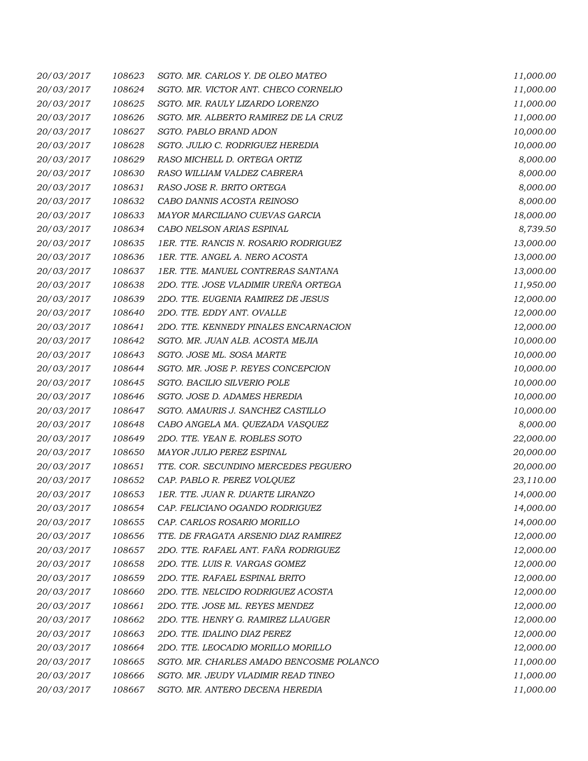| | | | |
|---|---|---|---|
| 20/03/2017 | 108623 | SGTO. MR. CARLOS Y. DE OLEO MATEO | 11,000.00 |
| 20/03/2017 | 108624 | SGTO. MR. VICTOR ANT. CHECO CORNELIO | 11,000.00 |
| 20/03/2017 | 108625 | SGTO. MR. RAULY LIZARDO LORENZO | 11,000.00 |
| 20/03/2017 | 108626 | SGTO. MR. ALBERTO RAMIREZ DE LA CRUZ | 11,000.00 |
| 20/03/2017 | 108627 | SGTO. PABLO BRAND ADON | 10,000.00 |
| 20/03/2017 | 108628 | SGTO. JULIO C. RODRIGUEZ HEREDIA | 10,000.00 |
| 20/03/2017 | 108629 | RASO MICHELL D. ORTEGA ORTIZ | 8,000.00 |
| 20/03/2017 | 108630 | RASO WILLIAM VALDEZ CABRERA | 8,000.00 |
| 20/03/2017 | 108631 | RASO JOSE R. BRITO ORTEGA | 8,000.00 |
| 20/03/2017 | 108632 | CABO DANNIS ACOSTA REINOSO | 8,000.00 |
| 20/03/2017 | 108633 | MAYOR MARCILIANO CUEVAS GARCIA | 18,000.00 |
| 20/03/2017 | 108634 | CABO NELSON ARIAS ESPINAL | 8,739.50 |
| 20/03/2017 | 108635 | 1ER. TTE. RANCIS N. ROSARIO RODRIGUEZ | 13,000.00 |
| 20/03/2017 | 108636 | 1ER. TTE. ANGEL A. NERO ACOSTA | 13,000.00 |
| 20/03/2017 | 108637 | 1ER. TTE. MANUEL CONTRERAS SANTANA | 13,000.00 |
| 20/03/2017 | 108638 | 2DO. TTE. JOSE VLADIMIR UREÑA ORTEGA | 11,950.00 |
| 20/03/2017 | 108639 | 2DO. TTE. EUGENIA RAMIREZ DE JESUS | 12,000.00 |
| 20/03/2017 | 108640 | 2DO. TTE. EDDY ANT. OVALLE | 12,000.00 |
| 20/03/2017 | 108641 | 2DO. TTE. KENNEDY PINALES ENCARNACION | 12,000.00 |
| 20/03/2017 | 108642 | SGTO. MR. JUAN ALB. ACOSTA MEJIA | 10,000.00 |
| 20/03/2017 | 108643 | SGTO. JOSE ML. SOSA MARTE | 10,000.00 |
| 20/03/2017 | 108644 | SGTO. MR. JOSE P. REYES CONCEPCION | 10,000.00 |
| 20/03/2017 | 108645 | SGTO. BACILIO SILVERIO POLE | 10,000.00 |
| 20/03/2017 | 108646 | SGTO. JOSE D. ADAMES HEREDIA | 10,000.00 |
| 20/03/2017 | 108647 | SGTO. AMAURIS J. SANCHEZ CASTILLO | 10,000.00 |
| 20/03/2017 | 108648 | CABO ANGELA MA. QUEZADA VASQUEZ | 8,000.00 |
| 20/03/2017 | 108649 | 2DO. TTE. YEAN E. ROBLES SOTO | 22,000.00 |
| 20/03/2017 | 108650 | MAYOR JULIO PEREZ ESPINAL | 20,000.00 |
| 20/03/2017 | 108651 | TTE. COR. SECUNDINO MERCEDES PEGUERO | 20,000.00 |
| 20/03/2017 | 108652 | CAP. PABLO R. PEREZ VOLQUEZ | 23,110.00 |
| 20/03/2017 | 108653 | 1ER. TTE. JUAN R. DUARTE LIRANZO | 14,000.00 |
| 20/03/2017 | 108654 | CAP. FELICIANO OGANDO RODRIGUEZ | 14,000.00 |
| 20/03/2017 | 108655 | CAP. CARLOS ROSARIO MORILLO | 14,000.00 |
| 20/03/2017 | 108656 | TTE. DE FRAGATA ARSENIO DIAZ RAMIREZ | 12,000.00 |
| 20/03/2017 | 108657 | 2DO. TTE. RAFAEL ANT. FAÑA RODRIGUEZ | 12,000.00 |
| 20/03/2017 | 108658 | 2DO. TTE. LUIS R. VARGAS GOMEZ | 12,000.00 |
| 20/03/2017 | 108659 | 2DO. TTE. RAFAEL ESPINAL BRITO | 12,000.00 |
| 20/03/2017 | 108660 | 2DO. TTE. NELCIDO RODRIGUEZ ACOSTA | 12,000.00 |
| 20/03/2017 | 108661 | 2DO. TTE. JOSE ML. REYES MENDEZ | 12,000.00 |
| 20/03/2017 | 108662 | 2DO. TTE. HENRY G. RAMIREZ LLAUGER | 12,000.00 |
| 20/03/2017 | 108663 | 2DO. TTE. IDALINO DIAZ PEREZ | 12,000.00 |
| 20/03/2017 | 108664 | 2DO. TTE. LEOCADIO MORILLO MORILLO | 12,000.00 |
| 20/03/2017 | 108665 | SGTO. MR. CHARLES AMADO BENCOSME POLANCO | 11,000.00 |
| 20/03/2017 | 108666 | SGTO. MR. JEUDY VLADIMIR READ TINEO | 11,000.00 |
| 20/03/2017 | 108667 | SGTO. MR. ANTERO DECENA HEREDIA | 11,000.00 |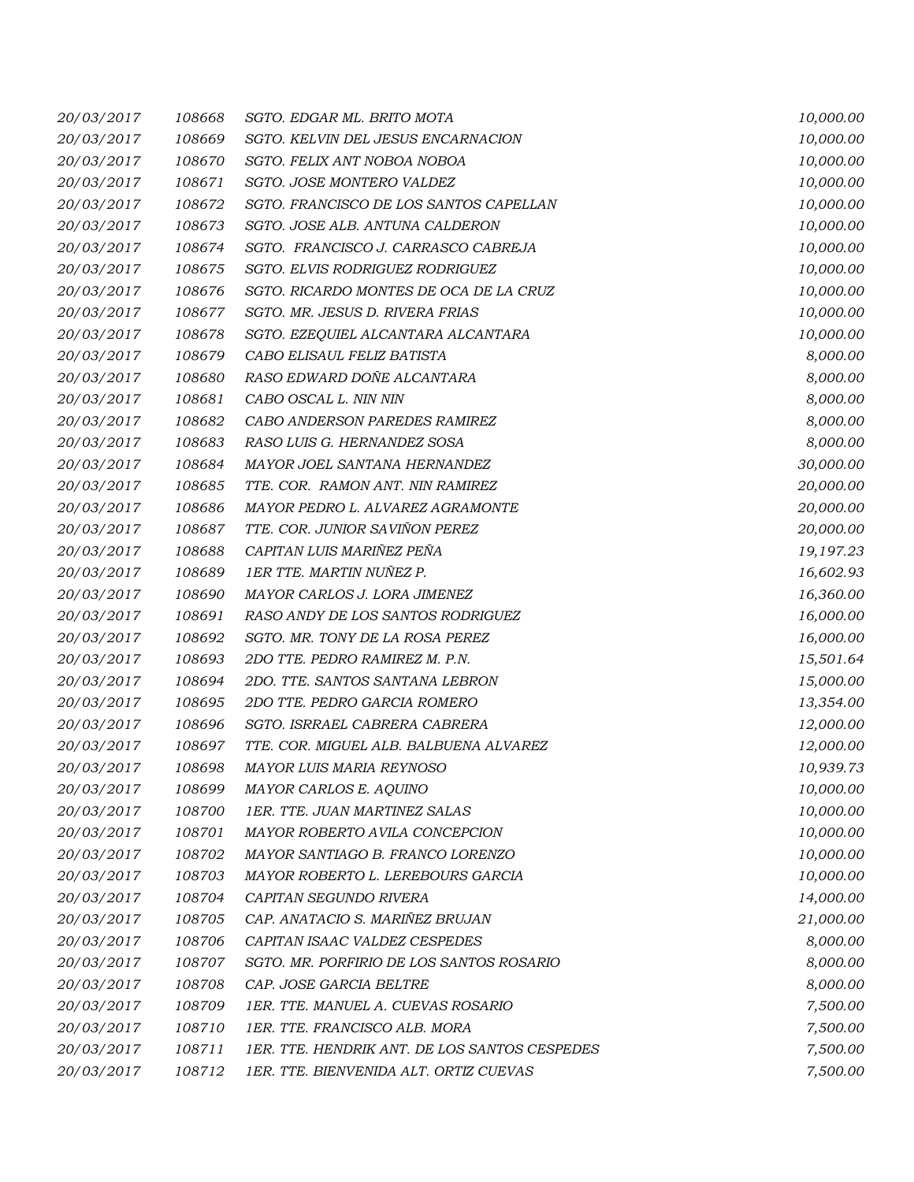| | | | |
|---|---|---|---|
| *20/03/2017* | *108668* | *SGTO. EDGAR ML. BRITO MOTA* | *10,000.00* |
| *20/03/2017* | *108669* | *SGTO. KELVIN DEL JESUS ENCARNACION* | *10,000.00* |
| *20/03/2017* | *108670* | *SGTO. FELIX ANT NOBOA NOBOA* | *10,000.00* |
| *20/03/2017* | *108671* | *SGTO. JOSE MONTERO VALDEZ* | *10,000.00* |
| *20/03/2017* | *108672* | *SGTO. FRANCISCO DE LOS SANTOS CAPELLAN* | *10,000.00* |
| *20/03/2017* | *108673* | *SGTO. JOSE ALB. ANTUNA CALDERON* | *10,000.00* |
| *20/03/2017* | *108674* | *SGTO. FRANCISCO J. CARRASCO CABREJA* | *10,000.00* |
| *20/03/2017* | *108675* | *SGTO. ELVIS RODRIGUEZ RODRIGUEZ* | *10,000.00* |
| *20/03/2017* | *108676* | *SGTO. RICARDO MONTES DE OCA DE LA CRUZ* | *10,000.00* |
| *20/03/2017* | *108677* | *SGTO. MR. JESUS D. RIVERA FRIAS* | *10,000.00* |
| *20/03/2017* | *108678* | *SGTO. EZEQUIEL ALCANTARA ALCANTARA* | *10,000.00* |
| *20/03/2017* | *108679* | *CABO ELISAUL FELIZ BATISTA* | *8,000.00* |
| *20/03/2017* | *108680* | *RASO EDWARD DOÑE ALCANTARA* | *8,000.00* |
| *20/03/2017* | *108681* | *CABO OSCAL L. NIN NIN* | *8,000.00* |
| *20/03/2017* | *108682* | *CABO ANDERSON PAREDES RAMIREZ* | *8,000.00* |
| *20/03/2017* | *108683* | *RASO LUIS G. HERNANDEZ SOSA* | *8,000.00* |
| *20/03/2017* | *108684* | *MAYOR JOEL SANTANA HERNANDEZ* | *30,000.00* |
| *20/03/2017* | *108685* | *TTE. COR. RAMON ANT. NIN RAMIREZ* | *20,000.00* |
| *20/03/2017* | *108686* | *MAYOR PEDRO L. ALVAREZ AGRAMONTE* | *20,000.00* |
| *20/03/2017* | *108687* | *TTE. COR. JUNIOR SAVIÑON PEREZ* | *20,000.00* |
| *20/03/2017* | *108688* | *CAPITAN LUIS MARIÑEZ PEÑA* | *19,197.23* |
| *20/03/2017* | *108689* | *1ER TTE. MARTIN NUÑEZ P.* | *16,602.93* |
| *20/03/2017* | *108690* | *MAYOR CARLOS J. LORA JIMENEZ* | *16,360.00* |
| *20/03/2017* | *108691* | *RASO ANDY DE LOS SANTOS RODRIGUEZ* | *16,000.00* |
| *20/03/2017* | *108692* | *SGTO. MR. TONY DE LA ROSA PEREZ* | *16,000.00* |
| *20/03/2017* | *108693* | *2DO TTE. PEDRO RAMIREZ M. P.N.* | *15,501.64* |
| *20/03/2017* | *108694* | *2DO. TTE. SANTOS SANTANA LEBRON* | *15,000.00* |
| *20/03/2017* | *108695* | *2DO TTE. PEDRO GARCIA ROMERO* | *13,354.00* |
| *20/03/2017* | *108696* | *SGTO. ISRRAEL CABRERA CABRERA* | *12,000.00* |
| *20/03/2017* | *108697* | *TTE. COR. MIGUEL ALB. BALBUENA ALVAREZ* | *12,000.00* |
| *20/03/2017* | *108698* | *MAYOR LUIS MARIA REYNOSO* | *10,939.73* |
| *20/03/2017* | *108699* | *MAYOR CARLOS E. AQUINO* | *10,000.00* |
| *20/03/2017* | *108700* | *1ER. TTE. JUAN MARTINEZ SALAS* | *10,000.00* |
| *20/03/2017* | *108701* | *MAYOR ROBERTO AVILA CONCEPCION* | *10,000.00* |
| *20/03/2017* | *108702* | *MAYOR SANTIAGO B. FRANCO LORENZO* | *10,000.00* |
| *20/03/2017* | *108703* | *MAYOR ROBERTO L. LEREBOURS GARCIA* | *10,000.00* |
| *20/03/2017* | *108704* | *CAPITAN SEGUNDO RIVERA* | *14,000.00* |
| *20/03/2017* | *108705* | *CAP. ANATACIO S. MARIÑEZ BRUJAN* | *21,000.00* |
| *20/03/2017* | *108706* | *CAPITAN ISAAC VALDEZ CESPEDES* | *8,000.00* |
| *20/03/2017* | *108707* | *SGTO. MR. PORFIRIO DE LOS SANTOS ROSARIO* | *8,000.00* |
| *20/03/2017* | *108708* | *CAP. JOSE GARCIA BELTRE* | *8,000.00* |
| *20/03/2017* | *108709* | *1ER. TTE. MANUEL A. CUEVAS ROSARIO* | *7,500.00* |
| *20/03/2017* | *108710* | *1ER. TTE. FRANCISCO ALB. MORA* | *7,500.00* |
| *20/03/2017* | *108711* | *1ER. TTE. HENDRIK ANT. DE LOS SANTOS CESPEDES* | *7,500.00* |
| *20/03/2017* | *108712* | *1ER. TTE. BIENVENIDA ALT. ORTIZ CUEVAS* | *7,500.00* |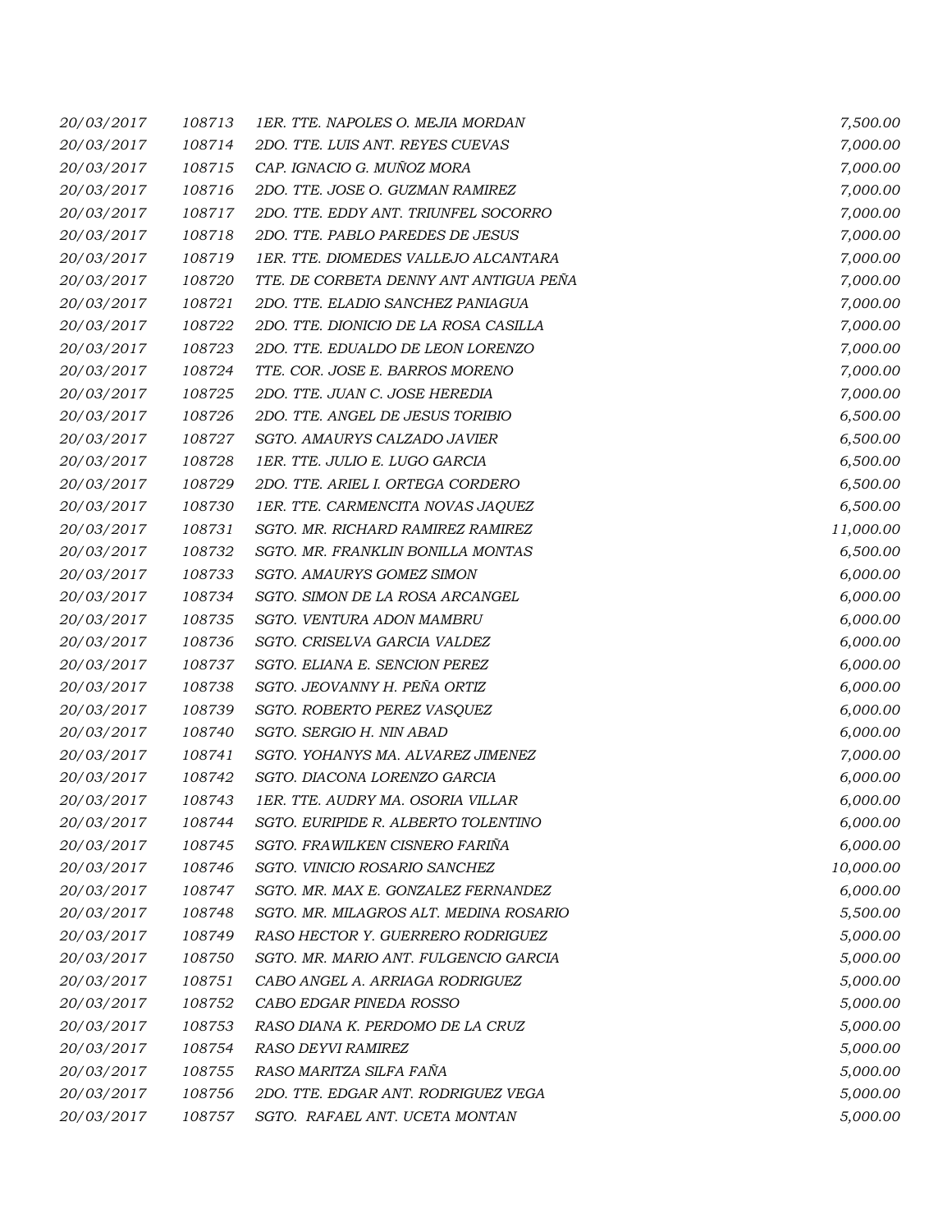| | | | |
|---|---|---|---|
| 20/03/2017 | 108713 | 1ER. TTE. NAPOLES O. MEJIA MORDAN | 7,500.00 |
| 20/03/2017 | 108714 | 2DO. TTE. LUIS ANT. REYES CUEVAS | 7,000.00 |
| 20/03/2017 | 108715 | CAP. IGNACIO G. MUÑOZ MORA | 7,000.00 |
| 20/03/2017 | 108716 | 2DO. TTE. JOSE O. GUZMAN RAMIREZ | 7,000.00 |
| 20/03/2017 | 108717 | 2DO. TTE. EDDY ANT. TRIUNFEL SOCORRO | 7,000.00 |
| 20/03/2017 | 108718 | 2DO. TTE. PABLO PAREDES DE JESUS | 7,000.00 |
| 20/03/2017 | 108719 | 1ER. TTE. DIOMEDES VALLEJO ALCANTARA | 7,000.00 |
| 20/03/2017 | 108720 | TTE. DE CORBETA DENNY ANT ANTIGUA PEÑA | 7,000.00 |
| 20/03/2017 | 108721 | 2DO. TTE. ELADIO SANCHEZ PANIAGUA | 7,000.00 |
| 20/03/2017 | 108722 | 2DO. TTE. DIONICIO DE LA ROSA CASILLA | 7,000.00 |
| 20/03/2017 | 108723 | 2DO. TTE. EDUALDO DE LEON LORENZO | 7,000.00 |
| 20/03/2017 | 108724 | TTE. COR. JOSE E. BARROS MORENO | 7,000.00 |
| 20/03/2017 | 108725 | 2DO. TTE. JUAN C. JOSE HEREDIA | 7,000.00 |
| 20/03/2017 | 108726 | 2DO. TTE. ANGEL DE JESUS TORIBIO | 6,500.00 |
| 20/03/2017 | 108727 | SGTO. AMAURYS CALZADO JAVIER | 6,500.00 |
| 20/03/2017 | 108728 | 1ER. TTE. JULIO E. LUGO GARCIA | 6,500.00 |
| 20/03/2017 | 108729 | 2DO. TTE. ARIEL I. ORTEGA CORDERO | 6,500.00 |
| 20/03/2017 | 108730 | 1ER. TTE. CARMENCITA NOVAS JAQUEZ | 6,500.00 |
| 20/03/2017 | 108731 | SGTO. MR. RICHARD RAMIREZ RAMIREZ | 11,000.00 |
| 20/03/2017 | 108732 | SGTO. MR. FRANKLIN BONILLA MONTAS | 6,500.00 |
| 20/03/2017 | 108733 | SGTO. AMAURYS GOMEZ SIMON | 6,000.00 |
| 20/03/2017 | 108734 | SGTO. SIMON DE LA ROSA ARCANGEL | 6,000.00 |
| 20/03/2017 | 108735 | SGTO. VENTURA ADON MAMBRU | 6,000.00 |
| 20/03/2017 | 108736 | SGTO. CRISELVA GARCIA VALDEZ | 6,000.00 |
| 20/03/2017 | 108737 | SGTO. ELIANA E. SENCION PEREZ | 6,000.00 |
| 20/03/2017 | 108738 | SGTO. JEOVANNY H. PEÑA ORTIZ | 6,000.00 |
| 20/03/2017 | 108739 | SGTO. ROBERTO PEREZ VASQUEZ | 6,000.00 |
| 20/03/2017 | 108740 | SGTO. SERGIO H. NIN ABAD | 6,000.00 |
| 20/03/2017 | 108741 | SGTO. YOHANYS MA. ALVAREZ JIMENEZ | 7,000.00 |
| 20/03/2017 | 108742 | SGTO. DIACONA LORENZO GARCIA | 6,000.00 |
| 20/03/2017 | 108743 | 1ER. TTE. AUDRY MA. OSORIA VILLAR | 6,000.00 |
| 20/03/2017 | 108744 | SGTO. EURIPIDE R. ALBERTO TOLENTINO | 6,000.00 |
| 20/03/2017 | 108745 | SGTO. FRAWILKEN CISNERO FARIÑA | 6,000.00 |
| 20/03/2017 | 108746 | SGTO. VINICIO ROSARIO SANCHEZ | 10,000.00 |
| 20/03/2017 | 108747 | SGTO. MR. MAX E. GONZALEZ FERNANDEZ | 6,000.00 |
| 20/03/2017 | 108748 | SGTO. MR. MILAGROS ALT. MEDINA ROSARIO | 5,500.00 |
| 20/03/2017 | 108749 | RASO HECTOR Y. GUERRERO RODRIGUEZ | 5,000.00 |
| 20/03/2017 | 108750 | SGTO. MR. MARIO ANT. FULGENCIO GARCIA | 5,000.00 |
| 20/03/2017 | 108751 | CABO ANGEL A. ARRIAGA RODRIGUEZ | 5,000.00 |
| 20/03/2017 | 108752 | CABO EDGAR PINEDA ROSSO | 5,000.00 |
| 20/03/2017 | 108753 | RASO DIANA K. PERDOMO DE LA CRUZ | 5,000.00 |
| 20/03/2017 | 108754 | RASO DEYVI RAMIREZ | 5,000.00 |
| 20/03/2017 | 108755 | RASO MARITZA SILFA FAÑA | 5,000.00 |
| 20/03/2017 | 108756 | 2DO. TTE. EDGAR ANT. RODRIGUEZ VEGA | 5,000.00 |
| 20/03/2017 | 108757 | SGTO. RAFAEL ANT. UCETA MONTAN | 5,000.00 |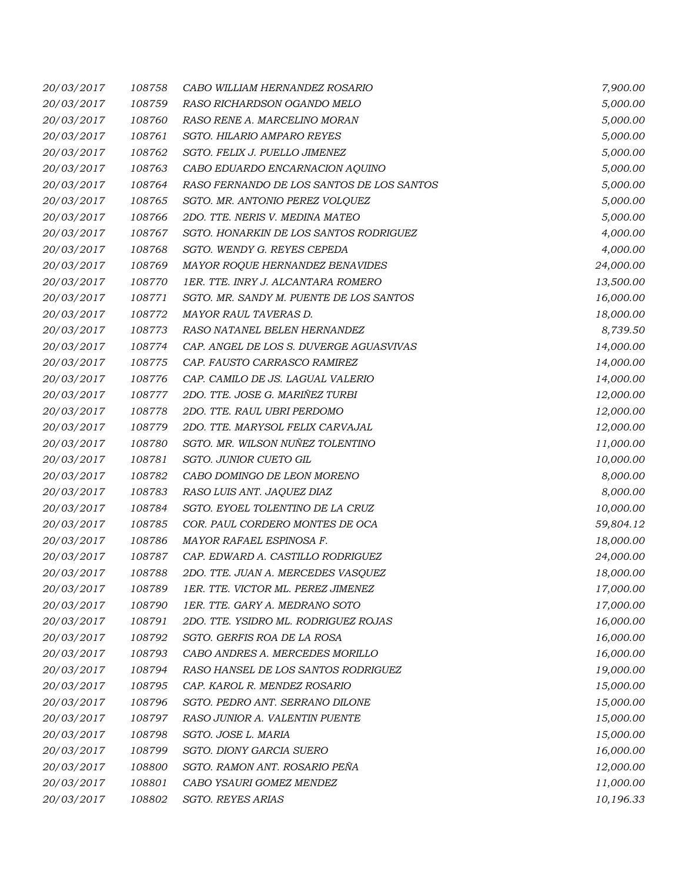| | | | |
|---|---|---|---|
| 20/03/2017 | 108758 | CABO WILLIAM HERNANDEZ ROSARIO | 7,900.00 |
| 20/03/2017 | 108759 | RASO RICHARDSON OGANDO MELO | 5,000.00 |
| 20/03/2017 | 108760 | RASO RENE A. MARCELINO MORAN | 5,000.00 |
| 20/03/2017 | 108761 | SGTO. HILARIO AMPARO REYES | 5,000.00 |
| 20/03/2017 | 108762 | SGTO. FELIX J. PUELLO JIMENEZ | 5,000.00 |
| 20/03/2017 | 108763 | CABO EDUARDO ENCARNACION AQUINO | 5,000.00 |
| 20/03/2017 | 108764 | RASO FERNANDO DE LOS SANTOS DE LOS SANTOS | 5,000.00 |
| 20/03/2017 | 108765 | SGTO. MR. ANTONIO PEREZ VOLQUEZ | 5,000.00 |
| 20/03/2017 | 108766 | 2DO. TTE. NERIS V. MEDINA MATEO | 5,000.00 |
| 20/03/2017 | 108767 | SGTO. HONARKIN DE LOS SANTOS RODRIGUEZ | 4,000.00 |
| 20/03/2017 | 108768 | SGTO. WENDY G. REYES CEPEDA | 4,000.00 |
| 20/03/2017 | 108769 | MAYOR ROQUE HERNANDEZ BENAVIDES | 24,000.00 |
| 20/03/2017 | 108770 | 1ER. TTE. INRY J. ALCANTARA ROMERO | 13,500.00 |
| 20/03/2017 | 108771 | SGTO. MR. SANDY M. PUENTE DE LOS SANTOS | 16,000.00 |
| 20/03/2017 | 108772 | MAYOR RAUL TAVERAS D. | 18,000.00 |
| 20/03/2017 | 108773 | RASO NATANEL BELEN HERNANDEZ | 8,739.50 |
| 20/03/2017 | 108774 | CAP. ANGEL DE LOS S. DUVERGE AGUASVIVAS | 14,000.00 |
| 20/03/2017 | 108775 | CAP. FAUSTO CARRASCO RAMIREZ | 14,000.00 |
| 20/03/2017 | 108776 | CAP. CAMILO DE JS. LAGUAL VALERIO | 14,000.00 |
| 20/03/2017 | 108777 | 2DO. TTE. JOSE G. MARIÑEZ TURBI | 12,000.00 |
| 20/03/2017 | 108778 | 2DO. TTE. RAUL UBRI PERDOMO | 12,000.00 |
| 20/03/2017 | 108779 | 2DO. TTE. MARYSOL FELIX CARVAJAL | 12,000.00 |
| 20/03/2017 | 108780 | SGTO. MR. WILSON NUÑEZ TOLENTINO | 11,000.00 |
| 20/03/2017 | 108781 | SGTO. JUNIOR CUETO GIL | 10,000.00 |
| 20/03/2017 | 108782 | CABO DOMINGO DE LEON MORENO | 8,000.00 |
| 20/03/2017 | 108783 | RASO LUIS ANT. JAQUEZ DIAZ | 8,000.00 |
| 20/03/2017 | 108784 | SGTO. EYOEL TOLENTINO DE LA CRUZ | 10,000.00 |
| 20/03/2017 | 108785 | COR. PAUL CORDERO MONTES DE OCA | 59,804.12 |
| 20/03/2017 | 108786 | MAYOR RAFAEL ESPINOSA F. | 18,000.00 |
| 20/03/2017 | 108787 | CAP. EDWARD A. CASTILLO RODRIGUEZ | 24,000.00 |
| 20/03/2017 | 108788 | 2DO. TTE. JUAN A. MERCEDES VASQUEZ | 18,000.00 |
| 20/03/2017 | 108789 | 1ER. TTE. VICTOR ML. PEREZ JIMENEZ | 17,000.00 |
| 20/03/2017 | 108790 | 1ER. TTE. GARY A. MEDRANO SOTO | 17,000.00 |
| 20/03/2017 | 108791 | 2DO. TTE. YSIDRO ML. RODRIGUEZ ROJAS | 16,000.00 |
| 20/03/2017 | 108792 | SGTO. GERFIS ROA DE LA ROSA | 16,000.00 |
| 20/03/2017 | 108793 | CABO ANDRES A. MERCEDES MORILLO | 16,000.00 |
| 20/03/2017 | 108794 | RASO HANSEL DE LOS SANTOS RODRIGUEZ | 19,000.00 |
| 20/03/2017 | 108795 | CAP. KAROL R. MENDEZ ROSARIO | 15,000.00 |
| 20/03/2017 | 108796 | SGTO. PEDRO ANT. SERRANO DILONE | 15,000.00 |
| 20/03/2017 | 108797 | RASO JUNIOR A. VALENTIN PUENTE | 15,000.00 |
| 20/03/2017 | 108798 | SGTO. JOSE L. MARIA | 15,000.00 |
| 20/03/2017 | 108799 | SGTO. DIONY GARCIA SUERO | 16,000.00 |
| 20/03/2017 | 108800 | SGTO. RAMON ANT. ROSARIO PEÑA | 12,000.00 |
| 20/03/2017 | 108801 | CABO YSAURI GOMEZ MENDEZ | 11,000.00 |
| 20/03/2017 | 108802 | SGTO. REYES ARIAS | 10,196.33 |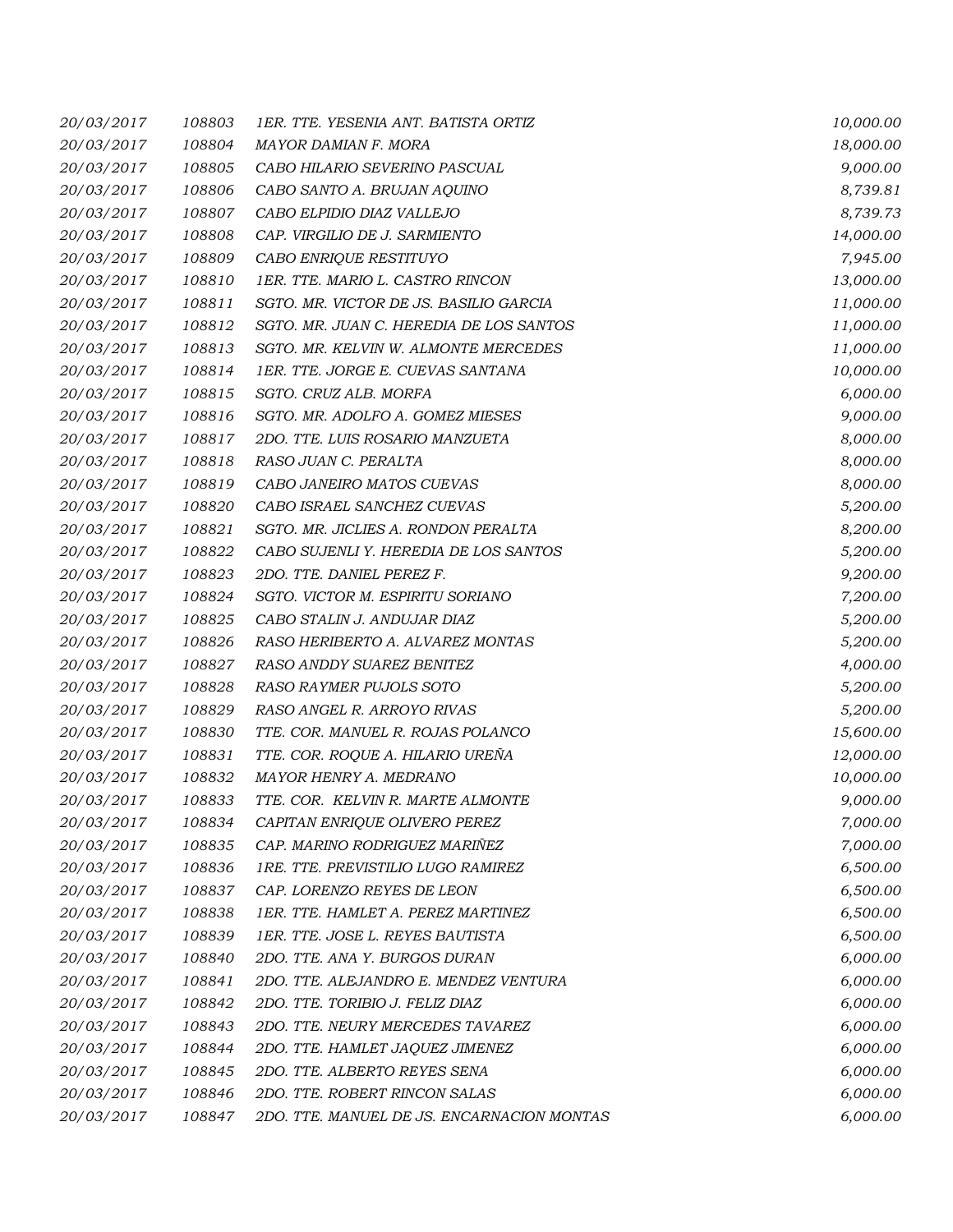| | | | |
|---|---|---|---|
| 20/03/2017 | 108803 | 1ER. TTE. YESENIA ANT. BATISTA ORTIZ | 10,000.00 |
| 20/03/2017 | 108804 | MAYOR DAMIAN F. MORA | 18,000.00 |
| 20/03/2017 | 108805 | CABO HILARIO SEVERINO PASCUAL | 9,000.00 |
| 20/03/2017 | 108806 | CABO SANTO A. BRUJAN AQUINO | 8,739.81 |
| 20/03/2017 | 108807 | CABO ELPIDIO DIAZ VALLEJO | 8,739.73 |
| 20/03/2017 | 108808 | CAP. VIRGILIO DE J. SARMIENTO | 14,000.00 |
| 20/03/2017 | 108809 | CABO ENRIQUE RESTITUYO | 7,945.00 |
| 20/03/2017 | 108810 | 1ER. TTE. MARIO L. CASTRO RINCON | 13,000.00 |
| 20/03/2017 | 108811 | SGTO. MR. VICTOR DE JS. BASILIO GARCIA | 11,000.00 |
| 20/03/2017 | 108812 | SGTO. MR. JUAN C. HEREDIA DE LOS SANTOS | 11,000.00 |
| 20/03/2017 | 108813 | SGTO. MR. KELVIN W. ALMONTE MERCEDES | 11,000.00 |
| 20/03/2017 | 108814 | 1ER. TTE. JORGE E. CUEVAS SANTANA | 10,000.00 |
| 20/03/2017 | 108815 | SGTO. CRUZ ALB. MORFA | 6,000.00 |
| 20/03/2017 | 108816 | SGTO. MR. ADOLFO A. GOMEZ MIESES | 9,000.00 |
| 20/03/2017 | 108817 | 2DO. TTE. LUIS ROSARIO MANZUETA | 8,000.00 |
| 20/03/2017 | 108818 | RASO JUAN C. PERALTA | 8,000.00 |
| 20/03/2017 | 108819 | CABO JANEIRO MATOS CUEVAS | 8,000.00 |
| 20/03/2017 | 108820 | CABO ISRAEL SANCHEZ CUEVAS | 5,200.00 |
| 20/03/2017 | 108821 | SGTO. MR. JICLIES A. RONDON PERALTA | 8,200.00 |
| 20/03/2017 | 108822 | CABO SUJENLI Y. HEREDIA DE LOS SANTOS | 5,200.00 |
| 20/03/2017 | 108823 | 2DO. TTE. DANIEL PEREZ F. | 9,200.00 |
| 20/03/2017 | 108824 | SGTO. VICTOR M. ESPIRITU SORIANO | 7,200.00 |
| 20/03/2017 | 108825 | CABO STALIN J. ANDUJAR DIAZ | 5,200.00 |
| 20/03/2017 | 108826 | RASO HERIBERTO A. ALVAREZ MONTAS | 5,200.00 |
| 20/03/2017 | 108827 | RASO ANDDY SUAREZ BENITEZ | 4,000.00 |
| 20/03/2017 | 108828 | RASO RAYMER PUJOLS SOTO | 5,200.00 |
| 20/03/2017 | 108829 | RASO ANGEL R. ARROYO RIVAS | 5,200.00 |
| 20/03/2017 | 108830 | TTE. COR. MANUEL R. ROJAS POLANCO | 15,600.00 |
| 20/03/2017 | 108831 | TTE. COR. ROQUE A. HILARIO UREÑA | 12,000.00 |
| 20/03/2017 | 108832 | MAYOR HENRY A. MEDRANO | 10,000.00 |
| 20/03/2017 | 108833 | TTE. COR. KELVIN R. MARTE ALMONTE | 9,000.00 |
| 20/03/2017 | 108834 | CAPITAN ENRIQUE OLIVERO PEREZ | 7,000.00 |
| 20/03/2017 | 108835 | CAP. MARINO RODRIGUEZ MARIÑEZ | 7,000.00 |
| 20/03/2017 | 108836 | 1RE. TTE. PREVISTILIO LUGO RAMIREZ | 6,500.00 |
| 20/03/2017 | 108837 | CAP. LORENZO REYES DE LEON | 6,500.00 |
| 20/03/2017 | 108838 | 1ER. TTE. HAMLET A. PEREZ MARTINEZ | 6,500.00 |
| 20/03/2017 | 108839 | 1ER. TTE. JOSE L. REYES BAUTISTA | 6,500.00 |
| 20/03/2017 | 108840 | 2DO. TTE. ANA Y. BURGOS DURAN | 6,000.00 |
| 20/03/2017 | 108841 | 2DO. TTE. ALEJANDRO E. MENDEZ VENTURA | 6,000.00 |
| 20/03/2017 | 108842 | 2DO. TTE. TORIBIO J. FELIZ DIAZ | 6,000.00 |
| 20/03/2017 | 108843 | 2DO. TTE. NEURY MERCEDES TAVAREZ | 6,000.00 |
| 20/03/2017 | 108844 | 2DO. TTE. HAMLET JAQUEZ JIMENEZ | 6,000.00 |
| 20/03/2017 | 108845 | 2DO. TTE. ALBERTO REYES SENA | 6,000.00 |
| 20/03/2017 | 108846 | 2DO. TTE. ROBERT RINCON SALAS | 6,000.00 |
| 20/03/2017 | 108847 | 2DO. TTE. MANUEL DE JS. ENCARNACION MONTAS | 6,000.00 |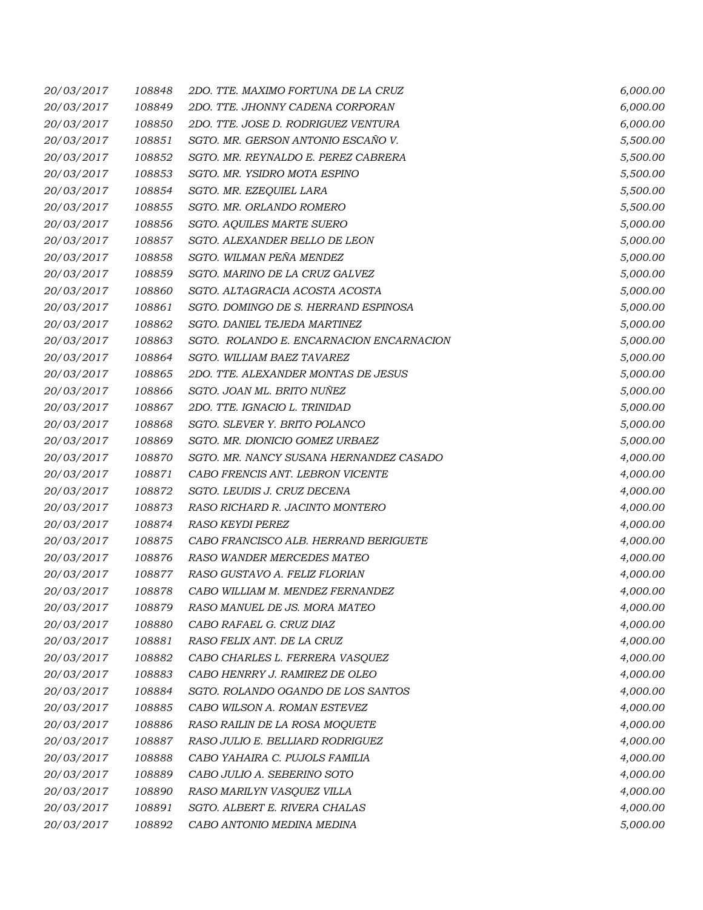| | | | |
|---|---|---|---|
| 20/03/2017 | 108848 | 2DO. TTE. MAXIMO FORTUNA DE LA CRUZ | 6,000.00 |
| 20/03/2017 | 108849 | 2DO. TTE. JHONNY CADENA CORPORAN | 6,000.00 |
| 20/03/2017 | 108850 | 2DO. TTE. JOSE D. RODRIGUEZ VENTURA | 6,000.00 |
| 20/03/2017 | 108851 | SGTO. MR. GERSON ANTONIO ESCAÑO V. | 5,500.00 |
| 20/03/2017 | 108852 | SGTO. MR. REYNALDO E. PEREZ CABRERA | 5,500.00 |
| 20/03/2017 | 108853 | SGTO. MR. YSIDRO MOTA ESPINO | 5,500.00 |
| 20/03/2017 | 108854 | SGTO. MR. EZEQUIEL LARA | 5,500.00 |
| 20/03/2017 | 108855 | SGTO. MR. ORLANDO ROMERO | 5,500.00 |
| 20/03/2017 | 108856 | SGTO. AQUILES MARTE SUERO | 5,000.00 |
| 20/03/2017 | 108857 | SGTO. ALEXANDER BELLO DE LEON | 5,000.00 |
| 20/03/2017 | 108858 | SGTO. WILMAN PEÑA MENDEZ | 5,000.00 |
| 20/03/2017 | 108859 | SGTO. MARINO DE LA CRUZ GALVEZ | 5,000.00 |
| 20/03/2017 | 108860 | SGTO. ALTAGRACIA ACOSTA ACOSTA | 5,000.00 |
| 20/03/2017 | 108861 | SGTO. DOMINGO DE S. HERRAND ESPINOSA | 5,000.00 |
| 20/03/2017 | 108862 | SGTO. DANIEL TEJEDA MARTINEZ | 5,000.00 |
| 20/03/2017 | 108863 | SGTO. ROLANDO E. ENCARNACION ENCARNACION | 5,000.00 |
| 20/03/2017 | 108864 | SGTO. WILLIAM BAEZ TAVAREZ | 5,000.00 |
| 20/03/2017 | 108865 | 2DO. TTE. ALEXANDER MONTAS DE JESUS | 5,000.00 |
| 20/03/2017 | 108866 | SGTO. JOAN ML. BRITO NUÑEZ | 5,000.00 |
| 20/03/2017 | 108867 | 2DO. TTE. IGNACIO L. TRINIDAD | 5,000.00 |
| 20/03/2017 | 108868 | SGTO. SLEVER Y. BRITO POLANCO | 5,000.00 |
| 20/03/2017 | 108869 | SGTO. MR. DIONICIO GOMEZ URBAEZ | 5,000.00 |
| 20/03/2017 | 108870 | SGTO. MR. NANCY SUSANA HERNANDEZ CASADO | 4,000.00 |
| 20/03/2017 | 108871 | CABO FRENCIS ANT. LEBRON VICENTE | 4,000.00 |
| 20/03/2017 | 108872 | SGTO. LEUDIS J. CRUZ DECENA | 4,000.00 |
| 20/03/2017 | 108873 | RASO RICHARD R. JACINTO MONTERO | 4,000.00 |
| 20/03/2017 | 108874 | RASO KEYDI PEREZ | 4,000.00 |
| 20/03/2017 | 108875 | CABO FRANCISCO ALB. HERRAND BERIGUETE | 4,000.00 |
| 20/03/2017 | 108876 | RASO WANDER MERCEDES MATEO | 4,000.00 |
| 20/03/2017 | 108877 | RASO GUSTAVO A. FELIZ FLORIAN | 4,000.00 |
| 20/03/2017 | 108878 | CABO WILLIAM M. MENDEZ FERNANDEZ | 4,000.00 |
| 20/03/2017 | 108879 | RASO MANUEL DE JS. MORA MATEO | 4,000.00 |
| 20/03/2017 | 108880 | CABO RAFAEL G. CRUZ DIAZ | 4,000.00 |
| 20/03/2017 | 108881 | RASO FELIX ANT. DE LA CRUZ | 4,000.00 |
| 20/03/2017 | 108882 | CABO CHARLES L. FERRERA VASQUEZ | 4,000.00 |
| 20/03/2017 | 108883 | CABO HENRRY J. RAMIREZ DE OLEO | 4,000.00 |
| 20/03/2017 | 108884 | SGTO. ROLANDO OGANDO DE LOS SANTOS | 4,000.00 |
| 20/03/2017 | 108885 | CABO WILSON A. ROMAN ESTEVEZ | 4,000.00 |
| 20/03/2017 | 108886 | RASO RAILIN DE LA ROSA MOQUETE | 4,000.00 |
| 20/03/2017 | 108887 | RASO JULIO E. BELLIARD RODRIGUEZ | 4,000.00 |
| 20/03/2017 | 108888 | CABO YAHAIRA C. PUJOLS FAMILIA | 4,000.00 |
| 20/03/2017 | 108889 | CABO JULIO A. SEBERINO SOTO | 4,000.00 |
| 20/03/2017 | 108890 | RASO MARILYN VASQUEZ VILLA | 4,000.00 |
| 20/03/2017 | 108891 | SGTO. ALBERT E. RIVERA CHALAS | 4,000.00 |
| 20/03/2017 | 108892 | CABO ANTONIO MEDINA MEDINA | 5,000.00 |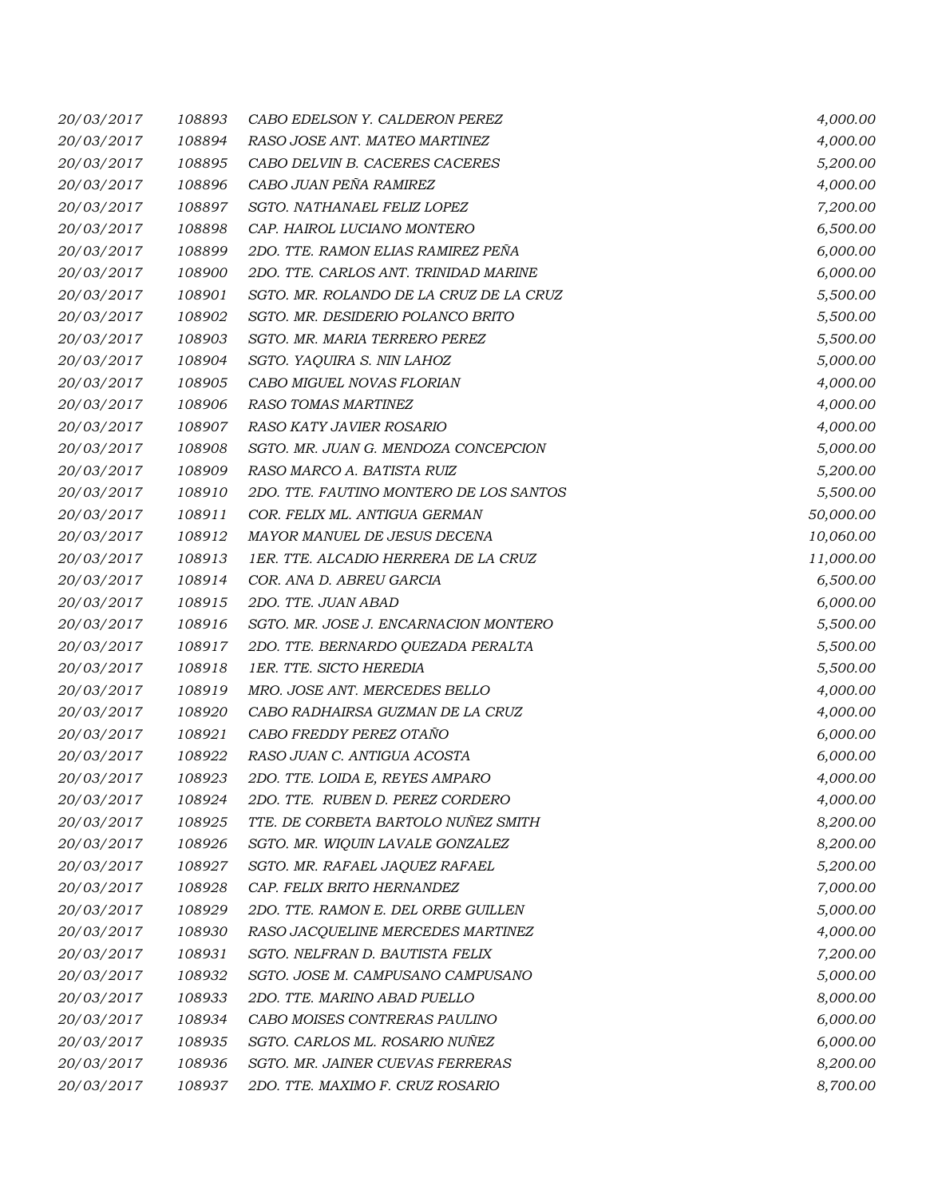| | | | |
|---|---|---|---|
| 20/03/2017 | 108893 | CABO EDELSON Y. CALDERON PEREZ | 4,000.00 |
| 20/03/2017 | 108894 | RASO JOSE ANT. MATEO MARTINEZ | 4,000.00 |
| 20/03/2017 | 108895 | CABO DELVIN B. CACERES CACERES | 5,200.00 |
| 20/03/2017 | 108896 | CABO JUAN PEÑA RAMIREZ | 4,000.00 |
| 20/03/2017 | 108897 | SGTO. NATHANAEL FELIZ LOPEZ | 7,200.00 |
| 20/03/2017 | 108898 | CAP. HAIROL LUCIANO MONTERO | 6,500.00 |
| 20/03/2017 | 108899 | 2DO. TTE. RAMON ELIAS RAMIREZ PEÑA | 6,000.00 |
| 20/03/2017 | 108900 | 2DO. TTE. CARLOS ANT. TRINIDAD MARINE | 6,000.00 |
| 20/03/2017 | 108901 | SGTO. MR. ROLANDO DE LA CRUZ DE LA CRUZ | 5,500.00 |
| 20/03/2017 | 108902 | SGTO. MR. DESIDERIO POLANCO BRITO | 5,500.00 |
| 20/03/2017 | 108903 | SGTO. MR. MARIA TERRERO PEREZ | 5,500.00 |
| 20/03/2017 | 108904 | SGTO. YAQUIRA S. NIN LAHOZ | 5,000.00 |
| 20/03/2017 | 108905 | CABO MIGUEL NOVAS FLORIAN | 4,000.00 |
| 20/03/2017 | 108906 | RASO TOMAS MARTINEZ | 4,000.00 |
| 20/03/2017 | 108907 | RASO KATY JAVIER ROSARIO | 4,000.00 |
| 20/03/2017 | 108908 | SGTO. MR. JUAN G. MENDOZA CONCEPCION | 5,000.00 |
| 20/03/2017 | 108909 | RASO MARCO A. BATISTA RUIZ | 5,200.00 |
| 20/03/2017 | 108910 | 2DO. TTE. FAUTINO MONTERO DE LOS SANTOS | 5,500.00 |
| 20/03/2017 | 108911 | COR. FELIX ML. ANTIGUA GERMAN | 50,000.00 |
| 20/03/2017 | 108912 | MAYOR MANUEL DE JESUS DECENA | 10,060.00 |
| 20/03/2017 | 108913 | 1ER. TTE. ALCADIO HERRERA DE LA CRUZ | 11,000.00 |
| 20/03/2017 | 108914 | COR. ANA D. ABREU GARCIA | 6,500.00 |
| 20/03/2017 | 108915 | 2DO. TTE. JUAN ABAD | 6,000.00 |
| 20/03/2017 | 108916 | SGTO. MR. JOSE J. ENCARNACION MONTERO | 5,500.00 |
| 20/03/2017 | 108917 | 2DO. TTE. BERNARDO QUEZADA PERALTA | 5,500.00 |
| 20/03/2017 | 108918 | 1ER. TTE. SICTO HEREDIA | 5,500.00 |
| 20/03/2017 | 108919 | MRO. JOSE ANT. MERCEDES BELLO | 4,000.00 |
| 20/03/2017 | 108920 | CABO RADHAIRSA GUZMAN DE LA CRUZ | 4,000.00 |
| 20/03/2017 | 108921 | CABO FREDDY PEREZ OTAÑO | 6,000.00 |
| 20/03/2017 | 108922 | RASO JUAN C. ANTIGUA ACOSTA | 6,000.00 |
| 20/03/2017 | 108923 | 2DO. TTE. LOIDA E, REYES AMPARO | 4,000.00 |
| 20/03/2017 | 108924 | 2DO. TTE. RUBEN D. PEREZ CORDERO | 4,000.00 |
| 20/03/2017 | 108925 | TTE. DE CORBETA BARTOLO NUÑEZ SMITH | 8,200.00 |
| 20/03/2017 | 108926 | SGTO. MR. WIQUIN LAVALE GONZALEZ | 8,200.00 |
| 20/03/2017 | 108927 | SGTO. MR. RAFAEL JAQUEZ RAFAEL | 5,200.00 |
| 20/03/2017 | 108928 | CAP. FELIX BRITO HERNANDEZ | 7,000.00 |
| 20/03/2017 | 108929 | 2DO. TTE. RAMON E. DEL ORBE GUILLEN | 5,000.00 |
| 20/03/2017 | 108930 | RASO JACQUELINE MERCEDES MARTINEZ | 4,000.00 |
| 20/03/2017 | 108931 | SGTO. NELFRAN D. BAUTISTA FELIX | 7,200.00 |
| 20/03/2017 | 108932 | SGTO. JOSE M. CAMPUSANO CAMPUSANO | 5,000.00 |
| 20/03/2017 | 108933 | 2DO. TTE. MARINO ABAD PUELLO | 8,000.00 |
| 20/03/2017 | 108934 | CABO MOISES CONTRERAS PAULINO | 6,000.00 |
| 20/03/2017 | 108935 | SGTO. CARLOS ML. ROSARIO NUÑEZ | 6,000.00 |
| 20/03/2017 | 108936 | SGTO. MR. JAINER CUEVAS FERRERAS | 8,200.00 |
| 20/03/2017 | 108937 | 2DO. TTE. MAXIMO F. CRUZ ROSARIO | 8,700.00 |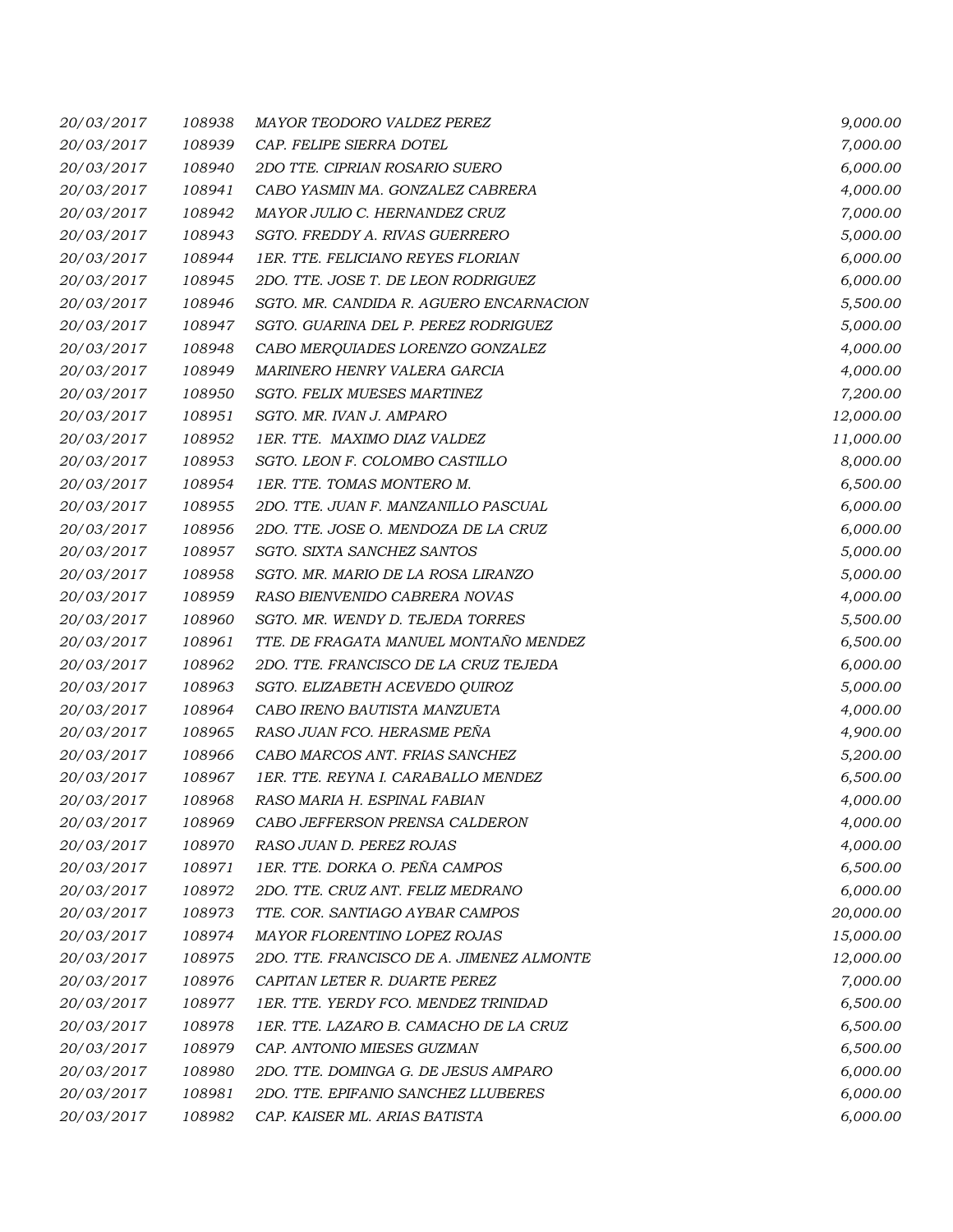| | | | |
|---|---|---|---|
| 20/03/2017 | 108938 | MAYOR TEODORO VALDEZ PEREZ | 9,000.00 |
| 20/03/2017 | 108939 | CAP. FELIPE SIERRA DOTEL | 7,000.00 |
| 20/03/2017 | 108940 | 2DO TTE. CIPRIAN ROSARIO SUERO | 6,000.00 |
| 20/03/2017 | 108941 | CABO YASMIN MA. GONZALEZ CABRERA | 4,000.00 |
| 20/03/2017 | 108942 | MAYOR JULIO C. HERNANDEZ CRUZ | 7,000.00 |
| 20/03/2017 | 108943 | SGTO. FREDDY A. RIVAS GUERRERO | 5,000.00 |
| 20/03/2017 | 108944 | 1ER. TTE. FELICIANO REYES FLORIAN | 6,000.00 |
| 20/03/2017 | 108945 | 2DO. TTE. JOSE T. DE LEON RODRIGUEZ | 6,000.00 |
| 20/03/2017 | 108946 | SGTO. MR. CANDIDA R. AGUERO ENCARNACION | 5,500.00 |
| 20/03/2017 | 108947 | SGTO. GUARINA DEL P. PEREZ RODRIGUEZ | 5,000.00 |
| 20/03/2017 | 108948 | CABO MERQUIADES LORENZO GONZALEZ | 4,000.00 |
| 20/03/2017 | 108949 | MARINERO HENRY VALERA GARCIA | 4,000.00 |
| 20/03/2017 | 108950 | SGTO. FELIX MUESES MARTINEZ | 7,200.00 |
| 20/03/2017 | 108951 | SGTO. MR. IVAN J. AMPARO | 12,000.00 |
| 20/03/2017 | 108952 | 1ER. TTE. MAXIMO DIAZ VALDEZ | 11,000.00 |
| 20/03/2017 | 108953 | SGTO. LEON F. COLOMBO CASTILLO | 8,000.00 |
| 20/03/2017 | 108954 | 1ER. TTE. TOMAS MONTERO M. | 6,500.00 |
| 20/03/2017 | 108955 | 2DO. TTE. JUAN F. MANZANILLO PASCUAL | 6,000.00 |
| 20/03/2017 | 108956 | 2DO. TTE. JOSE O. MENDOZA DE LA CRUZ | 6,000.00 |
| 20/03/2017 | 108957 | SGTO. SIXTA SANCHEZ SANTOS | 5,000.00 |
| 20/03/2017 | 108958 | SGTO. MR. MARIO DE LA ROSA LIRANZO | 5,000.00 |
| 20/03/2017 | 108959 | RASO BIENVENIDO CABRERA NOVAS | 4,000.00 |
| 20/03/2017 | 108960 | SGTO. MR. WENDY D. TEJEDA TORRES | 5,500.00 |
| 20/03/2017 | 108961 | TTE. DE FRAGATA MANUEL MONTAÑO MENDEZ | 6,500.00 |
| 20/03/2017 | 108962 | 2DO. TTE. FRANCISCO DE LA CRUZ TEJEDA | 6,000.00 |
| 20/03/2017 | 108963 | SGTO. ELIZABETH ACEVEDO QUIROZ | 5,000.00 |
| 20/03/2017 | 108964 | CABO IRENO BAUTISTA MANZUETA | 4,000.00 |
| 20/03/2017 | 108965 | RASO JUAN FCO. HERASME PEÑA | 4,900.00 |
| 20/03/2017 | 108966 | CABO MARCOS ANT. FRIAS SANCHEZ | 5,200.00 |
| 20/03/2017 | 108967 | 1ER. TTE. REYNA I. CARABALLO MENDEZ | 6,500.00 |
| 20/03/2017 | 108968 | RASO MARIA H. ESPINAL FABIAN | 4,000.00 |
| 20/03/2017 | 108969 | CABO JEFFERSON PRENSA CALDERON | 4,000.00 |
| 20/03/2017 | 108970 | RASO JUAN D. PEREZ ROJAS | 4,000.00 |
| 20/03/2017 | 108971 | 1ER. TTE. DORKA O. PEÑA CAMPOS | 6,500.00 |
| 20/03/2017 | 108972 | 2DO. TTE. CRUZ ANT. FELIZ MEDRANO | 6,000.00 |
| 20/03/2017 | 108973 | TTE. COR. SANTIAGO AYBAR CAMPOS | 20,000.00 |
| 20/03/2017 | 108974 | MAYOR FLORENTINO LOPEZ ROJAS | 15,000.00 |
| 20/03/2017 | 108975 | 2DO. TTE. FRANCISCO DE A. JIMENEZ ALMONTE | 12,000.00 |
| 20/03/2017 | 108976 | CAPITAN LETER R. DUARTE PEREZ | 7,000.00 |
| 20/03/2017 | 108977 | 1ER. TTE. YERDY FCO. MENDEZ TRINIDAD | 6,500.00 |
| 20/03/2017 | 108978 | 1ER. TTE. LAZARO B. CAMACHO DE LA CRUZ | 6,500.00 |
| 20/03/2017 | 108979 | CAP. ANTONIO MIESES GUZMAN | 6,500.00 |
| 20/03/2017 | 108980 | 2DO. TTE. DOMINGA G. DE JESUS AMPARO | 6,000.00 |
| 20/03/2017 | 108981 | 2DO. TTE. EPIFANIO SANCHEZ LLUBERES | 6,000.00 |
| 20/03/2017 | 108982 | CAP. KAISER ML. ARIAS BATISTA | 6,000.00 |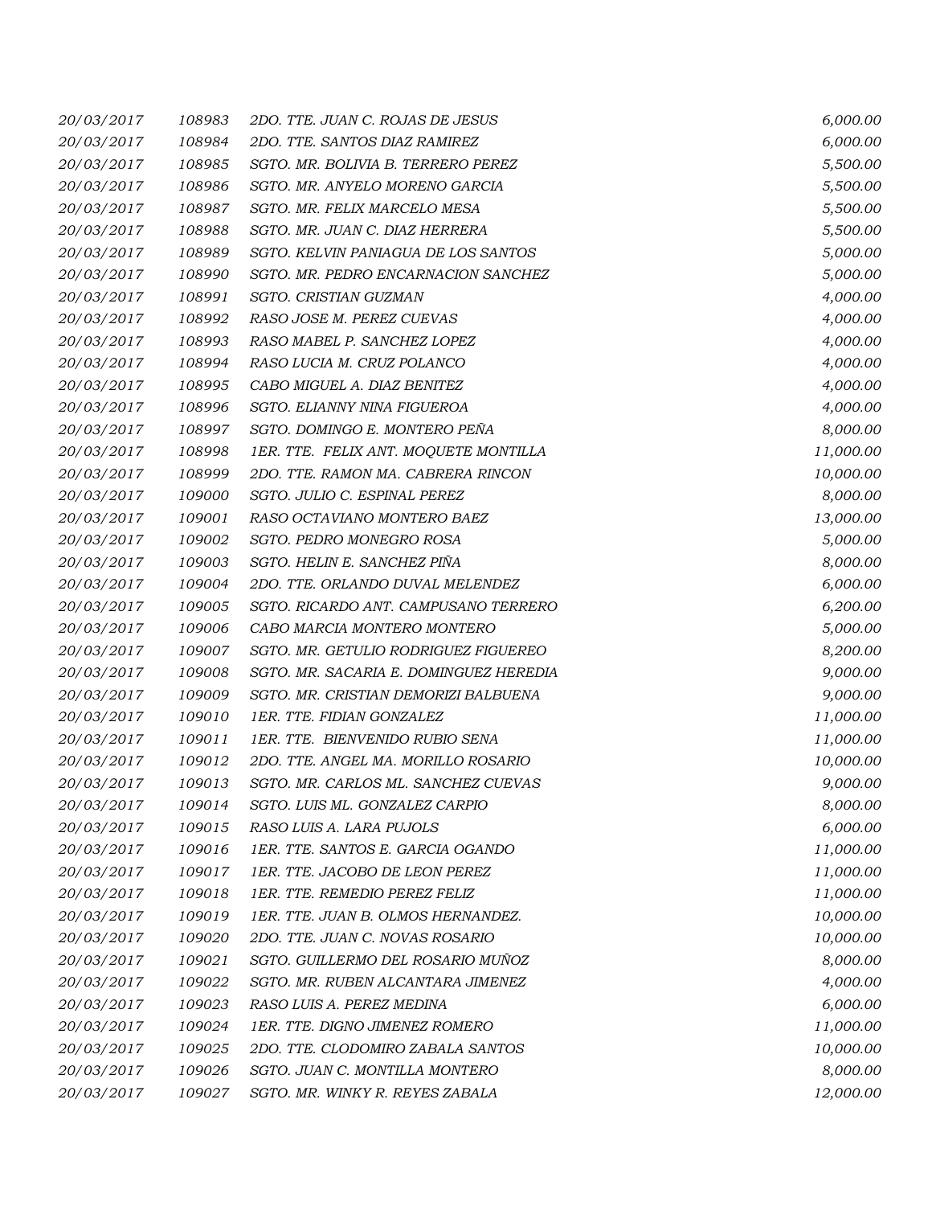| | | | |
|---|---|---|---|
| *20/03/2017* | *108983* | *2DO. TTE. JUAN C. ROJAS DE JESUS* | *6,000.00* |
| *20/03/2017* | *108984* | *2DO. TTE. SANTOS DIAZ RAMIREZ* | *6,000.00* |
| *20/03/2017* | *108985* | *SGTO. MR. BOLIVIA B. TERRERO PEREZ* | *5,500.00* |
| *20/03/2017* | *108986* | *SGTO. MR. ANYELO MORENO GARCIA* | *5,500.00* |
| *20/03/2017* | *108987* | *SGTO. MR. FELIX MARCELO MESA* | *5,500.00* |
| *20/03/2017* | *108988* | *SGTO. MR. JUAN C. DIAZ HERRERA* | *5,500.00* |
| *20/03/2017* | *108989* | *SGTO. KELVIN PANIAGUA DE LOS SANTOS* | *5,000.00* |
| *20/03/2017* | *108990* | *SGTO. MR. PEDRO ENCARNACION SANCHEZ* | *5,000.00* |
| *20/03/2017* | *108991* | *SGTO. CRISTIAN GUZMAN* | *4,000.00* |
| *20/03/2017* | *108992* | *RASO JOSE M. PEREZ CUEVAS* | *4,000.00* |
| *20/03/2017* | *108993* | *RASO MABEL P. SANCHEZ LOPEZ* | *4,000.00* |
| *20/03/2017* | *108994* | *RASO LUCIA M. CRUZ POLANCO* | *4,000.00* |
| *20/03/2017* | *108995* | *CABO MIGUEL A. DIAZ BENITEZ* | *4,000.00* |
| *20/03/2017* | *108996* | *SGTO. ELIANNY NINA FIGUEROA* | *4,000.00* |
| *20/03/2017* | *108997* | *SGTO. DOMINGO E. MONTERO PEÑA* | *8,000.00* |
| *20/03/2017* | *108998* | *1ER. TTE. FELIX ANT. MOQUETE MONTILLA* | *11,000.00* |
| *20/03/2017* | *108999* | *2DO. TTE. RAMON MA. CABRERA RINCON* | *10,000.00* |
| *20/03/2017* | *109000* | *SGTO. JULIO C. ESPINAL PEREZ* | *8,000.00* |
| *20/03/2017* | *109001* | *RASO OCTAVIANO MONTERO BAEZ* | *13,000.00* |
| *20/03/2017* | *109002* | *SGTO. PEDRO MONEGRO ROSA* | *5,000.00* |
| *20/03/2017* | *109003* | *SGTO. HELIN E. SANCHEZ PIÑA* | *8,000.00* |
| *20/03/2017* | *109004* | *2DO. TTE. ORLANDO DUVAL MELENDEZ* | *6,000.00* |
| *20/03/2017* | *109005* | *SGTO. RICARDO ANT. CAMPUSANO TERRERO* | *6,200.00* |
| *20/03/2017* | *109006* | *CABO MARCIA MONTERO MONTERO* | *5,000.00* |
| *20/03/2017* | *109007* | *SGTO. MR. GETULIO RODRIGUEZ FIGUEREO* | *8,200.00* |
| *20/03/2017* | *109008* | *SGTO. MR. SACARIA E. DOMINGUEZ HEREDIA* | *9,000.00* |
| *20/03/2017* | *109009* | *SGTO. MR. CRISTIAN DEMORIZI BALBUENA* | *9,000.00* |
| *20/03/2017* | *109010* | *1ER. TTE. FIDIAN GONZALEZ* | *11,000.00* |
| *20/03/2017* | *109011* | *1ER. TTE. BIENVENIDO RUBIO SENA* | *11,000.00* |
| *20/03/2017* | *109012* | *2DO. TTE. ANGEL MA. MORILLO ROSARIO* | *10,000.00* |
| *20/03/2017* | *109013* | *SGTO. MR. CARLOS ML. SANCHEZ CUEVAS* | *9,000.00* |
| *20/03/2017* | *109014* | *SGTO. LUIS ML. GONZALEZ CARPIO* | *8,000.00* |
| *20/03/2017* | *109015* | *RASO LUIS A. LARA PUJOLS* | *6,000.00* |
| *20/03/2017* | *109016* | *1ER. TTE. SANTOS E. GARCIA OGANDO* | *11,000.00* |
| *20/03/2017* | *109017* | *1ER. TTE. JACOBO DE LEON PEREZ* | *11,000.00* |
| *20/03/2017* | *109018* | *1ER. TTE. REMEDIO PEREZ FELIZ* | *11,000.00* |
| *20/03/2017* | *109019* | *1ER. TTE. JUAN B. OLMOS HERNANDEZ.* | *10,000.00* |
| *20/03/2017* | *109020* | *2DO. TTE. JUAN C. NOVAS ROSARIO* | *10,000.00* |
| *20/03/2017* | *109021* | *SGTO. GUILLERMO DEL ROSARIO MUÑOZ* | *8,000.00* |
| *20/03/2017* | *109022* | *SGTO. MR. RUBEN ALCANTARA JIMENEZ* | *4,000.00* |
| *20/03/2017* | *109023* | *RASO LUIS A. PEREZ MEDINA* | *6,000.00* |
| *20/03/2017* | *109024* | *1ER. TTE. DIGNO JIMENEZ ROMERO* | *11,000.00* |
| *20/03/2017* | *109025* | *2DO. TTE. CLODOMIRO ZABALA SANTOS* | *10,000.00* |
| *20/03/2017* | *109026* | *SGTO. JUAN C. MONTILLA MONTERO* | *8,000.00* |
| *20/03/2017* | *109027* | *SGTO. MR. WINKY R. REYES ZABALA* | *12,000.00* |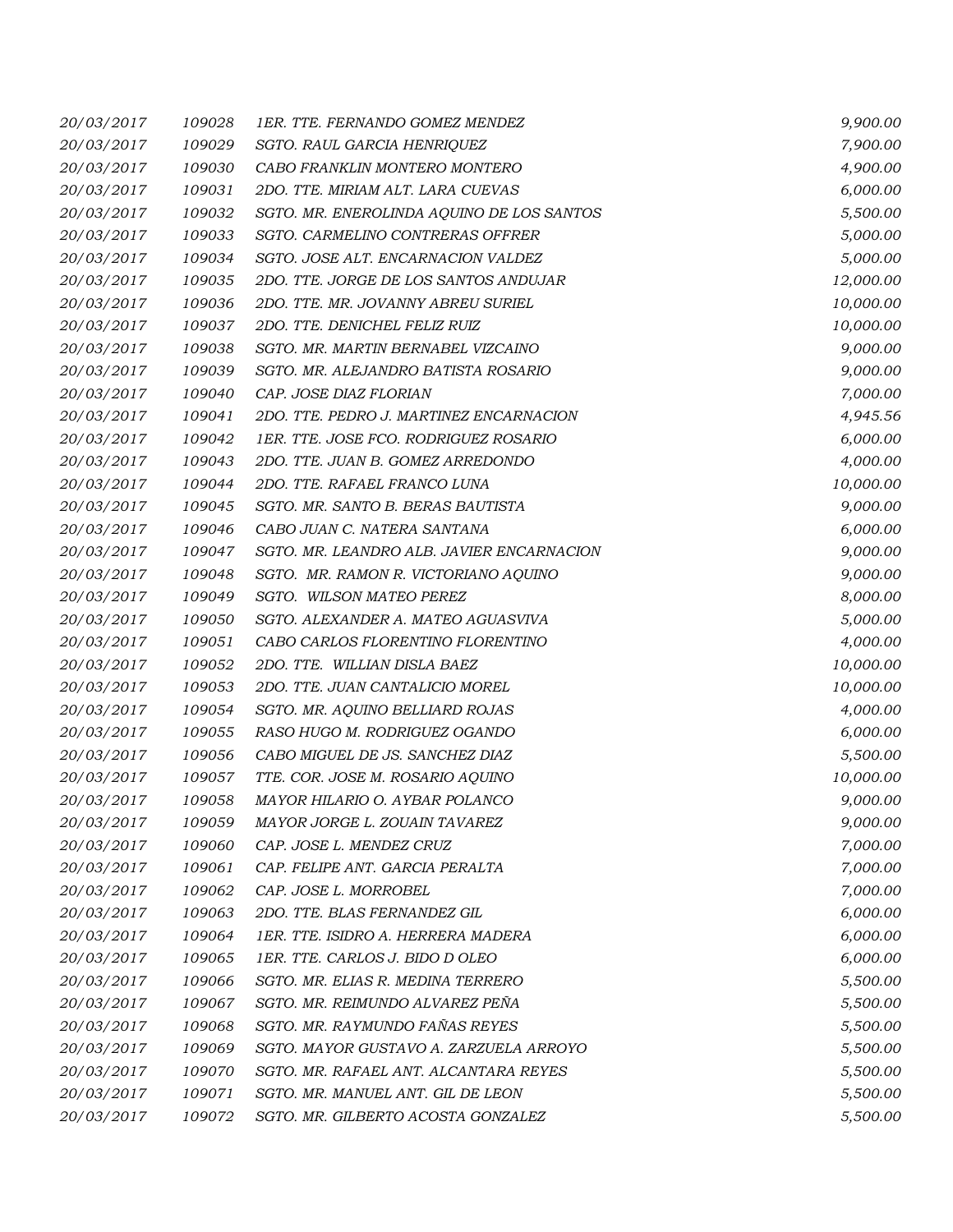| | | | |
|---|---|---|---|
| 20/03/2017 | 109028 | 1ER. TTE. FERNANDO GOMEZ MENDEZ | 9,900.00 |
| 20/03/2017 | 109029 | SGTO. RAUL GARCIA HENRIQUEZ | 7,900.00 |
| 20/03/2017 | 109030 | CABO FRANKLIN MONTERO MONTERO | 4,900.00 |
| 20/03/2017 | 109031 | 2DO. TTE. MIRIAM ALT. LARA CUEVAS | 6,000.00 |
| 20/03/2017 | 109032 | SGTO. MR. ENEROLINDA AQUINO DE LOS SANTOS | 5,500.00 |
| 20/03/2017 | 109033 | SGTO. CARMELINO CONTRERAS OFFRER | 5,000.00 |
| 20/03/2017 | 109034 | SGTO. JOSE ALT. ENCARNACION VALDEZ | 5,000.00 |
| 20/03/2017 | 109035 | 2DO. TTE. JORGE DE LOS SANTOS ANDUJAR | 12,000.00 |
| 20/03/2017 | 109036 | 2DO. TTE. MR. JOVANNY ABREU SURIEL | 10,000.00 |
| 20/03/2017 | 109037 | 2DO. TTE. DENICHEL FELIZ RUIZ | 10,000.00 |
| 20/03/2017 | 109038 | SGTO. MR. MARTIN BERNABEL VIZCAINO | 9,000.00 |
| 20/03/2017 | 109039 | SGTO. MR. ALEJANDRO BATISTA ROSARIO | 9,000.00 |
| 20/03/2017 | 109040 | CAP. JOSE DIAZ FLORIAN | 7,000.00 |
| 20/03/2017 | 109041 | 2DO. TTE. PEDRO J. MARTINEZ ENCARNACION | 4,945.56 |
| 20/03/2017 | 109042 | 1ER. TTE. JOSE FCO. RODRIGUEZ ROSARIO | 6,000.00 |
| 20/03/2017 | 109043 | 2DO. TTE. JUAN B. GOMEZ ARREDONDO | 4,000.00 |
| 20/03/2017 | 109044 | 2DO. TTE. RAFAEL FRANCO LUNA | 10,000.00 |
| 20/03/2017 | 109045 | SGTO. MR. SANTO B. BERAS BAUTISTA | 9,000.00 |
| 20/03/2017 | 109046 | CABO JUAN C. NATERA SANTANA | 6,000.00 |
| 20/03/2017 | 109047 | SGTO. MR. LEANDRO ALB. JAVIER ENCARNACION | 9,000.00 |
| 20/03/2017 | 109048 | SGTO. MR. RAMON R. VICTORIANO AQUINO | 9,000.00 |
| 20/03/2017 | 109049 | SGTO. WILSON MATEO PEREZ | 8,000.00 |
| 20/03/2017 | 109050 | SGTO. ALEXANDER A. MATEO AGUASVIVA | 5,000.00 |
| 20/03/2017 | 109051 | CABO CARLOS FLORENTINO FLORENTINO | 4,000.00 |
| 20/03/2017 | 109052 | 2DO. TTE. WILLIAN DISLA BAEZ | 10,000.00 |
| 20/03/2017 | 109053 | 2DO. TTE. JUAN CANTALICIO MOREL | 10,000.00 |
| 20/03/2017 | 109054 | SGTO. MR. AQUINO BELLIARD ROJAS | 4,000.00 |
| 20/03/2017 | 109055 | RASO HUGO M. RODRIGUEZ OGANDO | 6,000.00 |
| 20/03/2017 | 109056 | CABO MIGUEL DE JS. SANCHEZ DIAZ | 5,500.00 |
| 20/03/2017 | 109057 | TTE. COR. JOSE M. ROSARIO AQUINO | 10,000.00 |
| 20/03/2017 | 109058 | MAYOR HILARIO O. AYBAR POLANCO | 9,000.00 |
| 20/03/2017 | 109059 | MAYOR JORGE L. ZOUAIN TAVAREZ | 9,000.00 |
| 20/03/2017 | 109060 | CAP. JOSE L. MENDEZ CRUZ | 7,000.00 |
| 20/03/2017 | 109061 | CAP. FELIPE ANT. GARCIA PERALTA | 7,000.00 |
| 20/03/2017 | 109062 | CAP. JOSE L. MORROBEL | 7,000.00 |
| 20/03/2017 | 109063 | 2DO. TTE. BLAS FERNANDEZ GIL | 6,000.00 |
| 20/03/2017 | 109064 | 1ER. TTE. ISIDRO A. HERRERA MADERA | 6,000.00 |
| 20/03/2017 | 109065 | 1ER. TTE. CARLOS J. BIDO D OLEO | 6,000.00 |
| 20/03/2017 | 109066 | SGTO. MR. ELIAS R. MEDINA TERRERO | 5,500.00 |
| 20/03/2017 | 109067 | SGTO. MR. REIMUNDO ALVAREZ PEÑA | 5,500.00 |
| 20/03/2017 | 109068 | SGTO. MR. RAYMUNDO FAÑAS REYES | 5,500.00 |
| 20/03/2017 | 109069 | SGTO. MAYOR GUSTAVO A. ZARZUELA ARROYO | 5,500.00 |
| 20/03/2017 | 109070 | SGTO. MR. RAFAEL ANT. ALCANTARA REYES | 5,500.00 |
| 20/03/2017 | 109071 | SGTO. MR. MANUEL ANT. GIL DE LEON | 5,500.00 |
| 20/03/2017 | 109072 | SGTO. MR. GILBERTO ACOSTA GONZALEZ | 5,500.00 |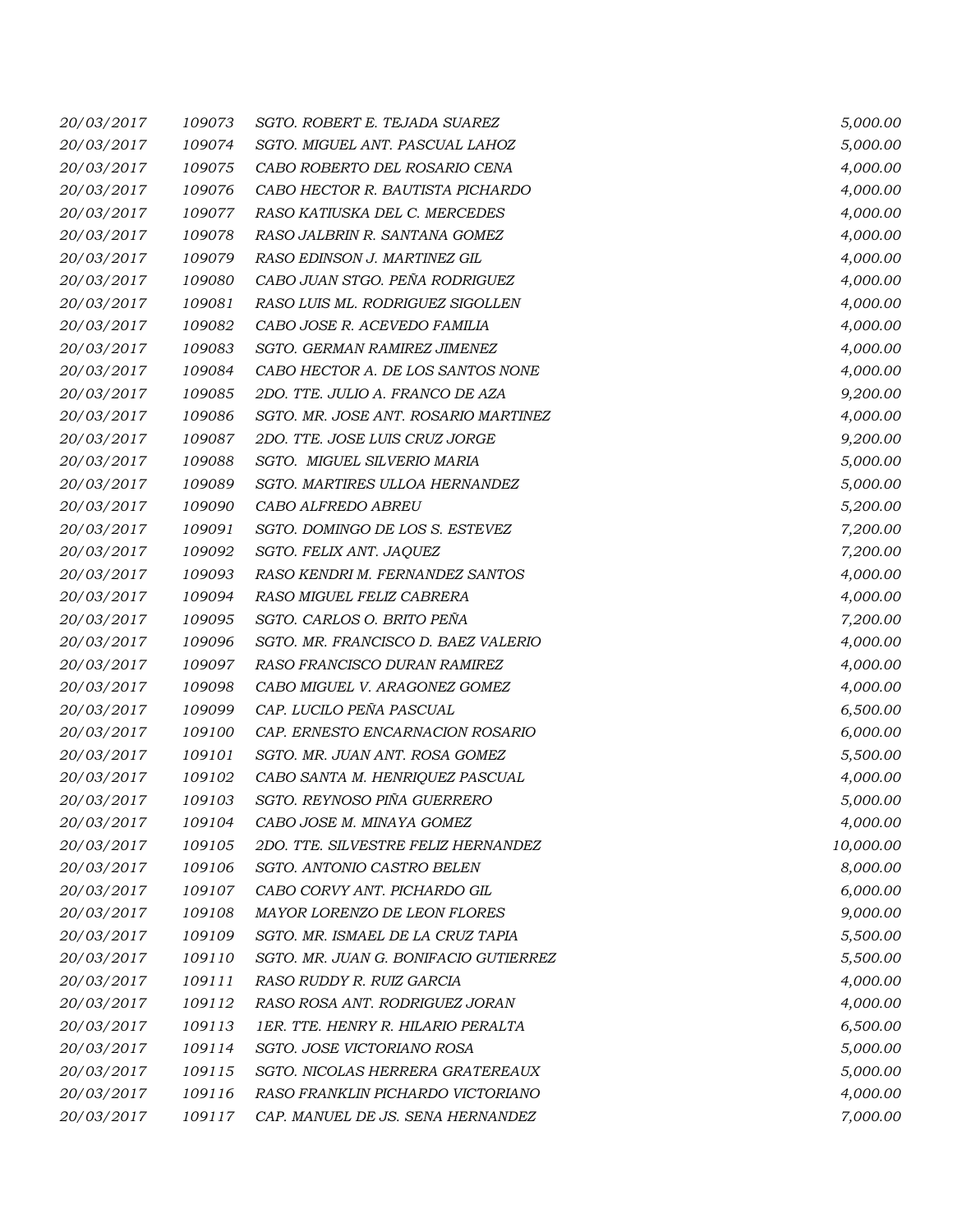| | | | |
|---|---|---|---|
| 20/03/2017 | 109073 | SGTO. ROBERT E. TEJADA SUAREZ | 5,000.00 |
| 20/03/2017 | 109074 | SGTO. MIGUEL ANT. PASCUAL LAHOZ | 5,000.00 |
| 20/03/2017 | 109075 | CABO ROBERTO DEL ROSARIO CENA | 4,000.00 |
| 20/03/2017 | 109076 | CABO HECTOR R. BAUTISTA PICHARDO | 4,000.00 |
| 20/03/2017 | 109077 | RASO KATIUSKA DEL C. MERCEDES | 4,000.00 |
| 20/03/2017 | 109078 | RASO JALBRIN R. SANTANA GOMEZ | 4,000.00 |
| 20/03/2017 | 109079 | RASO EDINSON J. MARTINEZ GIL | 4,000.00 |
| 20/03/2017 | 109080 | CABO JUAN STGO. PEÑA RODRIGUEZ | 4,000.00 |
| 20/03/2017 | 109081 | RASO LUIS ML. RODRIGUEZ SIGOLLEN | 4,000.00 |
| 20/03/2017 | 109082 | CABO JOSE R. ACEVEDO FAMILIA | 4,000.00 |
| 20/03/2017 | 109083 | SGTO. GERMAN RAMIREZ JIMENEZ | 4,000.00 |
| 20/03/2017 | 109084 | CABO HECTOR A. DE LOS SANTOS NONE | 4,000.00 |
| 20/03/2017 | 109085 | 2DO. TTE. JULIO A. FRANCO DE AZA | 9,200.00 |
| 20/03/2017 | 109086 | SGTO. MR. JOSE ANT. ROSARIO MARTINEZ | 4,000.00 |
| 20/03/2017 | 109087 | 2DO. TTE. JOSE LUIS CRUZ JORGE | 9,200.00 |
| 20/03/2017 | 109088 | SGTO. MIGUEL SILVERIO MARIA | 5,000.00 |
| 20/03/2017 | 109089 | SGTO. MARTIRES ULLOA HERNANDEZ | 5,000.00 |
| 20/03/2017 | 109090 | CABO ALFREDO ABREU | 5,200.00 |
| 20/03/2017 | 109091 | SGTO. DOMINGO DE LOS S. ESTEVEZ | 7,200.00 |
| 20/03/2017 | 109092 | SGTO. FELIX ANT. JAQUEZ | 7,200.00 |
| 20/03/2017 | 109093 | RASO KENDRI M. FERNANDEZ SANTOS | 4,000.00 |
| 20/03/2017 | 109094 | RASO MIGUEL FELIZ CABRERA | 4,000.00 |
| 20/03/2017 | 109095 | SGTO. CARLOS O. BRITO PEÑA | 7,200.00 |
| 20/03/2017 | 109096 | SGTO. MR. FRANCISCO D. BAEZ VALERIO | 4,000.00 |
| 20/03/2017 | 109097 | RASO FRANCISCO DURAN RAMIREZ | 4,000.00 |
| 20/03/2017 | 109098 | CABO MIGUEL V. ARAGONEZ GOMEZ | 4,000.00 |
| 20/03/2017 | 109099 | CAP. LUCILO PEÑA PASCUAL | 6,500.00 |
| 20/03/2017 | 109100 | CAP. ERNESTO ENCARNACION ROSARIO | 6,000.00 |
| 20/03/2017 | 109101 | SGTO. MR. JUAN ANT. ROSA GOMEZ | 5,500.00 |
| 20/03/2017 | 109102 | CABO SANTA M. HENRIQUEZ PASCUAL | 4,000.00 |
| 20/03/2017 | 109103 | SGTO. REYNOSO PIÑA GUERRERO | 5,000.00 |
| 20/03/2017 | 109104 | CABO JOSE M. MINAYA GOMEZ | 4,000.00 |
| 20/03/2017 | 109105 | 2DO. TTE. SILVESTRE FELIZ HERNANDEZ | 10,000.00 |
| 20/03/2017 | 109106 | SGTO. ANTONIO CASTRO BELEN | 8,000.00 |
| 20/03/2017 | 109107 | CABO CORVY ANT. PICHARDO GIL | 6,000.00 |
| 20/03/2017 | 109108 | MAYOR LORENZO DE LEON FLORES | 9,000.00 |
| 20/03/2017 | 109109 | SGTO. MR. ISMAEL DE LA CRUZ TAPIA | 5,500.00 |
| 20/03/2017 | 109110 | SGTO. MR. JUAN G. BONIFACIO GUTIERREZ | 5,500.00 |
| 20/03/2017 | 109111 | RASO RUDDY R. RUIZ GARCIA | 4,000.00 |
| 20/03/2017 | 109112 | RASO ROSA ANT. RODRIGUEZ JORAN | 4,000.00 |
| 20/03/2017 | 109113 | 1ER. TTE. HENRY R. HILARIO PERALTA | 6,500.00 |
| 20/03/2017 | 109114 | SGTO. JOSE VICTORIANO ROSA | 5,000.00 |
| 20/03/2017 | 109115 | SGTO. NICOLAS HERRERA GRATEREAUX | 5,000.00 |
| 20/03/2017 | 109116 | RASO FRANKLIN PICHARDO VICTORIANO | 4,000.00 |
| 20/03/2017 | 109117 | CAP. MANUEL DE JS. SENA HERNANDEZ | 7,000.00 |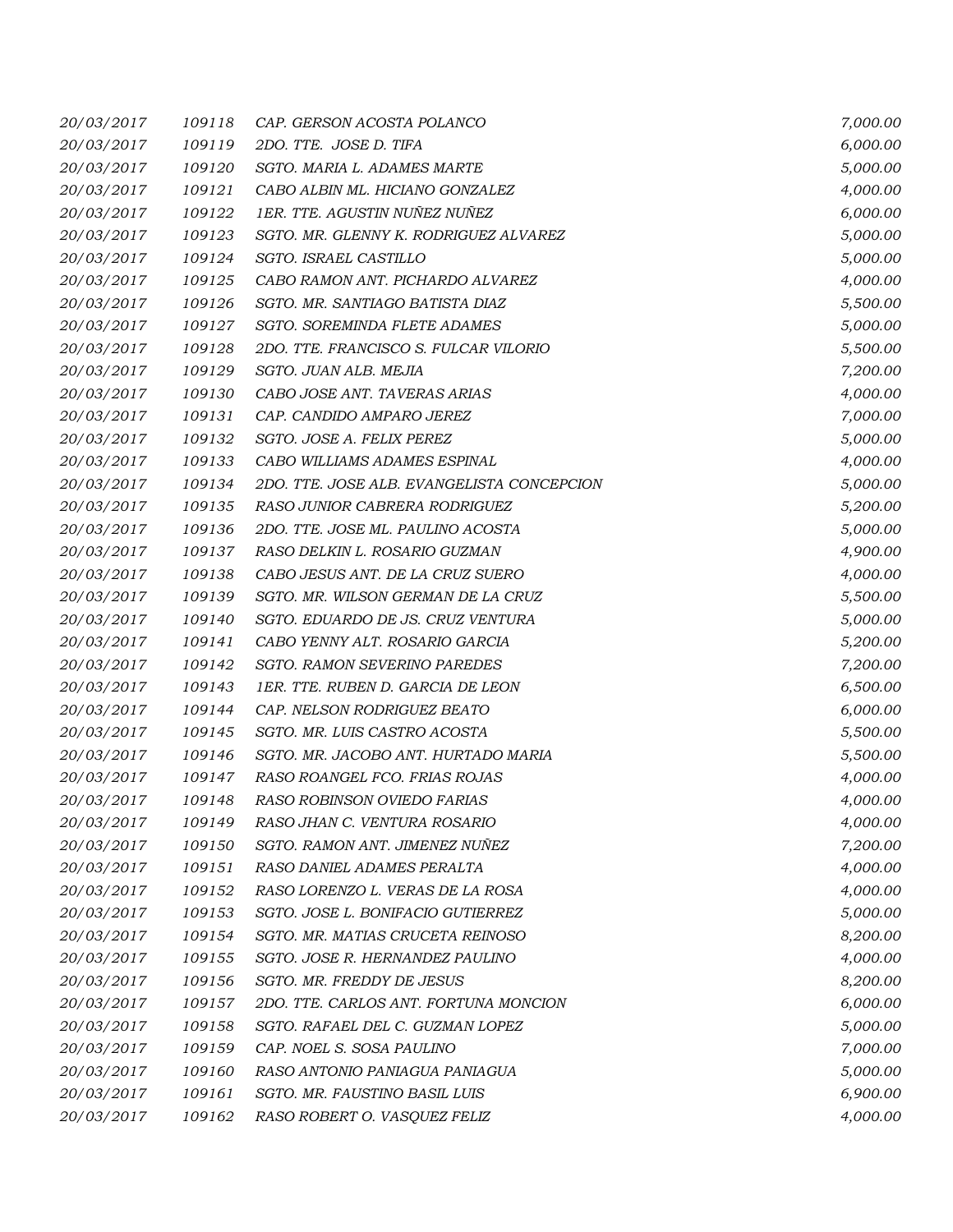| | | | |
|---|---|---|---|
| 20/03/2017 | 109118 | CAP. GERSON ACOSTA POLANCO | 7,000.00 |
| 20/03/2017 | 109119 | 2DO. TTE. JOSE D. TIFA | 6,000.00 |
| 20/03/2017 | 109120 | SGTO. MARIA L. ADAMES MARTE | 5,000.00 |
| 20/03/2017 | 109121 | CABO ALBIN ML. HICIANO GONZALEZ | 4,000.00 |
| 20/03/2017 | 109122 | 1ER. TTE. AGUSTIN NUÑEZ NUÑEZ | 6,000.00 |
| 20/03/2017 | 109123 | SGTO. MR. GLENNY K. RODRIGUEZ ALVAREZ | 5,000.00 |
| 20/03/2017 | 109124 | SGTO. ISRAEL CASTILLO | 5,000.00 |
| 20/03/2017 | 109125 | CABO RAMON ANT. PICHARDO ALVAREZ | 4,000.00 |
| 20/03/2017 | 109126 | SGTO. MR. SANTIAGO BATISTA DIAZ | 5,500.00 |
| 20/03/2017 | 109127 | SGTO. SOREMINDA FLETE ADAMES | 5,000.00 |
| 20/03/2017 | 109128 | 2DO. TTE. FRANCISCO S. FULCAR VILORIO | 5,500.00 |
| 20/03/2017 | 109129 | SGTO. JUAN ALB. MEJIA | 7,200.00 |
| 20/03/2017 | 109130 | CABO JOSE ANT. TAVERAS ARIAS | 4,000.00 |
| 20/03/2017 | 109131 | CAP. CANDIDO AMPARO JEREZ | 7,000.00 |
| 20/03/2017 | 109132 | SGTO. JOSE A. FELIX PEREZ | 5,000.00 |
| 20/03/2017 | 109133 | CABO WILLIAMS ADAMES ESPINAL | 4,000.00 |
| 20/03/2017 | 109134 | 2DO. TTE. JOSE ALB. EVANGELISTA CONCEPCION | 5,000.00 |
| 20/03/2017 | 109135 | RASO JUNIOR CABRERA RODRIGUEZ | 5,200.00 |
| 20/03/2017 | 109136 | 2DO. TTE. JOSE ML. PAULINO ACOSTA | 5,000.00 |
| 20/03/2017 | 109137 | RASO DELKIN L. ROSARIO GUZMAN | 4,900.00 |
| 20/03/2017 | 109138 | CABO JESUS ANT. DE LA CRUZ SUERO | 4,000.00 |
| 20/03/2017 | 109139 | SGTO. MR. WILSON GERMAN DE LA CRUZ | 5,500.00 |
| 20/03/2017 | 109140 | SGTO. EDUARDO DE JS. CRUZ VENTURA | 5,000.00 |
| 20/03/2017 | 109141 | CABO YENNY ALT. ROSARIO GARCIA | 5,200.00 |
| 20/03/2017 | 109142 | SGTO. RAMON SEVERINO PAREDES | 7,200.00 |
| 20/03/2017 | 109143 | 1ER. TTE. RUBEN D. GARCIA DE LEON | 6,500.00 |
| 20/03/2017 | 109144 | CAP. NELSON RODRIGUEZ BEATO | 6,000.00 |
| 20/03/2017 | 109145 | SGTO. MR. LUIS CASTRO ACOSTA | 5,500.00 |
| 20/03/2017 | 109146 | SGTO. MR. JACOBO ANT. HURTADO MARIA | 5,500.00 |
| 20/03/2017 | 109147 | RASO ROANGEL FCO. FRIAS ROJAS | 4,000.00 |
| 20/03/2017 | 109148 | RASO ROBINSON OVIEDO FARIAS | 4,000.00 |
| 20/03/2017 | 109149 | RASO JHAN C. VENTURA ROSARIO | 4,000.00 |
| 20/03/2017 | 109150 | SGTO. RAMON ANT. JIMENEZ NUÑEZ | 7,200.00 |
| 20/03/2017 | 109151 | RASO DANIEL ADAMES PERALTA | 4,000.00 |
| 20/03/2017 | 109152 | RASO LORENZO L. VERAS DE LA ROSA | 4,000.00 |
| 20/03/2017 | 109153 | SGTO. JOSE L. BONIFACIO GUTIERREZ | 5,000.00 |
| 20/03/2017 | 109154 | SGTO. MR. MATIAS CRUCETA REINOSO | 8,200.00 |
| 20/03/2017 | 109155 | SGTO. JOSE R. HERNANDEZ PAULINO | 4,000.00 |
| 20/03/2017 | 109156 | SGTO. MR. FREDDY DE JESUS | 8,200.00 |
| 20/03/2017 | 109157 | 2DO. TTE. CARLOS ANT. FORTUNA MONCION | 6,000.00 |
| 20/03/2017 | 109158 | SGTO. RAFAEL DEL C. GUZMAN LOPEZ | 5,000.00 |
| 20/03/2017 | 109159 | CAP. NOEL S. SOSA PAULINO | 7,000.00 |
| 20/03/2017 | 109160 | RASO ANTONIO PANIAGUA PANIAGUA | 5,000.00 |
| 20/03/2017 | 109161 | SGTO. MR. FAUSTINO BASIL LUIS | 6,900.00 |
| 20/03/2017 | 109162 | RASO ROBERT O. VASQUEZ FELIZ | 4,000.00 |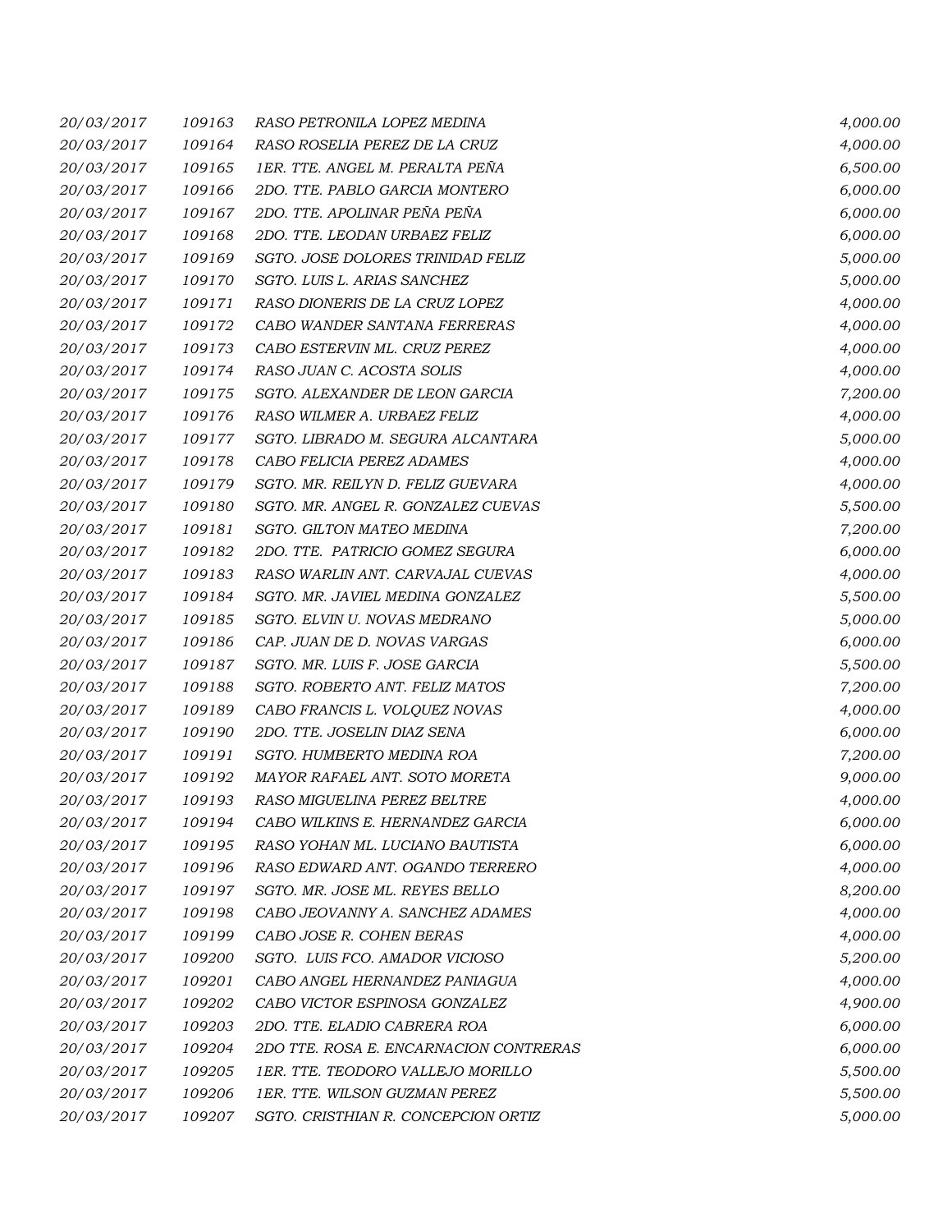| | | | |
|---|---|---|---|
| 20/03/2017 | 109163 | RASO PETRONILA LOPEZ MEDINA | 4,000.00 |
| 20/03/2017 | 109164 | RASO ROSELIA PEREZ DE LA CRUZ | 4,000.00 |
| 20/03/2017 | 109165 | 1ER. TTE. ANGEL M. PERALTA PEÑA | 6,500.00 |
| 20/03/2017 | 109166 | 2DO. TTE. PABLO GARCIA MONTERO | 6,000.00 |
| 20/03/2017 | 109167 | 2DO. TTE. APOLINAR PEÑA PEÑA | 6,000.00 |
| 20/03/2017 | 109168 | 2DO. TTE. LEODAN URBAEZ FELIZ | 6,000.00 |
| 20/03/2017 | 109169 | SGTO. JOSE DOLORES TRINIDAD FELIZ | 5,000.00 |
| 20/03/2017 | 109170 | SGTO. LUIS L. ARIAS SANCHEZ | 5,000.00 |
| 20/03/2017 | 109171 | RASO DIONERIS DE LA CRUZ LOPEZ | 4,000.00 |
| 20/03/2017 | 109172 | CABO WANDER SANTANA FERRERAS | 4,000.00 |
| 20/03/2017 | 109173 | CABO ESTERVIN ML. CRUZ PEREZ | 4,000.00 |
| 20/03/2017 | 109174 | RASO JUAN C. ACOSTA SOLIS | 4,000.00 |
| 20/03/2017 | 109175 | SGTO. ALEXANDER DE LEON GARCIA | 7,200.00 |
| 20/03/2017 | 109176 | RASO WILMER A. URBAEZ FELIZ | 4,000.00 |
| 20/03/2017 | 109177 | SGTO. LIBRADO M. SEGURA ALCANTARA | 5,000.00 |
| 20/03/2017 | 109178 | CABO FELICIA PEREZ ADAMES | 4,000.00 |
| 20/03/2017 | 109179 | SGTO. MR. REILYN D. FELIZ GUEVARA | 4,000.00 |
| 20/03/2017 | 109180 | SGTO. MR. ANGEL R. GONZALEZ CUEVAS | 5,500.00 |
| 20/03/2017 | 109181 | SGTO. GILTON MATEO MEDINA | 7,200.00 |
| 20/03/2017 | 109182 | 2DO. TTE. PATRICIO GOMEZ SEGURA | 6,000.00 |
| 20/03/2017 | 109183 | RASO WARLIN ANT. CARVAJAL CUEVAS | 4,000.00 |
| 20/03/2017 | 109184 | SGTO. MR. JAVIEL MEDINA GONZALEZ | 5,500.00 |
| 20/03/2017 | 109185 | SGTO. ELVIN U. NOVAS MEDRANO | 5,000.00 |
| 20/03/2017 | 109186 | CAP. JUAN DE D. NOVAS VARGAS | 6,000.00 |
| 20/03/2017 | 109187 | SGTO. MR. LUIS F. JOSE GARCIA | 5,500.00 |
| 20/03/2017 | 109188 | SGTO. ROBERTO ANT. FELIZ MATOS | 7,200.00 |
| 20/03/2017 | 109189 | CABO FRANCIS L. VOLQUEZ NOVAS | 4,000.00 |
| 20/03/2017 | 109190 | 2DO. TTE. JOSELIN DIAZ SENA | 6,000.00 |
| 20/03/2017 | 109191 | SGTO. HUMBERTO MEDINA ROA | 7,200.00 |
| 20/03/2017 | 109192 | MAYOR RAFAEL ANT. SOTO MORETA | 9,000.00 |
| 20/03/2017 | 109193 | RASO MIGUELINA PEREZ BELTRE | 4,000.00 |
| 20/03/2017 | 109194 | CABO WILKINS E. HERNANDEZ GARCIA | 6,000.00 |
| 20/03/2017 | 109195 | RASO YOHAN ML. LUCIANO BAUTISTA | 6,000.00 |
| 20/03/2017 | 109196 | RASO EDWARD ANT. OGANDO TERRERO | 4,000.00 |
| 20/03/2017 | 109197 | SGTO. MR. JOSE ML. REYES BELLO | 8,200.00 |
| 20/03/2017 | 109198 | CABO JEOVANNY A. SANCHEZ ADAMES | 4,000.00 |
| 20/03/2017 | 109199 | CABO JOSE R. COHEN BERAS | 4,000.00 |
| 20/03/2017 | 109200 | SGTO. LUIS FCO. AMADOR VICIOSO | 5,200.00 |
| 20/03/2017 | 109201 | CABO ANGEL HERNANDEZ PANIAGUA | 4,000.00 |
| 20/03/2017 | 109202 | CABO VICTOR ESPINOSA GONZALEZ | 4,900.00 |
| 20/03/2017 | 109203 | 2DO. TTE. ELADIO CABRERA ROA | 6,000.00 |
| 20/03/2017 | 109204 | 2DO TTE. ROSA E. ENCARNACION CONTRERAS | 6,000.00 |
| 20/03/2017 | 109205 | 1ER. TTE. TEODORO VALLEJO MORILLO | 5,500.00 |
| 20/03/2017 | 109206 | 1ER. TTE. WILSON GUZMAN PEREZ | 5,500.00 |
| 20/03/2017 | 109207 | SGTO. CRISTHIAN R. CONCEPCION ORTIZ | 5,000.00 |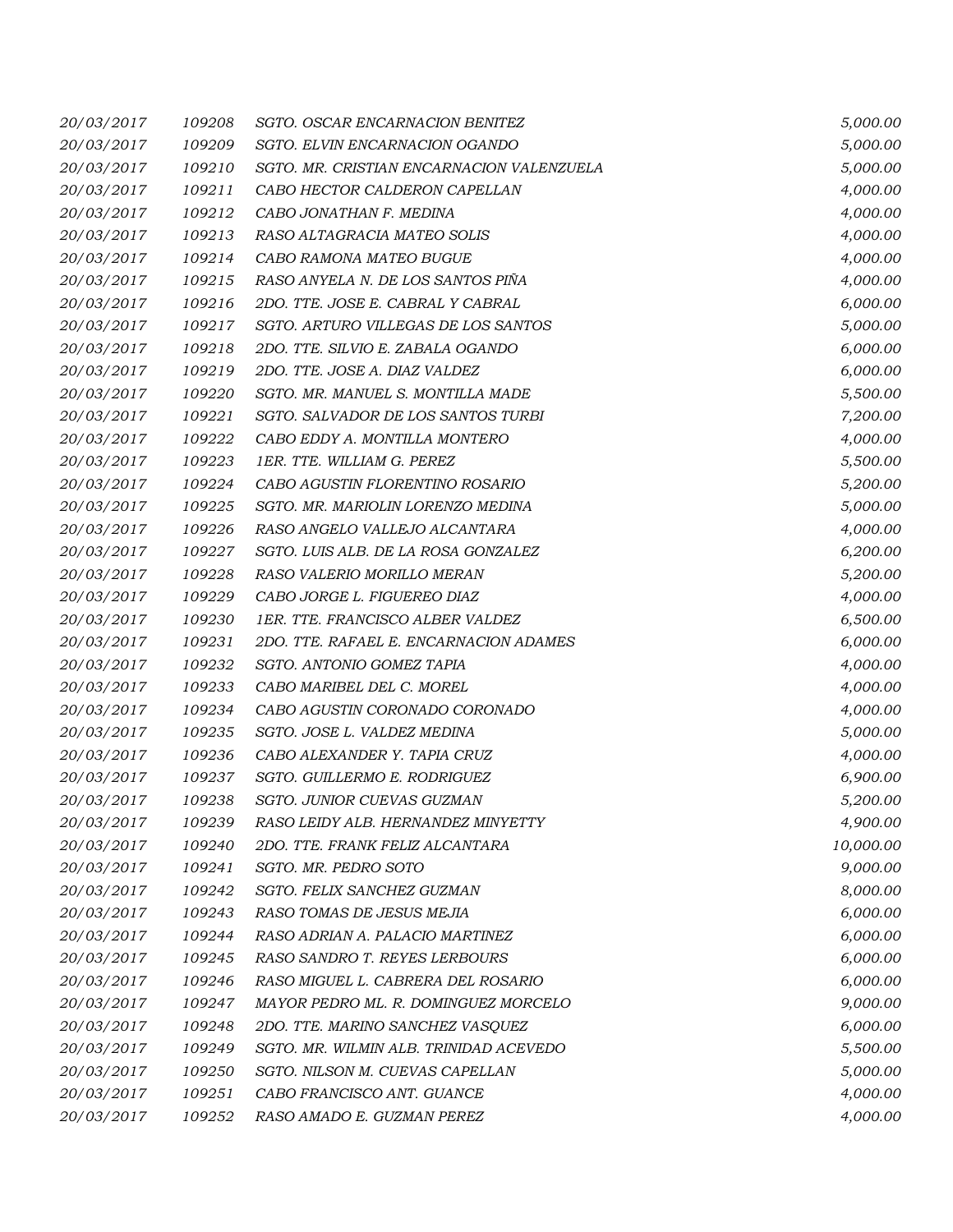| | | | |
|---|---|---|---|
| 20/03/2017 | 109208 | SGTO. OSCAR ENCARNACION BENITEZ | 5,000.00 |
| 20/03/2017 | 109209 | SGTO. ELVIN ENCARNACION OGANDO | 5,000.00 |
| 20/03/2017 | 109210 | SGTO. MR. CRISTIAN ENCARNACION VALENZUELA | 5,000.00 |
| 20/03/2017 | 109211 | CABO HECTOR CALDERON CAPELLAN | 4,000.00 |
| 20/03/2017 | 109212 | CABO JONATHAN F. MEDINA | 4,000.00 |
| 20/03/2017 | 109213 | RASO ALTAGRACIA MATEO SOLIS | 4,000.00 |
| 20/03/2017 | 109214 | CABO RAMONA MATEO BUGUE | 4,000.00 |
| 20/03/2017 | 109215 | RASO ANYELA N. DE LOS SANTOS PIÑA | 4,000.00 |
| 20/03/2017 | 109216 | 2DO. TTE. JOSE E. CABRAL Y CABRAL | 6,000.00 |
| 20/03/2017 | 109217 | SGTO. ARTURO VILLEGAS DE LOS SANTOS | 5,000.00 |
| 20/03/2017 | 109218 | 2DO. TTE. SILVIO E. ZABALA OGANDO | 6,000.00 |
| 20/03/2017 | 109219 | 2DO. TTE. JOSE A. DIAZ VALDEZ | 6,000.00 |
| 20/03/2017 | 109220 | SGTO. MR. MANUEL S. MONTILLA MADE | 5,500.00 |
| 20/03/2017 | 109221 | SGTO. SALVADOR DE LOS SANTOS TURBI | 7,200.00 |
| 20/03/2017 | 109222 | CABO EDDY A. MONTILLA MONTERO | 4,000.00 |
| 20/03/2017 | 109223 | 1ER. TTE. WILLIAM G. PEREZ | 5,500.00 |
| 20/03/2017 | 109224 | CABO AGUSTIN FLORENTINO ROSARIO | 5,200.00 |
| 20/03/2017 | 109225 | SGTO. MR. MARIOLIN LORENZO MEDINA | 5,000.00 |
| 20/03/2017 | 109226 | RASO ANGELO VALLEJO ALCANTARA | 4,000.00 |
| 20/03/2017 | 109227 | SGTO. LUIS ALB. DE LA ROSA GONZALEZ | 6,200.00 |
| 20/03/2017 | 109228 | RASO VALERIO MORILLO MERAN | 5,200.00 |
| 20/03/2017 | 109229 | CABO JORGE L. FIGUEREO DIAZ | 4,000.00 |
| 20/03/2017 | 109230 | 1ER. TTE. FRANCISCO ALBER VALDEZ | 6,500.00 |
| 20/03/2017 | 109231 | 2DO. TTE. RAFAEL E. ENCARNACION ADAMES | 6,000.00 |
| 20/03/2017 | 109232 | SGTO. ANTONIO GOMEZ TAPIA | 4,000.00 |
| 20/03/2017 | 109233 | CABO MARIBEL DEL C. MOREL | 4,000.00 |
| 20/03/2017 | 109234 | CABO AGUSTIN CORONADO CORONADO | 4,000.00 |
| 20/03/2017 | 109235 | SGTO. JOSE L. VALDEZ MEDINA | 5,000.00 |
| 20/03/2017 | 109236 | CABO ALEXANDER Y. TAPIA CRUZ | 4,000.00 |
| 20/03/2017 | 109237 | SGTO. GUILLERMO E. RODRIGUEZ | 6,900.00 |
| 20/03/2017 | 109238 | SGTO. JUNIOR CUEVAS GUZMAN | 5,200.00 |
| 20/03/2017 | 109239 | RASO LEIDY ALB. HERNANDEZ MINYETTY | 4,900.00 |
| 20/03/2017 | 109240 | 2DO. TTE. FRANK FELIZ ALCANTARA | 10,000.00 |
| 20/03/2017 | 109241 | SGTO. MR. PEDRO SOTO | 9,000.00 |
| 20/03/2017 | 109242 | SGTO. FELIX SANCHEZ GUZMAN | 8,000.00 |
| 20/03/2017 | 109243 | RASO TOMAS DE JESUS MEJIA | 6,000.00 |
| 20/03/2017 | 109244 | RASO ADRIAN A. PALACIO MARTINEZ | 6,000.00 |
| 20/03/2017 | 109245 | RASO SANDRO T. REYES LERBOURS | 6,000.00 |
| 20/03/2017 | 109246 | RASO MIGUEL L. CABRERA DEL ROSARIO | 6,000.00 |
| 20/03/2017 | 109247 | MAYOR PEDRO ML. R. DOMINGUEZ MORCELO | 9,000.00 |
| 20/03/2017 | 109248 | 2DO. TTE. MARINO SANCHEZ VASQUEZ | 6,000.00 |
| 20/03/2017 | 109249 | SGTO. MR. WILMIN ALB. TRINIDAD ACEVEDO | 5,500.00 |
| 20/03/2017 | 109250 | SGTO. NILSON M. CUEVAS CAPELLAN | 5,000.00 |
| 20/03/2017 | 109251 | CABO FRANCISCO ANT. GUANCE | 4,000.00 |
| 20/03/2017 | 109252 | RASO AMADO E. GUZMAN PEREZ | 4,000.00 |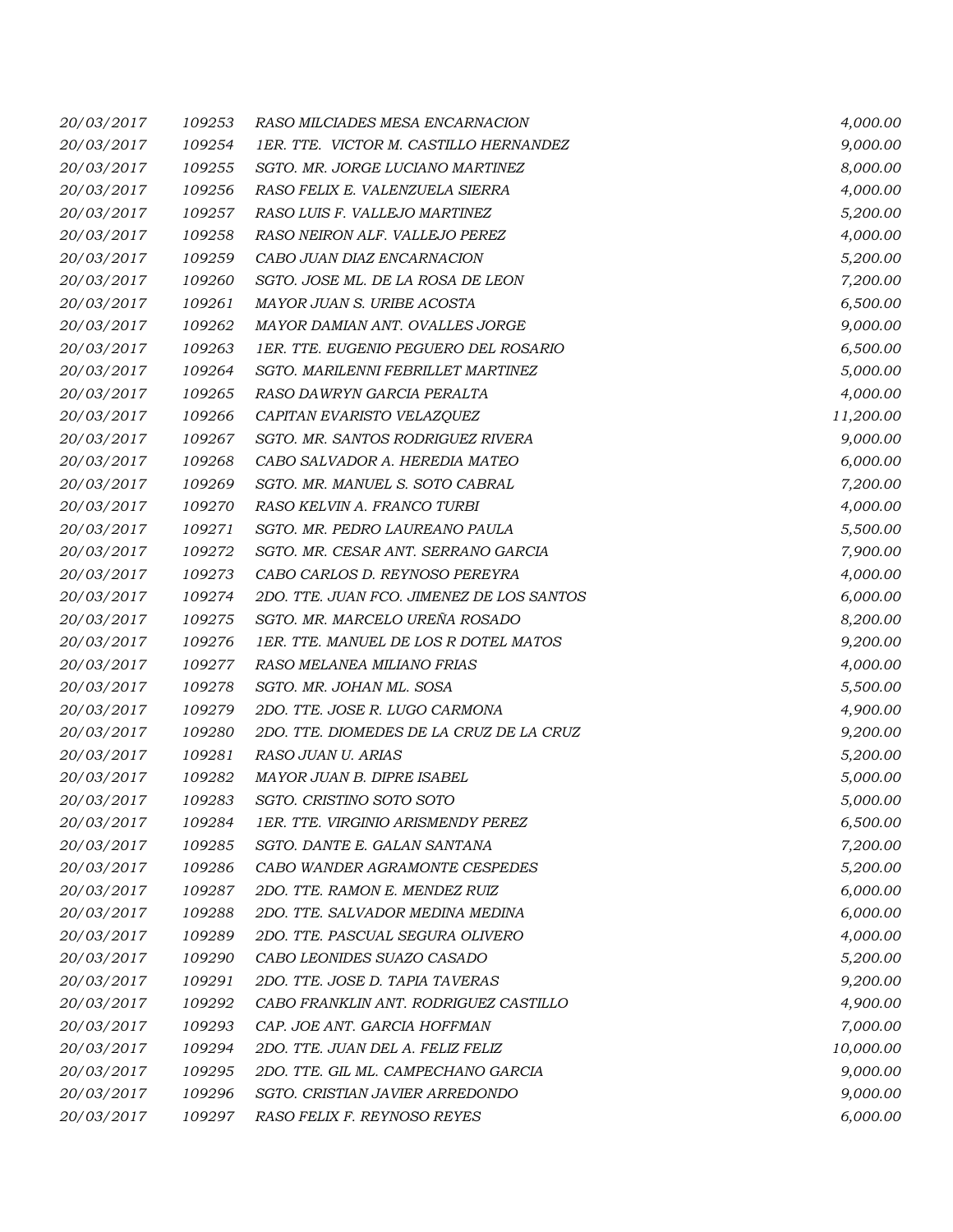| | | | |
|---|---|---|---|
| 20/03/2017 | 109253 | RASO MILCIADES MESA ENCARNACION | 4,000.00 |
| 20/03/2017 | 109254 | 1ER. TTE. VICTOR M. CASTILLO HERNANDEZ | 9,000.00 |
| 20/03/2017 | 109255 | SGTO. MR. JORGE LUCIANO MARTINEZ | 8,000.00 |
| 20/03/2017 | 109256 | RASO FELIX E. VALENZUELA SIERRA | 4,000.00 |
| 20/03/2017 | 109257 | RASO LUIS F. VALLEJO MARTINEZ | 5,200.00 |
| 20/03/2017 | 109258 | RASO NEIRON ALF. VALLEJO PEREZ | 4,000.00 |
| 20/03/2017 | 109259 | CABO JUAN DIAZ ENCARNACION | 5,200.00 |
| 20/03/2017 | 109260 | SGTO. JOSE ML. DE LA ROSA DE LEON | 7,200.00 |
| 20/03/2017 | 109261 | MAYOR JUAN S. URIBE ACOSTA | 6,500.00 |
| 20/03/2017 | 109262 | MAYOR DAMIAN ANT. OVALLES JORGE | 9,000.00 |
| 20/03/2017 | 109263 | 1ER. TTE. EUGENIO PEGUERO DEL ROSARIO | 6,500.00 |
| 20/03/2017 | 109264 | SGTO. MARILENNI FEBRILLET MARTINEZ | 5,000.00 |
| 20/03/2017 | 109265 | RASO DAWRYN GARCIA PERALTA | 4,000.00 |
| 20/03/2017 | 109266 | CAPITAN EVARISTO VELAZQUEZ | 11,200.00 |
| 20/03/2017 | 109267 | SGTO. MR. SANTOS RODRIGUEZ RIVERA | 9,000.00 |
| 20/03/2017 | 109268 | CABO SALVADOR A. HEREDIA MATEO | 6,000.00 |
| 20/03/2017 | 109269 | SGTO. MR. MANUEL S. SOTO CABRAL | 7,200.00 |
| 20/03/2017 | 109270 | RASO KELVIN A. FRANCO TURBI | 4,000.00 |
| 20/03/2017 | 109271 | SGTO. MR. PEDRO LAUREANO PAULA | 5,500.00 |
| 20/03/2017 | 109272 | SGTO. MR. CESAR ANT. SERRANO GARCIA | 7,900.00 |
| 20/03/2017 | 109273 | CABO CARLOS D. REYNOSO PEREYRA | 4,000.00 |
| 20/03/2017 | 109274 | 2DO. TTE. JUAN FCO. JIMENEZ DE LOS SANTOS | 6,000.00 |
| 20/03/2017 | 109275 | SGTO. MR. MARCELO UREÑA ROSADO | 8,200.00 |
| 20/03/2017 | 109276 | 1ER. TTE. MANUEL DE LOS R DOTEL MATOS | 9,200.00 |
| 20/03/2017 | 109277 | RASO MELANEA MILIANO FRIAS | 4,000.00 |
| 20/03/2017 | 109278 | SGTO. MR. JOHAN ML. SOSA | 5,500.00 |
| 20/03/2017 | 109279 | 2DO. TTE. JOSE R. LUGO CARMONA | 4,900.00 |
| 20/03/2017 | 109280 | 2DO. TTE. DIOMEDES DE LA CRUZ DE LA CRUZ | 9,200.00 |
| 20/03/2017 | 109281 | RASO JUAN U. ARIAS | 5,200.00 |
| 20/03/2017 | 109282 | MAYOR JUAN B. DIPRE ISABEL | 5,000.00 |
| 20/03/2017 | 109283 | SGTO. CRISTINO SOTO SOTO | 5,000.00 |
| 20/03/2017 | 109284 | 1ER. TTE. VIRGINIO ARISMENDY PEREZ | 6,500.00 |
| 20/03/2017 | 109285 | SGTO. DANTE E. GALAN SANTANA | 7,200.00 |
| 20/03/2017 | 109286 | CABO WANDER AGRAMONTE CESPEDES | 5,200.00 |
| 20/03/2017 | 109287 | 2DO. TTE. RAMON E. MENDEZ RUIZ | 6,000.00 |
| 20/03/2017 | 109288 | 2DO. TTE. SALVADOR MEDINA MEDINA | 6,000.00 |
| 20/03/2017 | 109289 | 2DO. TTE. PASCUAL SEGURA OLIVERO | 4,000.00 |
| 20/03/2017 | 109290 | CABO LEONIDES SUAZO CASADO | 5,200.00 |
| 20/03/2017 | 109291 | 2DO. TTE. JOSE D. TAPIA TAVERAS | 9,200.00 |
| 20/03/2017 | 109292 | CABO FRANKLIN ANT. RODRIGUEZ CASTILLO | 4,900.00 |
| 20/03/2017 | 109293 | CAP. JOE ANT. GARCIA HOFFMAN | 7,000.00 |
| 20/03/2017 | 109294 | 2DO. TTE. JUAN DEL A. FELIZ FELIZ | 10,000.00 |
| 20/03/2017 | 109295 | 2DO. TTE. GIL ML. CAMPECHANO GARCIA | 9,000.00 |
| 20/03/2017 | 109296 | SGTO. CRISTIAN JAVIER ARREDONDO | 9,000.00 |
| 20/03/2017 | 109297 | RASO FELIX F. REYNOSO REYES | 6,000.00 |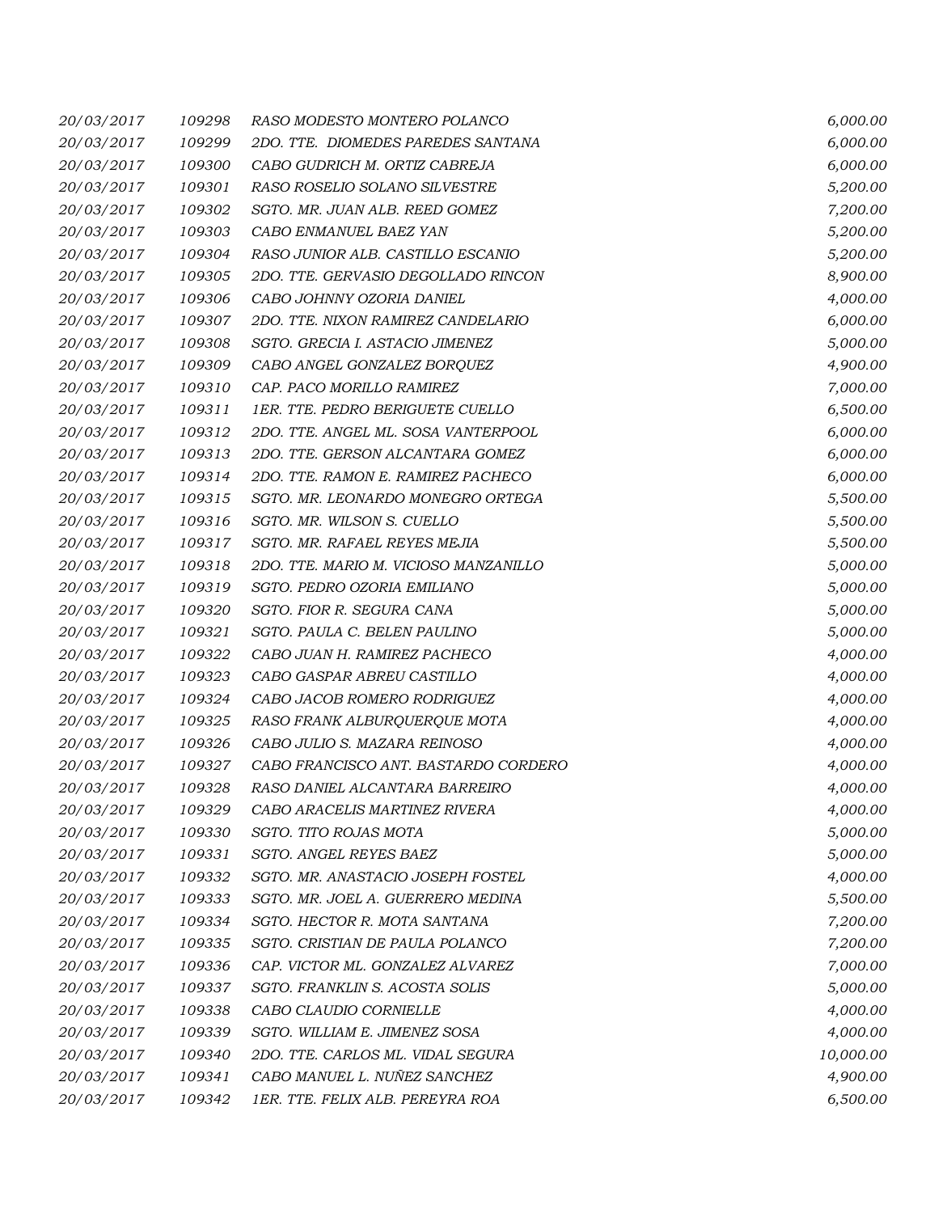| | | | |
|---|---|---|---|
| 20/03/2017 | 109298 | RASO MODESTO MONTERO POLANCO | 6,000.00 |
| 20/03/2017 | 109299 | 2DO. TTE. DIOMEDES PAREDES SANTANA | 6,000.00 |
| 20/03/2017 | 109300 | CABO GUDRICH M. ORTIZ CABREJA | 6,000.00 |
| 20/03/2017 | 109301 | RASO ROSELIO SOLANO SILVESTRE | 5,200.00 |
| 20/03/2017 | 109302 | SGTO. MR. JUAN ALB. REED GOMEZ | 7,200.00 |
| 20/03/2017 | 109303 | CABO ENMANUEL BAEZ YAN | 5,200.00 |
| 20/03/2017 | 109304 | RASO JUNIOR ALB. CASTILLO ESCANIO | 5,200.00 |
| 20/03/2017 | 109305 | 2DO. TTE. GERVASIO DEGOLLADO RINCON | 8,900.00 |
| 20/03/2017 | 109306 | CABO JOHNNY OZORIA DANIEL | 4,000.00 |
| 20/03/2017 | 109307 | 2DO. TTE. NIXON RAMIREZ CANDELARIO | 6,000.00 |
| 20/03/2017 | 109308 | SGTO. GRECIA I. ASTACIO JIMENEZ | 5,000.00 |
| 20/03/2017 | 109309 | CABO ANGEL GONZALEZ BORQUEZ | 4,900.00 |
| 20/03/2017 | 109310 | CAP. PACO MORILLO RAMIREZ | 7,000.00 |
| 20/03/2017 | 109311 | 1ER. TTE. PEDRO BERIGUETE CUELLO | 6,500.00 |
| 20/03/2017 | 109312 | 2DO. TTE. ANGEL ML. SOSA VANTERPOOL | 6,000.00 |
| 20/03/2017 | 109313 | 2DO. TTE. GERSON ALCANTARA GOMEZ | 6,000.00 |
| 20/03/2017 | 109314 | 2DO. TTE. RAMON E. RAMIREZ PACHECO | 6,000.00 |
| 20/03/2017 | 109315 | SGTO. MR. LEONARDO MONEGRO ORTEGA | 5,500.00 |
| 20/03/2017 | 109316 | SGTO. MR. WILSON S. CUELLO | 5,500.00 |
| 20/03/2017 | 109317 | SGTO. MR. RAFAEL REYES MEJIA | 5,500.00 |
| 20/03/2017 | 109318 | 2DO. TTE. MARIO M. VICIOSO MANZANILLO | 5,000.00 |
| 20/03/2017 | 109319 | SGTO. PEDRO OZORIA EMILIANO | 5,000.00 |
| 20/03/2017 | 109320 | SGTO. FIOR R. SEGURA CANA | 5,000.00 |
| 20/03/2017 | 109321 | SGTO. PAULA C. BELEN PAULINO | 5,000.00 |
| 20/03/2017 | 109322 | CABO JUAN H. RAMIREZ PACHECO | 4,000.00 |
| 20/03/2017 | 109323 | CABO GASPAR ABREU CASTILLO | 4,000.00 |
| 20/03/2017 | 109324 | CABO JACOB ROMERO RODRIGUEZ | 4,000.00 |
| 20/03/2017 | 109325 | RASO FRANK ALBURQUERQUE MOTA | 4,000.00 |
| 20/03/2017 | 109326 | CABO JULIO S. MAZARA REINOSO | 4,000.00 |
| 20/03/2017 | 109327 | CABO FRANCISCO ANT. BASTARDO CORDERO | 4,000.00 |
| 20/03/2017 | 109328 | RASO DANIEL ALCANTARA BARREIRO | 4,000.00 |
| 20/03/2017 | 109329 | CABO ARACELIS MARTINEZ RIVERA | 4,000.00 |
| 20/03/2017 | 109330 | SGTO. TITO ROJAS MOTA | 5,000.00 |
| 20/03/2017 | 109331 | SGTO. ANGEL REYES BAEZ | 5,000.00 |
| 20/03/2017 | 109332 | SGTO. MR. ANASTACIO JOSEPH FOSTEL | 4,000.00 |
| 20/03/2017 | 109333 | SGTO. MR. JOEL A. GUERRERO MEDINA | 5,500.00 |
| 20/03/2017 | 109334 | SGTO. HECTOR R. MOTA SANTANA | 7,200.00 |
| 20/03/2017 | 109335 | SGTO. CRISTIAN DE PAULA POLANCO | 7,200.00 |
| 20/03/2017 | 109336 | CAP. VICTOR ML. GONZALEZ ALVAREZ | 7,000.00 |
| 20/03/2017 | 109337 | SGTO. FRANKLIN S. ACOSTA SOLIS | 5,000.00 |
| 20/03/2017 | 109338 | CABO CLAUDIO CORNIELLE | 4,000.00 |
| 20/03/2017 | 109339 | SGTO. WILLIAM E. JIMENEZ SOSA | 4,000.00 |
| 20/03/2017 | 109340 | 2DO. TTE. CARLOS ML. VIDAL SEGURA | 10,000.00 |
| 20/03/2017 | 109341 | CABO MANUEL L. NUÑEZ SANCHEZ | 4,900.00 |
| 20/03/2017 | 109342 | 1ER. TTE. FELIX ALB. PEREYRA ROA | 6,500.00 |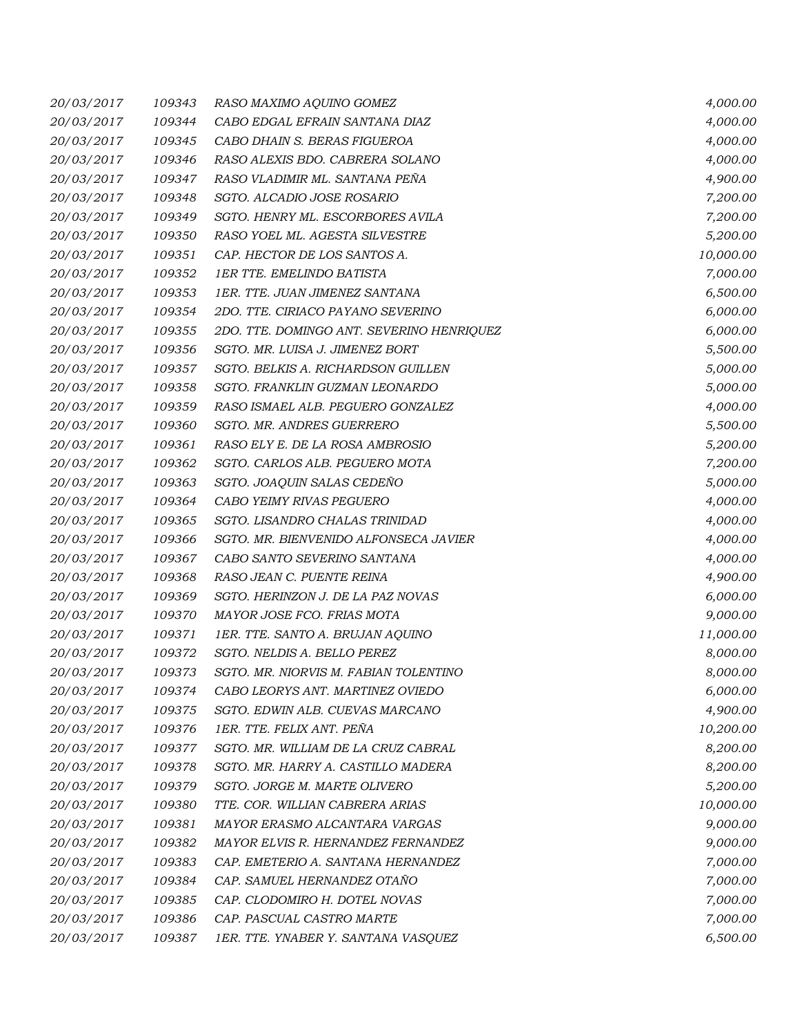| | | | |
|---|---|---|---|
| 20/03/2017 | 109343 | RASO MAXIMO AQUINO GOMEZ | 4,000.00 |
| 20/03/2017 | 109344 | CABO EDGAL EFRAIN SANTANA DIAZ | 4,000.00 |
| 20/03/2017 | 109345 | CABO DHAIN S. BERAS FIGUEROA | 4,000.00 |
| 20/03/2017 | 109346 | RASO ALEXIS BDO. CABRERA SOLANO | 4,000.00 |
| 20/03/2017 | 109347 | RASO VLADIMIR ML. SANTANA PEÑA | 4,900.00 |
| 20/03/2017 | 109348 | SGTO. ALCADIO JOSE ROSARIO | 7,200.00 |
| 20/03/2017 | 109349 | SGTO. HENRY ML. ESCORBORES AVILA | 7,200.00 |
| 20/03/2017 | 109350 | RASO YOEL ML. AGESTA SILVESTRE | 5,200.00 |
| 20/03/2017 | 109351 | CAP. HECTOR DE LOS SANTOS A. | 10,000.00 |
| 20/03/2017 | 109352 | 1ER TTE. EMELINDO BATISTA | 7,000.00 |
| 20/03/2017 | 109353 | 1ER. TTE. JUAN JIMENEZ SANTANA | 6,500.00 |
| 20/03/2017 | 109354 | 2DO. TTE. CIRIACO PAYANO SEVERINO | 6,000.00 |
| 20/03/2017 | 109355 | 2DO. TTE. DOMINGO ANT. SEVERINO HENRIQUEZ | 6,000.00 |
| 20/03/2017 | 109356 | SGTO. MR. LUISA J. JIMENEZ BORT | 5,500.00 |
| 20/03/2017 | 109357 | SGTO. BELKIS A. RICHARDSON GUILLEN | 5,000.00 |
| 20/03/2017 | 109358 | SGTO. FRANKLIN GUZMAN LEONARDO | 5,000.00 |
| 20/03/2017 | 109359 | RASO ISMAEL ALB. PEGUERO GONZALEZ | 4,000.00 |
| 20/03/2017 | 109360 | SGTO. MR. ANDRES GUERRERO | 5,500.00 |
| 20/03/2017 | 109361 | RASO ELY E. DE LA ROSA AMBROSIO | 5,200.00 |
| 20/03/2017 | 109362 | SGTO. CARLOS ALB. PEGUERO MOTA | 7,200.00 |
| 20/03/2017 | 109363 | SGTO. JOAQUIN SALAS CEDEÑO | 5,000.00 |
| 20/03/2017 | 109364 | CABO YEIMY RIVAS PEGUERO | 4,000.00 |
| 20/03/2017 | 109365 | SGTO. LISANDRO CHALAS TRINIDAD | 4,000.00 |
| 20/03/2017 | 109366 | SGTO. MR. BIENVENIDO ALFONSECA JAVIER | 4,000.00 |
| 20/03/2017 | 109367 | CABO SANTO SEVERINO SANTANA | 4,000.00 |
| 20/03/2017 | 109368 | RASO JEAN C. PUENTE REINA | 4,900.00 |
| 20/03/2017 | 109369 | SGTO. HERINZON J. DE LA PAZ NOVAS | 6,000.00 |
| 20/03/2017 | 109370 | MAYOR JOSE FCO. FRIAS MOTA | 9,000.00 |
| 20/03/2017 | 109371 | 1ER. TTE. SANTO A. BRUJAN AQUINO | 11,000.00 |
| 20/03/2017 | 109372 | SGTO. NELDIS A. BELLO PEREZ | 8,000.00 |
| 20/03/2017 | 109373 | SGTO. MR. NIORVIS M. FABIAN TOLENTINO | 8,000.00 |
| 20/03/2017 | 109374 | CABO LEORYS ANT. MARTINEZ OVIEDO | 6,000.00 |
| 20/03/2017 | 109375 | SGTO. EDWIN ALB. CUEVAS MARCANO | 4,900.00 |
| 20/03/2017 | 109376 | 1ER. TTE. FELIX ANT. PEÑA | 10,200.00 |
| 20/03/2017 | 109377 | SGTO. MR. WILLIAM DE LA CRUZ CABRAL | 8,200.00 |
| 20/03/2017 | 109378 | SGTO. MR. HARRY A. CASTILLO MADERA | 8,200.00 |
| 20/03/2017 | 109379 | SGTO. JORGE M. MARTE OLIVERO | 5,200.00 |
| 20/03/2017 | 109380 | TTE. COR. WILLIAN CABRERA ARIAS | 10,000.00 |
| 20/03/2017 | 109381 | MAYOR ERASMO ALCANTARA VARGAS | 9,000.00 |
| 20/03/2017 | 109382 | MAYOR ELVIS R. HERNANDEZ FERNANDEZ | 9,000.00 |
| 20/03/2017 | 109383 | CAP. EMETERIO A. SANTANA HERNANDEZ | 7,000.00 |
| 20/03/2017 | 109384 | CAP. SAMUEL HERNANDEZ OTAÑO | 7,000.00 |
| 20/03/2017 | 109385 | CAP. CLODOMIRO H. DOTEL NOVAS | 7,000.00 |
| 20/03/2017 | 109386 | CAP. PASCUAL CASTRO MARTE | 7,000.00 |
| 20/03/2017 | 109387 | 1ER. TTE. YNABER Y. SANTANA VASQUEZ | 6,500.00 |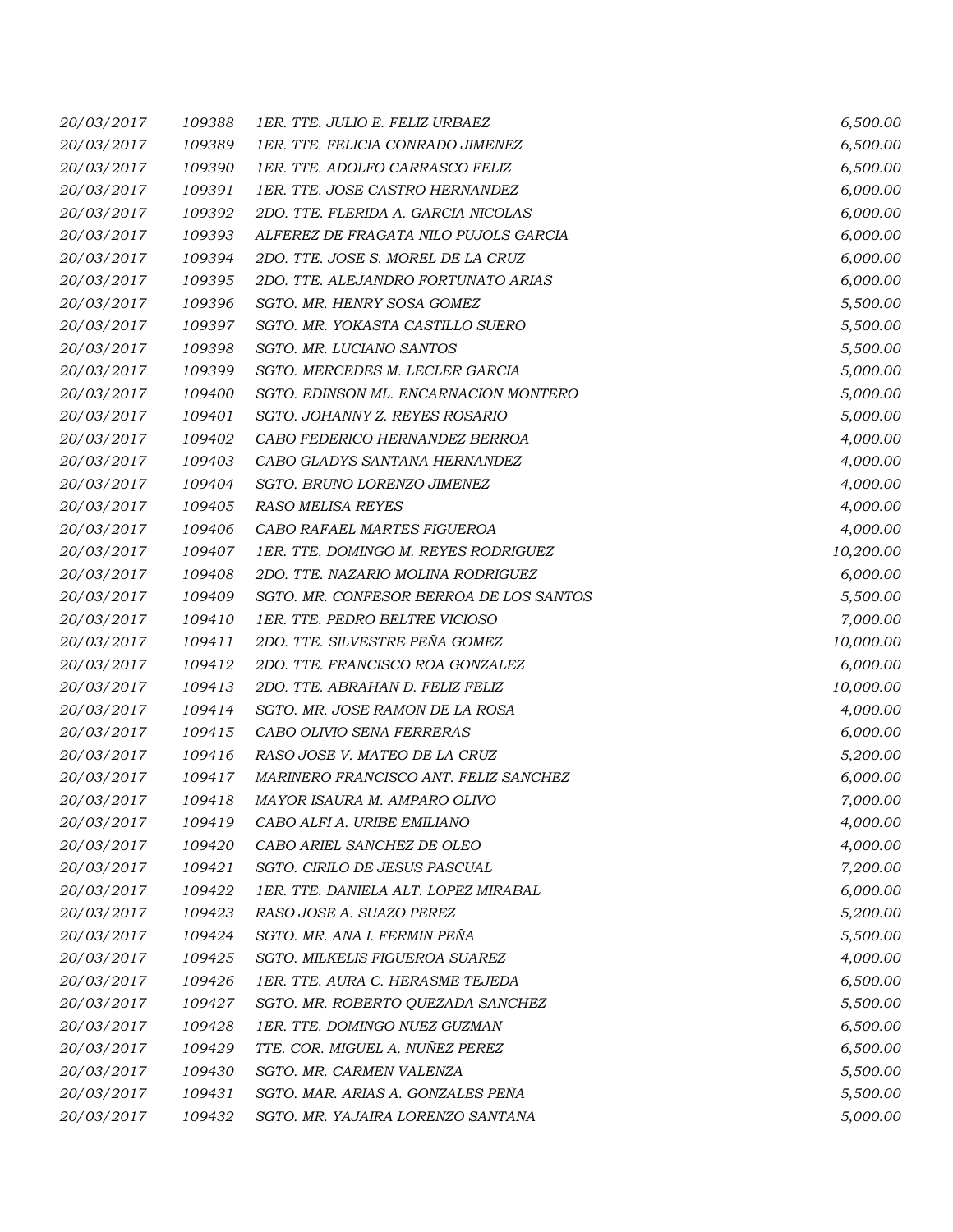| | | | |
|---|---|---|---|
| 20/03/2017 | 109388 | 1ER. TTE. JULIO E. FELIZ URBAEZ | 6,500.00 |
| 20/03/2017 | 109389 | 1ER. TTE. FELICIA CONRADO JIMENEZ | 6,500.00 |
| 20/03/2017 | 109390 | 1ER. TTE. ADOLFO CARRASCO FELIZ | 6,500.00 |
| 20/03/2017 | 109391 | 1ER. TTE. JOSE CASTRO HERNANDEZ | 6,000.00 |
| 20/03/2017 | 109392 | 2DO. TTE. FLERIDA A. GARCIA NICOLAS | 6,000.00 |
| 20/03/2017 | 109393 | ALFEREZ DE FRAGATA NILO PUJOLS GARCIA | 6,000.00 |
| 20/03/2017 | 109394 | 2DO. TTE. JOSE S. MOREL DE LA CRUZ | 6,000.00 |
| 20/03/2017 | 109395 | 2DO. TTE. ALEJANDRO FORTUNATO ARIAS | 6,000.00 |
| 20/03/2017 | 109396 | SGTO. MR. HENRY SOSA GOMEZ | 5,500.00 |
| 20/03/2017 | 109397 | SGTO. MR. YOKASTA CASTILLO SUERO | 5,500.00 |
| 20/03/2017 | 109398 | SGTO. MR. LUCIANO SANTOS | 5,500.00 |
| 20/03/2017 | 109399 | SGTO. MERCEDES M. LECLER GARCIA | 5,000.00 |
| 20/03/2017 | 109400 | SGTO. EDINSON ML. ENCARNACION MONTERO | 5,000.00 |
| 20/03/2017 | 109401 | SGTO. JOHANNY Z. REYES ROSARIO | 5,000.00 |
| 20/03/2017 | 109402 | CABO FEDERICO HERNANDEZ BERROA | 4,000.00 |
| 20/03/2017 | 109403 | CABO GLADYS SANTANA HERNANDEZ | 4,000.00 |
| 20/03/2017 | 109404 | SGTO. BRUNO LORENZO JIMENEZ | 4,000.00 |
| 20/03/2017 | 109405 | RASO MELISA REYES | 4,000.00 |
| 20/03/2017 | 109406 | CABO RAFAEL MARTES FIGUEROA | 4,000.00 |
| 20/03/2017 | 109407 | 1ER. TTE. DOMINGO M. REYES RODRIGUEZ | 10,200.00 |
| 20/03/2017 | 109408 | 2DO. TTE. NAZARIO MOLINA RODRIGUEZ | 6,000.00 |
| 20/03/2017 | 109409 | SGTO. MR. CONFESOR BERROA DE LOS SANTOS | 5,500.00 |
| 20/03/2017 | 109410 | 1ER. TTE. PEDRO BELTRE VICIOSO | 7,000.00 |
| 20/03/2017 | 109411 | 2DO. TTE. SILVESTRE PEÑA GOMEZ | 10,000.00 |
| 20/03/2017 | 109412 | 2DO. TTE. FRANCISCO ROA GONZALEZ | 6,000.00 |
| 20/03/2017 | 109413 | 2DO. TTE. ABRAHAN D. FELIZ FELIZ | 10,000.00 |
| 20/03/2017 | 109414 | SGTO. MR. JOSE RAMON DE LA ROSA | 4,000.00 |
| 20/03/2017 | 109415 | CABO OLIVIO SENA FERRERAS | 6,000.00 |
| 20/03/2017 | 109416 | RASO JOSE V. MATEO DE LA CRUZ | 5,200.00 |
| 20/03/2017 | 109417 | MARINERO FRANCISCO ANT. FELIZ SANCHEZ | 6,000.00 |
| 20/03/2017 | 109418 | MAYOR ISAURA M. AMPARO OLIVO | 7,000.00 |
| 20/03/2017 | 109419 | CABO ALFI A. URIBE EMILIANO | 4,000.00 |
| 20/03/2017 | 109420 | CABO ARIEL SANCHEZ DE OLEO | 4,000.00 |
| 20/03/2017 | 109421 | SGTO. CIRILO DE JESUS PASCUAL | 7,200.00 |
| 20/03/2017 | 109422 | 1ER. TTE. DANIELA ALT. LOPEZ MIRABAL | 6,000.00 |
| 20/03/2017 | 109423 | RASO JOSE A. SUAZO PEREZ | 5,200.00 |
| 20/03/2017 | 109424 | SGTO. MR. ANA I. FERMIN PEÑA | 5,500.00 |
| 20/03/2017 | 109425 | SGTO. MILKELIS FIGUEROA SUAREZ | 4,000.00 |
| 20/03/2017 | 109426 | 1ER. TTE. AURA C. HERASME TEJEDA | 6,500.00 |
| 20/03/2017 | 109427 | SGTO. MR. ROBERTO QUEZADA SANCHEZ | 5,500.00 |
| 20/03/2017 | 109428 | 1ER. TTE. DOMINGO NUEZ GUZMAN | 6,500.00 |
| 20/03/2017 | 109429 | TTE. COR. MIGUEL A. NUÑEZ PEREZ | 6,500.00 |
| 20/03/2017 | 109430 | SGTO. MR. CARMEN VALENZA | 5,500.00 |
| 20/03/2017 | 109431 | SGTO. MAR. ARIAS A. GONZALES PEÑA | 5,500.00 |
| 20/03/2017 | 109432 | SGTO. MR. YAJAIRA LORENZO SANTANA | 5,000.00 |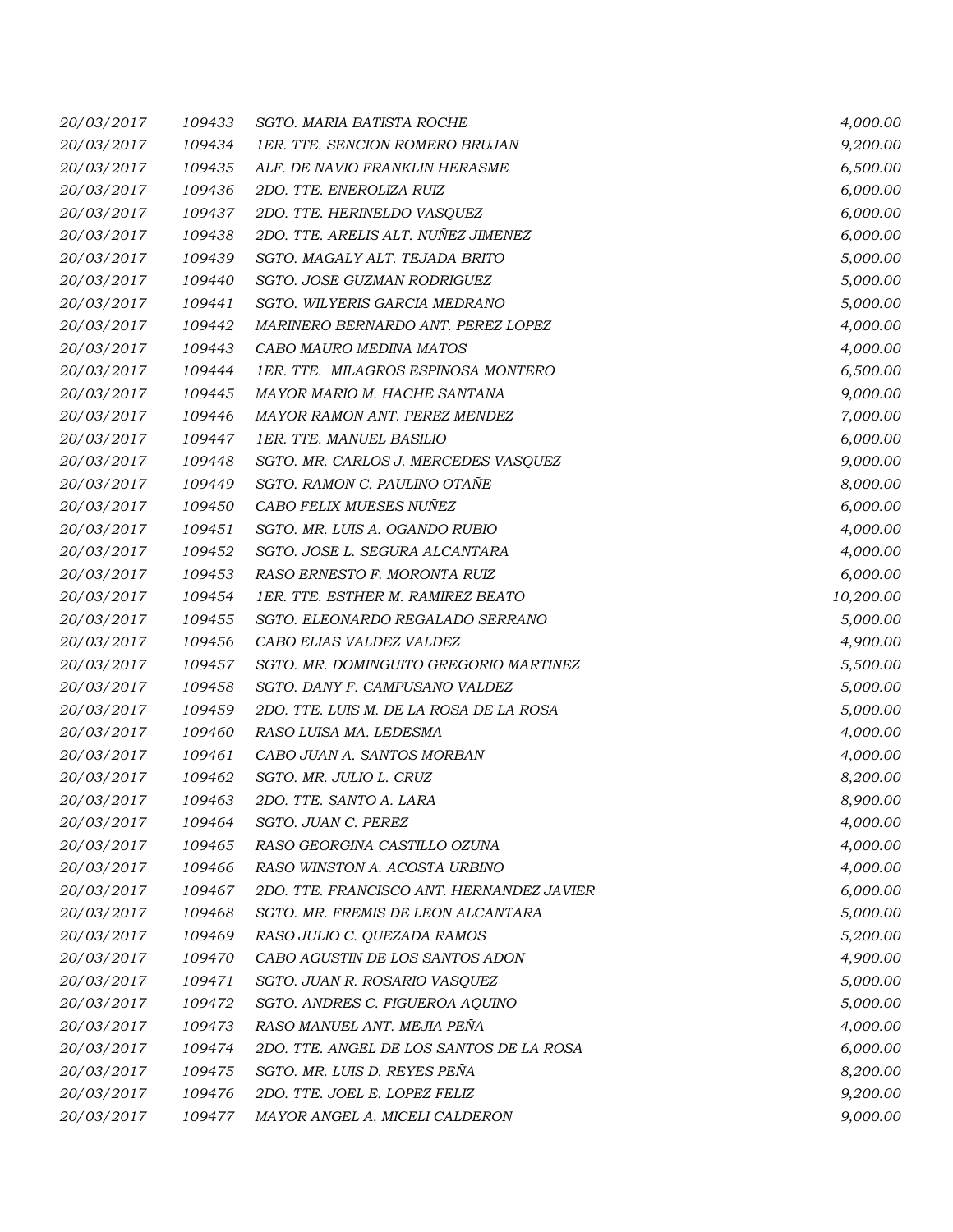| | | | |
|---|---|---|---|
| 20/03/2017 | 109433 | SGTO. MARIA BATISTA ROCHE | 4,000.00 |
| 20/03/2017 | 109434 | 1ER. TTE. SENCION ROMERO BRUJAN | 9,200.00 |
| 20/03/2017 | 109435 | ALF. DE NAVIO FRANKLIN HERASME | 6,500.00 |
| 20/03/2017 | 109436 | 2DO. TTE. ENEROLIZA RUIZ | 6,000.00 |
| 20/03/2017 | 109437 | 2DO. TTE. HERINELDO VASQUEZ | 6,000.00 |
| 20/03/2017 | 109438 | 2DO. TTE. ARELIS ALT. NUÑEZ JIMENEZ | 6,000.00 |
| 20/03/2017 | 109439 | SGTO. MAGALY ALT. TEJADA BRITO | 5,000.00 |
| 20/03/2017 | 109440 | SGTO. JOSE GUZMAN RODRIGUEZ | 5,000.00 |
| 20/03/2017 | 109441 | SGTO. WILYERIS GARCIA MEDRANO | 5,000.00 |
| 20/03/2017 | 109442 | MARINERO BERNARDO ANT. PEREZ LOPEZ | 4,000.00 |
| 20/03/2017 | 109443 | CABO MAURO MEDINA MATOS | 4,000.00 |
| 20/03/2017 | 109444 | 1ER. TTE. MILAGROS ESPINOSA MONTERO | 6,500.00 |
| 20/03/2017 | 109445 | MAYOR MARIO M. HACHE SANTANA | 9,000.00 |
| 20/03/2017 | 109446 | MAYOR RAMON ANT. PEREZ MENDEZ | 7,000.00 |
| 20/03/2017 | 109447 | 1ER. TTE. MANUEL BASILIO | 6,000.00 |
| 20/03/2017 | 109448 | SGTO. MR. CARLOS J. MERCEDES VASQUEZ | 9,000.00 |
| 20/03/2017 | 109449 | SGTO. RAMON C. PAULINO OTAÑE | 8,000.00 |
| 20/03/2017 | 109450 | CABO FELIX MUESES NUÑEZ | 6,000.00 |
| 20/03/2017 | 109451 | SGTO. MR. LUIS A. OGANDO RUBIO | 4,000.00 |
| 20/03/2017 | 109452 | SGTO. JOSE L. SEGURA ALCANTARA | 4,000.00 |
| 20/03/2017 | 109453 | RASO ERNESTO F. MORONTA RUIZ | 6,000.00 |
| 20/03/2017 | 109454 | 1ER. TTE. ESTHER M. RAMIREZ BEATO | 10,200.00 |
| 20/03/2017 | 109455 | SGTO. ELEONARDO REGALADO SERRANO | 5,000.00 |
| 20/03/2017 | 109456 | CABO ELIAS VALDEZ VALDEZ | 4,900.00 |
| 20/03/2017 | 109457 | SGTO. MR. DOMINGUITO GREGORIO MARTINEZ | 5,500.00 |
| 20/03/2017 | 109458 | SGTO. DANY F. CAMPUSANO VALDEZ | 5,000.00 |
| 20/03/2017 | 109459 | 2DO. TTE. LUIS M. DE LA ROSA DE LA ROSA | 5,000.00 |
| 20/03/2017 | 109460 | RASO LUISA MA. LEDESMA | 4,000.00 |
| 20/03/2017 | 109461 | CABO JUAN A. SANTOS MORBAN | 4,000.00 |
| 20/03/2017 | 109462 | SGTO. MR. JULIO L. CRUZ | 8,200.00 |
| 20/03/2017 | 109463 | 2DO. TTE. SANTO A. LARA | 8,900.00 |
| 20/03/2017 | 109464 | SGTO. JUAN C. PEREZ | 4,000.00 |
| 20/03/2017 | 109465 | RASO GEORGINA CASTILLO OZUNA | 4,000.00 |
| 20/03/2017 | 109466 | RASO WINSTON A. ACOSTA URBINO | 4,000.00 |
| 20/03/2017 | 109467 | 2DO. TTE. FRANCISCO ANT. HERNANDEZ JAVIER | 6,000.00 |
| 20/03/2017 | 109468 | SGTO. MR. FREMIS DE LEON ALCANTARA | 5,000.00 |
| 20/03/2017 | 109469 | RASO JULIO C. QUEZADA RAMOS | 5,200.00 |
| 20/03/2017 | 109470 | CABO AGUSTIN DE LOS SANTOS ADON | 4,900.00 |
| 20/03/2017 | 109471 | SGTO. JUAN R. ROSARIO VASQUEZ | 5,000.00 |
| 20/03/2017 | 109472 | SGTO. ANDRES C. FIGUEROA AQUINO | 5,000.00 |
| 20/03/2017 | 109473 | RASO MANUEL ANT. MEJIA PEÑA | 4,000.00 |
| 20/03/2017 | 109474 | 2DO. TTE. ANGEL DE LOS SANTOS DE LA ROSA | 6,000.00 |
| 20/03/2017 | 109475 | SGTO. MR. LUIS D. REYES PEÑA | 8,200.00 |
| 20/03/2017 | 109476 | 2DO. TTE. JOEL E. LOPEZ FELIZ | 9,200.00 |
| 20/03/2017 | 109477 | MAYOR ANGEL A. MICELI CALDERON | 9,000.00 |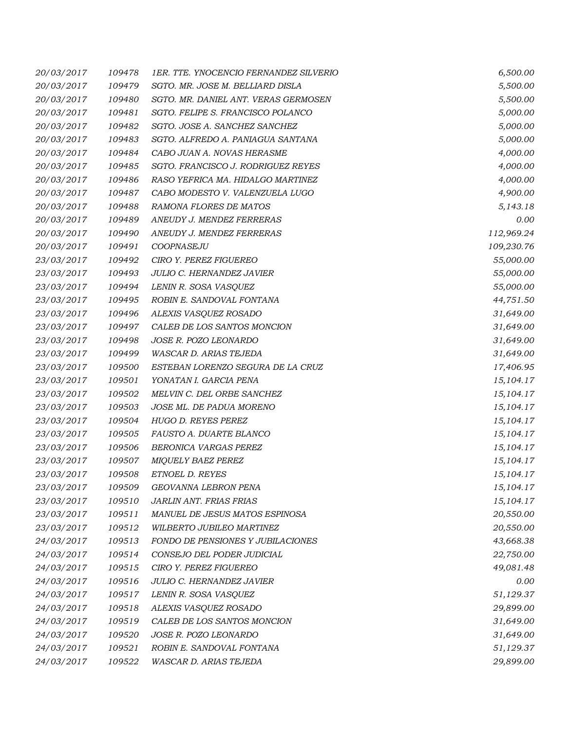| | | | |
|---|---|---|---|
| 20/03/2017 | 109478 | 1ER. TTE. YNOCENCIO FERNANDEZ SILVERIO | 6,500.00 |
| 20/03/2017 | 109479 | SGTO. MR. JOSE M. BELLIARD DISLA | 5,500.00 |
| 20/03/2017 | 109480 | SGTO. MR. DANIEL ANT. VERAS GERMOSEN | 5,500.00 |
| 20/03/2017 | 109481 | SGTO. FELIPE S. FRANCISCO POLANCO | 5,000.00 |
| 20/03/2017 | 109482 | SGTO. JOSE A. SANCHEZ SANCHEZ | 5,000.00 |
| 20/03/2017 | 109483 | SGTO. ALFREDO A. PANIAGUA SANTANA | 5,000.00 |
| 20/03/2017 | 109484 | CABO JUAN A. NOVAS HERASME | 4,000.00 |
| 20/03/2017 | 109485 | SGTO. FRANCISCO J. RODRIGUEZ REYES | 4,000.00 |
| 20/03/2017 | 109486 | RASO YEFRICA MA. HIDALGO MARTINEZ | 4,000.00 |
| 20/03/2017 | 109487 | CABO MODESTO V. VALENZUELA LUGO | 4,900.00 |
| 20/03/2017 | 109488 | RAMONA FLORES DE MATOS | 5,143.18 |
| 20/03/2017 | 109489 | ANEUDY J. MENDEZ FERRERAS | 0.00 |
| 20/03/2017 | 109490 | ANEUDY J. MENDEZ FERRERAS | 112,969.24 |
| 20/03/2017 | 109491 | COOPNASEJU | 109,230.76 |
| 23/03/2017 | 109492 | CIRO Y. PEREZ FIGUEREO | 55,000.00 |
| 23/03/2017 | 109493 | JULIO C. HERNANDEZ JAVIER | 55,000.00 |
| 23/03/2017 | 109494 | LENIN R. SOSA VASQUEZ | 55,000.00 |
| 23/03/2017 | 109495 | ROBIN E. SANDOVAL FONTANA | 44,751.50 |
| 23/03/2017 | 109496 | ALEXIS VASQUEZ ROSADO | 31,649.00 |
| 23/03/2017 | 109497 | CALEB DE LOS SANTOS MONCION | 31,649.00 |
| 23/03/2017 | 109498 | JOSE R. POZO LEONARDO | 31,649.00 |
| 23/03/2017 | 109499 | WASCAR D. ARIAS TEJEDA | 31,649.00 |
| 23/03/2017 | 109500 | ESTEBAN LORENZO SEGURA DE LA CRUZ | 17,406.95 |
| 23/03/2017 | 109501 | YONATAN I. GARCIA PENA | 15,104.17 |
| 23/03/2017 | 109502 | MELVIN C. DEL ORBE SANCHEZ | 15,104.17 |
| 23/03/2017 | 109503 | JOSE ML. DE PADUA MORENO | 15,104.17 |
| 23/03/2017 | 109504 | HUGO D. REYES PEREZ | 15,104.17 |
| 23/03/2017 | 109505 | FAUSTO A. DUARTE BLANCO | 15,104.17 |
| 23/03/2017 | 109506 | BERONICA VARGAS PEREZ | 15,104.17 |
| 23/03/2017 | 109507 | MIQUELY BAEZ PEREZ | 15,104.17 |
| 23/03/2017 | 109508 | ETNOEL D. REYES | 15,104.17 |
| 23/03/2017 | 109509 | GEOVANNA LEBRON PENA | 15,104.17 |
| 23/03/2017 | 109510 | JARLIN ANT. FRIAS FRIAS | 15,104.17 |
| 23/03/2017 | 109511 | MANUEL DE JESUS MATOS ESPINOSA | 20,550.00 |
| 23/03/2017 | 109512 | WILBERTO JUBILEO MARTINEZ | 20,550.00 |
| 24/03/2017 | 109513 | FONDO DE PENSIONES Y JUBILACIONES | 43,668.38 |
| 24/03/2017 | 109514 | CONSEJO DEL PODER JUDICIAL | 22,750.00 |
| 24/03/2017 | 109515 | CIRO Y. PEREZ FIGUEREO | 49,081.48 |
| 24/03/2017 | 109516 | JULIO C. HERNANDEZ JAVIER | 0.00 |
| 24/03/2017 | 109517 | LENIN R. SOSA VASQUEZ | 51,129.37 |
| 24/03/2017 | 109518 | ALEXIS VASQUEZ ROSADO | 29,899.00 |
| 24/03/2017 | 109519 | CALEB DE LOS SANTOS MONCION | 31,649.00 |
| 24/03/2017 | 109520 | JOSE R. POZO LEONARDO | 31,649.00 |
| 24/03/2017 | 109521 | ROBIN E. SANDOVAL FONTANA | 51,129.37 |
| 24/03/2017 | 109522 | WASCAR D. ARIAS TEJEDA | 29,899.00 |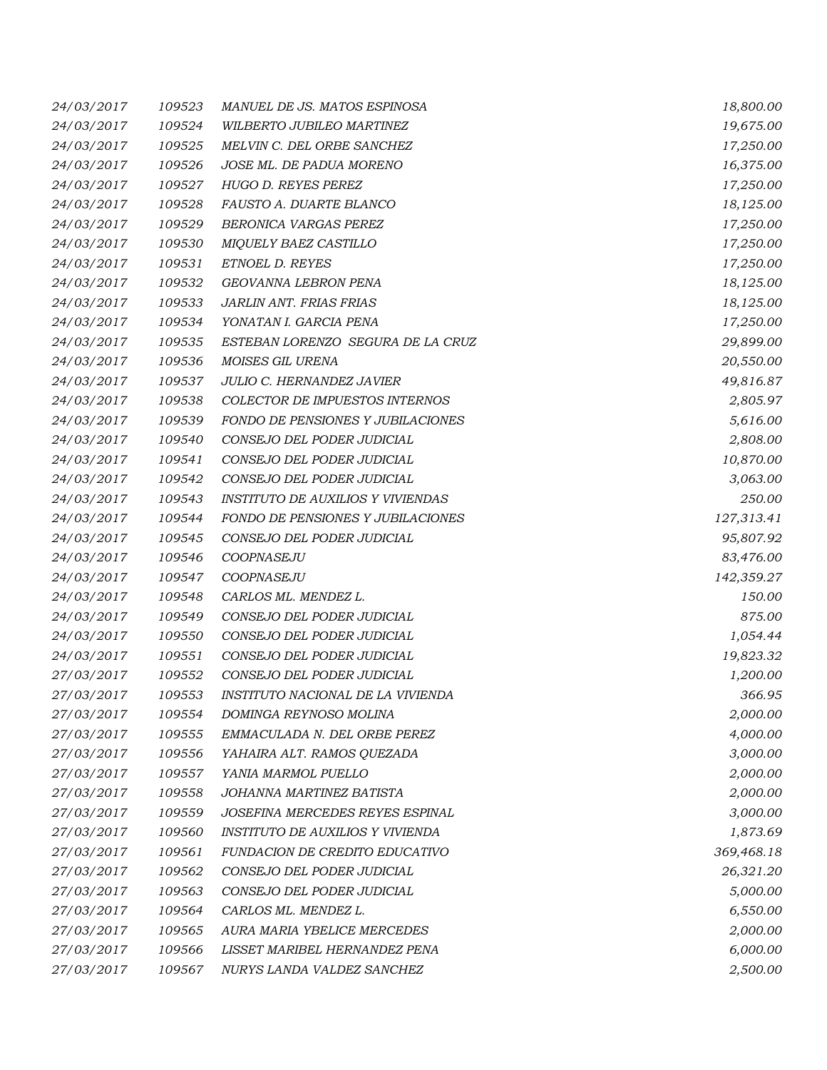| | | | |
|---|---|---|---|
| 24/03/2017 | 109523 | MANUEL DE JS. MATOS ESPINOSA | 18,800.00 |
| 24/03/2017 | 109524 | WILBERTO JUBILEO MARTINEZ | 19,675.00 |
| 24/03/2017 | 109525 | MELVIN C. DEL ORBE SANCHEZ | 17,250.00 |
| 24/03/2017 | 109526 | JOSE ML. DE PADUA MORENO | 16,375.00 |
| 24/03/2017 | 109527 | HUGO D. REYES PEREZ | 17,250.00 |
| 24/03/2017 | 109528 | FAUSTO A. DUARTE BLANCO | 18,125.00 |
| 24/03/2017 | 109529 | BERONICA VARGAS PEREZ | 17,250.00 |
| 24/03/2017 | 109530 | MIQUELY BAEZ CASTILLO | 17,250.00 |
| 24/03/2017 | 109531 | ETNOEL D. REYES | 17,250.00 |
| 24/03/2017 | 109532 | GEOVANNA LEBRON PENA | 18,125.00 |
| 24/03/2017 | 109533 | JARLIN ANT. FRIAS FRIAS | 18,125.00 |
| 24/03/2017 | 109534 | YONATAN I. GARCIA PENA | 17,250.00 |
| 24/03/2017 | 109535 | ESTEBAN LORENZO SEGURA DE LA CRUZ | 29,899.00 |
| 24/03/2017 | 109536 | MOISES GIL URENA | 20,550.00 |
| 24/03/2017 | 109537 | JULIO C. HERNANDEZ JAVIER | 49,816.87 |
| 24/03/2017 | 109538 | COLECTOR DE IMPUESTOS INTERNOS | 2,805.97 |
| 24/03/2017 | 109539 | FONDO DE PENSIONES Y JUBILACIONES | 5,616.00 |
| 24/03/2017 | 109540 | CONSEJO DEL PODER JUDICIAL | 2,808.00 |
| 24/03/2017 | 109541 | CONSEJO DEL PODER JUDICIAL | 10,870.00 |
| 24/03/2017 | 109542 | CONSEJO DEL PODER JUDICIAL | 3,063.00 |
| 24/03/2017 | 109543 | INSTITUTO DE AUXILIOS Y VIVIENDAS | 250.00 |
| 24/03/2017 | 109544 | FONDO DE PENSIONES Y JUBILACIONES | 127,313.41 |
| 24/03/2017 | 109545 | CONSEJO DEL PODER JUDICIAL | 95,807.92 |
| 24/03/2017 | 109546 | COOPNASEJU | 83,476.00 |
| 24/03/2017 | 109547 | COOPNASEJU | 142,359.27 |
| 24/03/2017 | 109548 | CARLOS ML. MENDEZ L. | 150.00 |
| 24/03/2017 | 109549 | CONSEJO DEL PODER JUDICIAL | 875.00 |
| 24/03/2017 | 109550 | CONSEJO DEL PODER JUDICIAL | 1,054.44 |
| 24/03/2017 | 109551 | CONSEJO DEL PODER JUDICIAL | 19,823.32 |
| 27/03/2017 | 109552 | CONSEJO DEL PODER JUDICIAL | 1,200.00 |
| 27/03/2017 | 109553 | INSTITUTO NACIONAL DE LA VIVIENDA | 366.95 |
| 27/03/2017 | 109554 | DOMINGA REYNOSO MOLINA | 2,000.00 |
| 27/03/2017 | 109555 | EMMACULADA N. DEL ORBE PEREZ | 4,000.00 |
| 27/03/2017 | 109556 | YAHAIRA ALT. RAMOS QUEZADA | 3,000.00 |
| 27/03/2017 | 109557 | YANIA MARMOL PUELLO | 2,000.00 |
| 27/03/2017 | 109558 | JOHANNA MARTINEZ BATISTA | 2,000.00 |
| 27/03/2017 | 109559 | JOSEFINA MERCEDES REYES ESPINAL | 3,000.00 |
| 27/03/2017 | 109560 | INSTITUTO DE AUXILIOS Y VIVIENDA | 1,873.69 |
| 27/03/2017 | 109561 | FUNDACION DE CREDITO EDUCATIVO | 369,468.18 |
| 27/03/2017 | 109562 | CONSEJO DEL PODER JUDICIAL | 26,321.20 |
| 27/03/2017 | 109563 | CONSEJO DEL PODER JUDICIAL | 5,000.00 |
| 27/03/2017 | 109564 | CARLOS ML. MENDEZ L. | 6,550.00 |
| 27/03/2017 | 109565 | AURA MARIA YBELICE MERCEDES | 2,000.00 |
| 27/03/2017 | 109566 | LISSET MARIBEL HERNANDEZ PENA | 6,000.00 |
| 27/03/2017 | 109567 | NURYS LANDA VALDEZ SANCHEZ | 2,500.00 |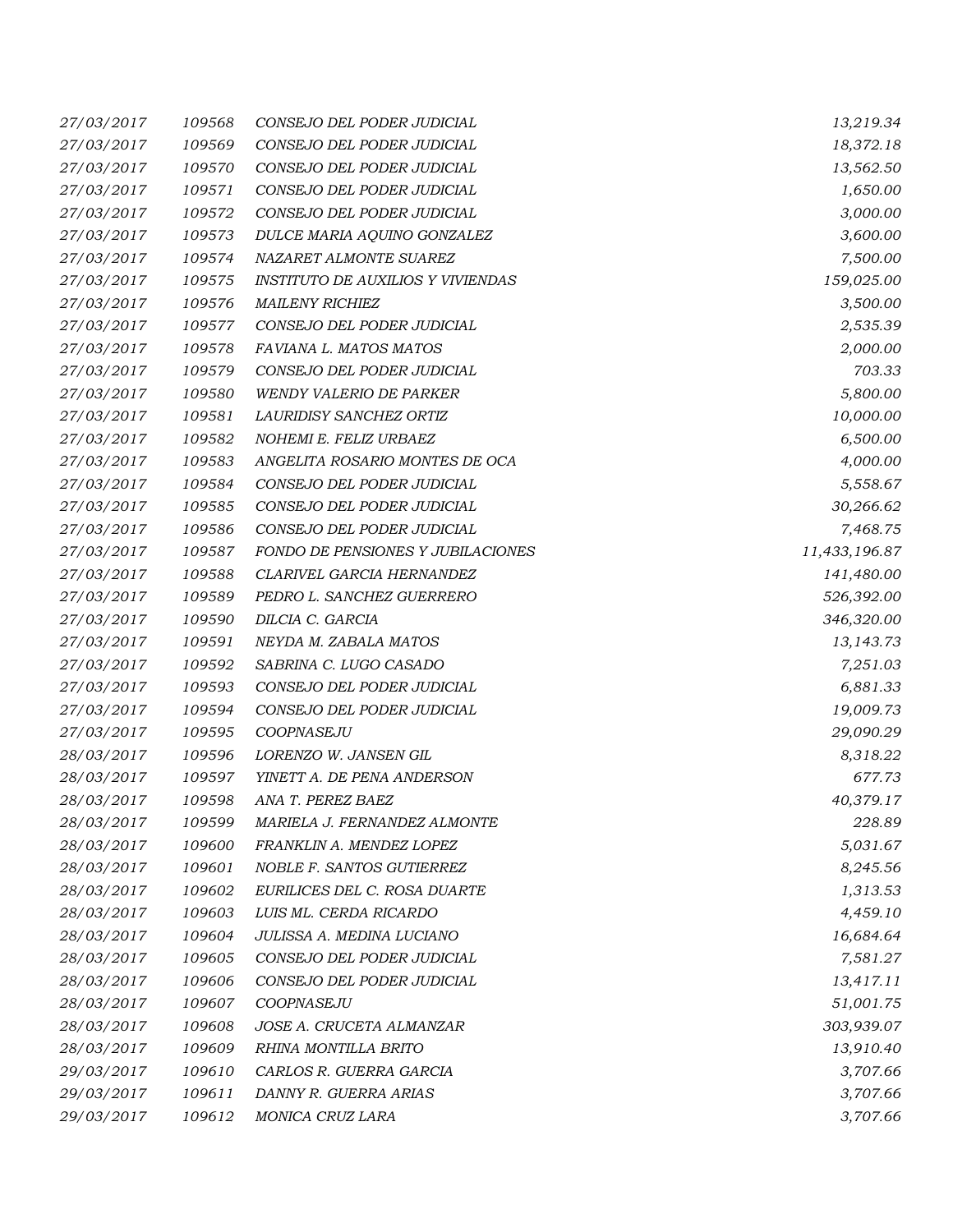| | | | |
|---|---|---|---|
| 27/03/2017 | 109568 | CONSEJO DEL PODER JUDICIAL | 13,219.34 |
| 27/03/2017 | 109569 | CONSEJO DEL PODER JUDICIAL | 18,372.18 |
| 27/03/2017 | 109570 | CONSEJO DEL PODER JUDICIAL | 13,562.50 |
| 27/03/2017 | 109571 | CONSEJO DEL PODER JUDICIAL | 1,650.00 |
| 27/03/2017 | 109572 | CONSEJO DEL PODER JUDICIAL | 3,000.00 |
| 27/03/2017 | 109573 | DULCE MARIA AQUINO GONZALEZ | 3,600.00 |
| 27/03/2017 | 109574 | NAZARET ALMONTE SUAREZ | 7,500.00 |
| 27/03/2017 | 109575 | INSTITUTO DE AUXILIOS Y VIVIENDAS | 159,025.00 |
| 27/03/2017 | 109576 | MAILENY RICHIEZ | 3,500.00 |
| 27/03/2017 | 109577 | CONSEJO DEL PODER JUDICIAL | 2,535.39 |
| 27/03/2017 | 109578 | FAVIANA L. MATOS MATOS | 2,000.00 |
| 27/03/2017 | 109579 | CONSEJO DEL PODER JUDICIAL | 703.33 |
| 27/03/2017 | 109580 | WENDY VALERIO DE PARKER | 5,800.00 |
| 27/03/2017 | 109581 | LAURIDISY SANCHEZ ORTIZ | 10,000.00 |
| 27/03/2017 | 109582 | NOHEMI E. FELIZ URBAEZ | 6,500.00 |
| 27/03/2017 | 109583 | ANGELITA ROSARIO MONTES DE OCA | 4,000.00 |
| 27/03/2017 | 109584 | CONSEJO DEL PODER JUDICIAL | 5,558.67 |
| 27/03/2017 | 109585 | CONSEJO DEL PODER JUDICIAL | 30,266.62 |
| 27/03/2017 | 109586 | CONSEJO DEL PODER JUDICIAL | 7,468.75 |
| 27/03/2017 | 109587 | FONDO DE PENSIONES Y JUBILACIONES | 11,433,196.87 |
| 27/03/2017 | 109588 | CLARIVEL GARCIA HERNANDEZ | 141,480.00 |
| 27/03/2017 | 109589 | PEDRO L. SANCHEZ GUERRERO | 526,392.00 |
| 27/03/2017 | 109590 | DILCIA C. GARCIA | 346,320.00 |
| 27/03/2017 | 109591 | NEYDA M. ZABALA MATOS | 13,143.73 |
| 27/03/2017 | 109592 | SABRINA C. LUGO CASADO | 7,251.03 |
| 27/03/2017 | 109593 | CONSEJO DEL PODER JUDICIAL | 6,881.33 |
| 27/03/2017 | 109594 | CONSEJO DEL PODER JUDICIAL | 19,009.73 |
| 27/03/2017 | 109595 | COOPNASEJU | 29,090.29 |
| 28/03/2017 | 109596 | LORENZO W. JANSEN GIL | 8,318.22 |
| 28/03/2017 | 109597 | YINETT A. DE PENA ANDERSON | 677.73 |
| 28/03/2017 | 109598 | ANA T. PEREZ BAEZ | 40,379.17 |
| 28/03/2017 | 109599 | MARIELA J. FERNANDEZ ALMONTE | 228.89 |
| 28/03/2017 | 109600 | FRANKLIN A. MENDEZ LOPEZ | 5,031.67 |
| 28/03/2017 | 109601 | NOBLE F. SANTOS GUTIERREZ | 8,245.56 |
| 28/03/2017 | 109602 | EURILICES DEL C. ROSA DUARTE | 1,313.53 |
| 28/03/2017 | 109603 | LUIS ML. CERDA RICARDO | 4,459.10 |
| 28/03/2017 | 109604 | JULISSA A. MEDINA LUCIANO | 16,684.64 |
| 28/03/2017 | 109605 | CONSEJO DEL PODER JUDICIAL | 7,581.27 |
| 28/03/2017 | 109606 | CONSEJO DEL PODER JUDICIAL | 13,417.11 |
| 28/03/2017 | 109607 | COOPNASEJU | 51,001.75 |
| 28/03/2017 | 109608 | JOSE A. CRUCETA ALMANZAR | 303,939.07 |
| 28/03/2017 | 109609 | RHINA MONTILLA BRITO | 13,910.40 |
| 29/03/2017 | 109610 | CARLOS R. GUERRA GARCIA | 3,707.66 |
| 29/03/2017 | 109611 | DANNY R. GUERRA ARIAS | 3,707.66 |
| 29/03/2017 | 109612 | MONICA CRUZ LARA | 3,707.66 |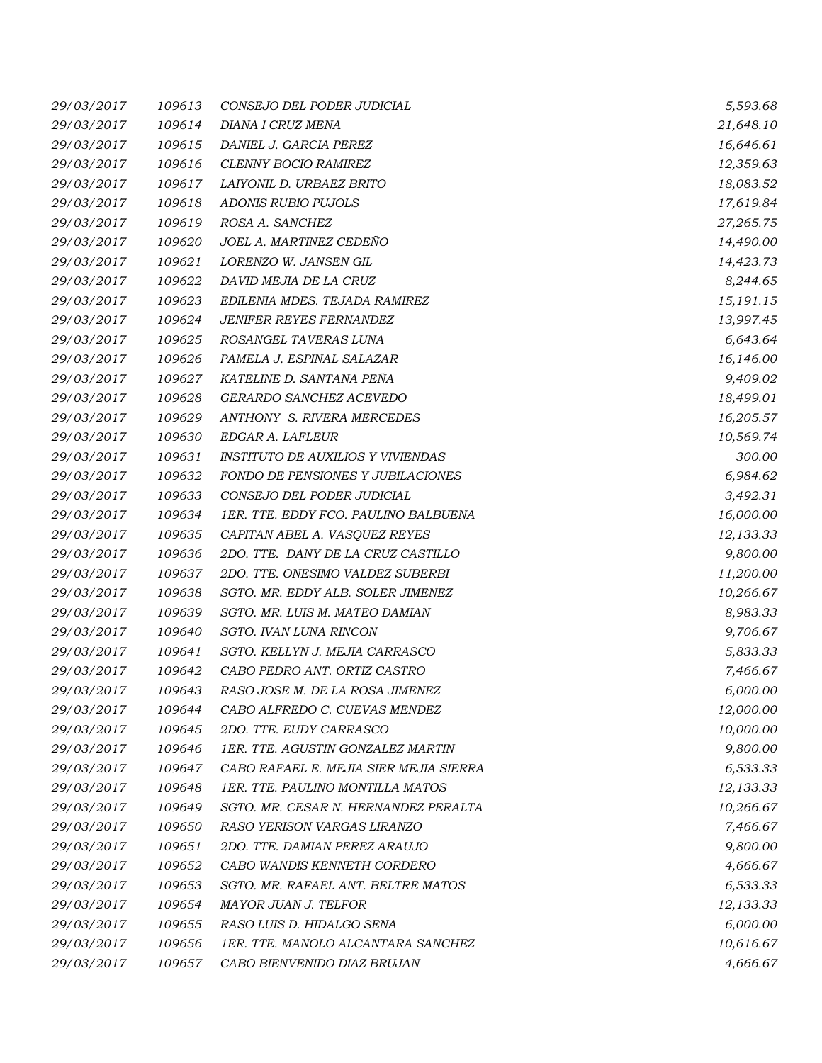| | | | |
|---|---|---|---|
| *29/03/2017* | *109613* | *CONSEJO DEL PODER JUDICIAL* | *5,593.68* |
| *29/03/2017* | *109614* | *DIANA I CRUZ MENA* | *21,648.10* |
| *29/03/2017* | *109615* | *DANIEL J. GARCIA PEREZ* | *16,646.61* |
| *29/03/2017* | *109616* | *CLENNY BOCIO RAMIREZ* | *12,359.63* |
| *29/03/2017* | *109617* | *LAIYONIL D. URBAEZ BRITO* | *18,083.52* |
| *29/03/2017* | *109618* | *ADONIS RUBIO PUJOLS* | *17,619.84* |
| *29/03/2017* | *109619* | *ROSA A. SANCHEZ* | *27,265.75* |
| *29/03/2017* | *109620* | *JOEL A. MARTINEZ CEDEÑO* | *14,490.00* |
| *29/03/2017* | *109621* | *LORENZO W. JANSEN GIL* | *14,423.73* |
| *29/03/2017* | *109622* | *DAVID MEJIA DE LA CRUZ* | *8,244.65* |
| *29/03/2017* | *109623* | *EDILENIA MDES. TEJADA RAMIREZ* | *15,191.15* |
| *29/03/2017* | *109624* | *JENIFER REYES FERNANDEZ* | *13,997.45* |
| *29/03/2017* | *109625* | *ROSANGEL TAVERAS LUNA* | *6,643.64* |
| *29/03/2017* | *109626* | *PAMELA J. ESPINAL SALAZAR* | *16,146.00* |
| *29/03/2017* | *109627* | *KATELINE D. SANTANA PEÑA* | *9,409.02* |
| *29/03/2017* | *109628* | *GERARDO SANCHEZ ACEVEDO* | *18,499.01* |
| *29/03/2017* | *109629* | *ANTHONY S. RIVERA MERCEDES* | *16,205.57* |
| *29/03/2017* | *109630* | *EDGAR A. LAFLEUR* | *10,569.74* |
| *29/03/2017* | *109631* | *INSTITUTO DE AUXILIOS Y VIVIENDAS* | *300.00* |
| *29/03/2017* | *109632* | *FONDO DE PENSIONES Y JUBILACIONES* | *6,984.62* |
| *29/03/2017* | *109633* | *CONSEJO DEL PODER JUDICIAL* | *3,492.31* |
| *29/03/2017* | *109634* | *1ER. TTE. EDDY FCO. PAULINO BALBUENA* | *16,000.00* |
| *29/03/2017* | *109635* | *CAPITAN ABEL A. VASQUEZ REYES* | *12,133.33* |
| *29/03/2017* | *109636* | *2DO. TTE. DANY DE LA CRUZ CASTILLO* | *9,800.00* |
| *29/03/2017* | *109637* | *2DO. TTE. ONESIMO VALDEZ SUBERBI* | *11,200.00* |
| *29/03/2017* | *109638* | *SGTO. MR. EDDY ALB. SOLER JIMENEZ* | *10,266.67* |
| *29/03/2017* | *109639* | *SGTO. MR. LUIS M. MATEO DAMIAN* | *8,983.33* |
| *29/03/2017* | *109640* | *SGTO. IVAN LUNA RINCON* | *9,706.67* |
| *29/03/2017* | *109641* | *SGTO. KELLYN J. MEJIA CARRASCO* | *5,833.33* |
| *29/03/2017* | *109642* | *CABO PEDRO ANT. ORTIZ CASTRO* | *7,466.67* |
| *29/03/2017* | *109643* | *RASO JOSE M. DE LA ROSA JIMENEZ* | *6,000.00* |
| *29/03/2017* | *109644* | *CABO ALFREDO C. CUEVAS MENDEZ* | *12,000.00* |
| *29/03/2017* | *109645* | *2DO. TTE. EUDY CARRASCO* | *10,000.00* |
| *29/03/2017* | *109646* | *1ER. TTE. AGUSTIN GONZALEZ MARTIN* | *9,800.00* |
| *29/03/2017* | *109647* | *CABO RAFAEL E. MEJIA SIER MEJIA SIERRA* | *6,533.33* |
| *29/03/2017* | *109648* | *1ER. TTE. PAULINO MONTILLA MATOS* | *12,133.33* |
| *29/03/2017* | *109649* | *SGTO. MR. CESAR N. HERNANDEZ PERALTA* | *10,266.67* |
| *29/03/2017* | *109650* | *RASO YERISON VARGAS LIRANZO* | *7,466.67* |
| *29/03/2017* | *109651* | *2DO. TTE. DAMIAN PEREZ ARAUJO* | *9,800.00* |
| *29/03/2017* | *109652* | *CABO WANDIS KENNETH CORDERO* | *4,666.67* |
| *29/03/2017* | *109653* | *SGTO. MR. RAFAEL ANT. BELTRE MATOS* | *6,533.33* |
| *29/03/2017* | *109654* | *MAYOR JUAN J. TELFOR* | *12,133.33* |
| *29/03/2017* | *109655* | *RASO LUIS D. HIDALGO SENA* | *6,000.00* |
| *29/03/2017* | *109656* | *1ER. TTE. MANOLO ALCANTARA SANCHEZ* | *10,616.67* |
| *29/03/2017* | *109657* | *CABO BIENVENIDO DIAZ BRUJAN* | *4,666.67* |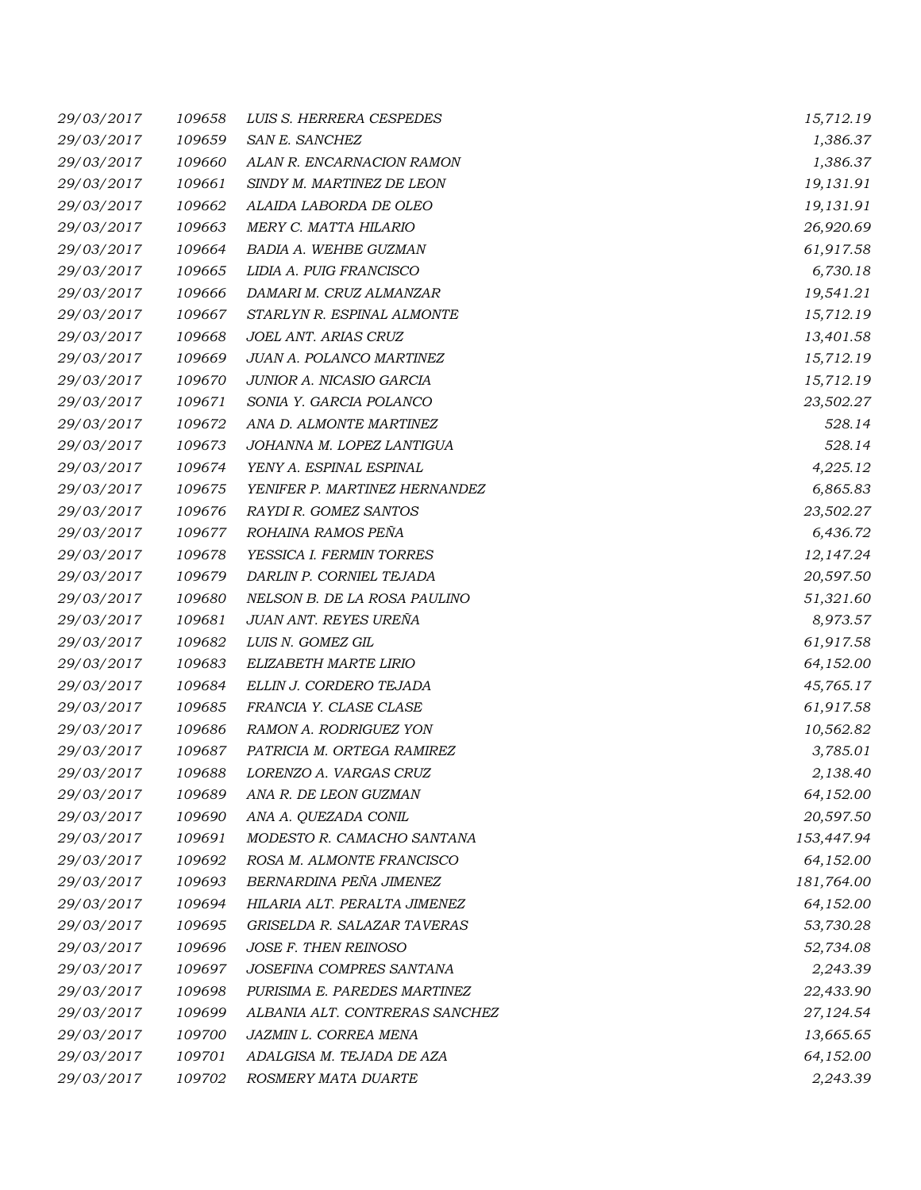| | | | |
|---|---|---|---|
| 29/03/2017 | 109658 | LUIS S. HERRERA CESPEDES | 15,712.19 |
| 29/03/2017 | 109659 | SAN E. SANCHEZ | 1,386.37 |
| 29/03/2017 | 109660 | ALAN R. ENCARNACION RAMON | 1,386.37 |
| 29/03/2017 | 109661 | SINDY M. MARTINEZ DE LEON | 19,131.91 |
| 29/03/2017 | 109662 | ALAIDA LABORDA DE OLEO | 19,131.91 |
| 29/03/2017 | 109663 | MERY C. MATTA HILARIO | 26,920.69 |
| 29/03/2017 | 109664 | BADIA A. WEHBE GUZMAN | 61,917.58 |
| 29/03/2017 | 109665 | LIDIA A. PUIG FRANCISCO | 6,730.18 |
| 29/03/2017 | 109666 | DAMARI M. CRUZ ALMANZAR | 19,541.21 |
| 29/03/2017 | 109667 | STARLYN R. ESPINAL ALMONTE | 15,712.19 |
| 29/03/2017 | 109668 | JOEL ANT. ARIAS CRUZ | 13,401.58 |
| 29/03/2017 | 109669 | JUAN A. POLANCO MARTINEZ | 15,712.19 |
| 29/03/2017 | 109670 | JUNIOR A. NICASIO GARCIA | 15,712.19 |
| 29/03/2017 | 109671 | SONIA Y. GARCIA POLANCO | 23,502.27 |
| 29/03/2017 | 109672 | ANA D. ALMONTE MARTINEZ | 528.14 |
| 29/03/2017 | 109673 | JOHANNA M. LOPEZ LANTIGUA | 528.14 |
| 29/03/2017 | 109674 | YENY A. ESPINAL ESPINAL | 4,225.12 |
| 29/03/2017 | 109675 | YENIFER P. MARTINEZ HERNANDEZ | 6,865.83 |
| 29/03/2017 | 109676 | RAYDI R. GOMEZ SANTOS | 23,502.27 |
| 29/03/2017 | 109677 | ROHAINA RAMOS PEÑA | 6,436.72 |
| 29/03/2017 | 109678 | YESSICA I. FERMIN TORRES | 12,147.24 |
| 29/03/2017 | 109679 | DARLIN P. CORNIEL TEJADA | 20,597.50 |
| 29/03/2017 | 109680 | NELSON B. DE LA ROSA PAULINO | 51,321.60 |
| 29/03/2017 | 109681 | JUAN ANT. REYES UREÑA | 8,973.57 |
| 29/03/2017 | 109682 | LUIS N. GOMEZ GIL | 61,917.58 |
| 29/03/2017 | 109683 | ELIZABETH MARTE LIRIO | 64,152.00 |
| 29/03/2017 | 109684 | ELLIN J. CORDERO TEJADA | 45,765.17 |
| 29/03/2017 | 109685 | FRANCIA Y. CLASE CLASE | 61,917.58 |
| 29/03/2017 | 109686 | RAMON A. RODRIGUEZ YON | 10,562.82 |
| 29/03/2017 | 109687 | PATRICIA M. ORTEGA RAMIREZ | 3,785.01 |
| 29/03/2017 | 109688 | LORENZO A. VARGAS CRUZ | 2,138.40 |
| 29/03/2017 | 109689 | ANA R. DE LEON GUZMAN | 64,152.00 |
| 29/03/2017 | 109690 | ANA A. QUEZADA CONIL | 20,597.50 |
| 29/03/2017 | 109691 | MODESTO R. CAMACHO SANTANA | 153,447.94 |
| 29/03/2017 | 109692 | ROSA M. ALMONTE FRANCISCO | 64,152.00 |
| 29/03/2017 | 109693 | BERNARDINA PEÑA JIMENEZ | 181,764.00 |
| 29/03/2017 | 109694 | HILARIA ALT. PERALTA JIMENEZ | 64,152.00 |
| 29/03/2017 | 109695 | GRISELDA R. SALAZAR TAVERAS | 53,730.28 |
| 29/03/2017 | 109696 | JOSE F. THEN REINOSO | 52,734.08 |
| 29/03/2017 | 109697 | JOSEFINA COMPRES SANTANA | 2,243.39 |
| 29/03/2017 | 109698 | PURISIMA E. PAREDES MARTINEZ | 22,433.90 |
| 29/03/2017 | 109699 | ALBANIA ALT. CONTRERAS SANCHEZ | 27,124.54 |
| 29/03/2017 | 109700 | JAZMIN L. CORREA MENA | 13,665.65 |
| 29/03/2017 | 109701 | ADALGISA M. TEJADA DE AZA | 64,152.00 |
| 29/03/2017 | 109702 | ROSMERY MATA DUARTE | 2,243.39 |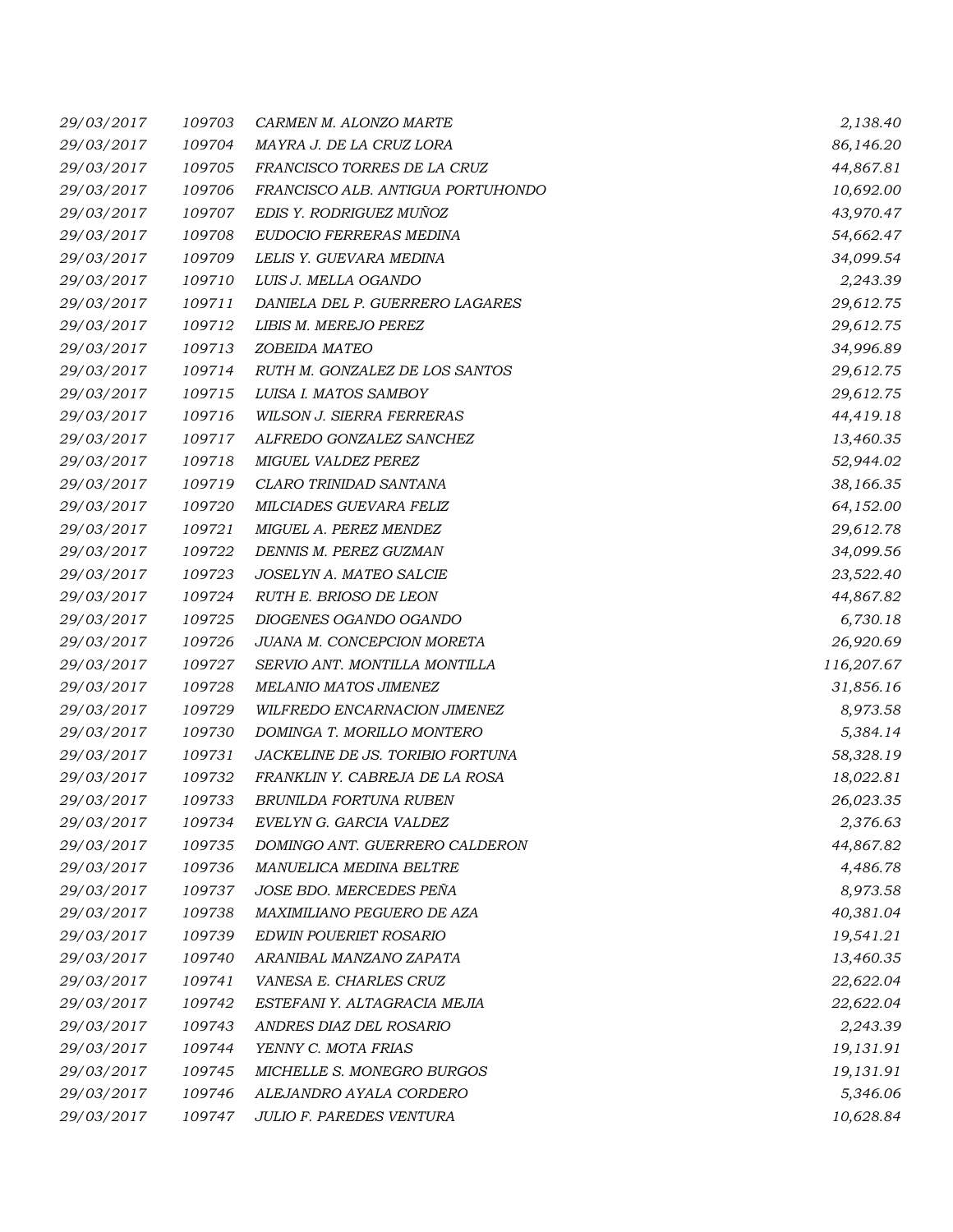| | | | |
|---|---|---|---|
| 29/03/2017 | 109703 | CARMEN M. ALONZO MARTE | 2,138.40 |
| 29/03/2017 | 109704 | MAYRA J. DE LA CRUZ LORA | 86,146.20 |
| 29/03/2017 | 109705 | FRANCISCO TORRES DE LA CRUZ | 44,867.81 |
| 29/03/2017 | 109706 | FRANCISCO ALB. ANTIGUA PORTUHONDO | 10,692.00 |
| 29/03/2017 | 109707 | EDIS Y. RODRIGUEZ MUÑOZ | 43,970.47 |
| 29/03/2017 | 109708 | EUDOCIO FERRERAS MEDINA | 54,662.47 |
| 29/03/2017 | 109709 | LELIS Y. GUEVARA MEDINA | 34,099.54 |
| 29/03/2017 | 109710 | LUIS J. MELLA OGANDO | 2,243.39 |
| 29/03/2017 | 109711 | DANIELA DEL P. GUERRERO LAGARES | 29,612.75 |
| 29/03/2017 | 109712 | LIBIS M. MEREJO PEREZ | 29,612.75 |
| 29/03/2017 | 109713 | ZOBEIDA MATEO | 34,996.89 |
| 29/03/2017 | 109714 | RUTH M. GONZALEZ DE LOS SANTOS | 29,612.75 |
| 29/03/2017 | 109715 | LUISA I. MATOS SAMBOY | 29,612.75 |
| 29/03/2017 | 109716 | WILSON J. SIERRA FERRERAS | 44,419.18 |
| 29/03/2017 | 109717 | ALFREDO GONZALEZ SANCHEZ | 13,460.35 |
| 29/03/2017 | 109718 | MIGUEL VALDEZ PEREZ | 52,944.02 |
| 29/03/2017 | 109719 | CLARO TRINIDAD SANTANA | 38,166.35 |
| 29/03/2017 | 109720 | MILCIADES GUEVARA FELIZ | 64,152.00 |
| 29/03/2017 | 109721 | MIGUEL A. PEREZ MENDEZ | 29,612.78 |
| 29/03/2017 | 109722 | DENNIS M. PEREZ GUZMAN | 34,099.56 |
| 29/03/2017 | 109723 | JOSELYN A. MATEO SALCIE | 23,522.40 |
| 29/03/2017 | 109724 | RUTH E. BRIOSO DE LEON | 44,867.82 |
| 29/03/2017 | 109725 | DIOGENES OGANDO OGANDO | 6,730.18 |
| 29/03/2017 | 109726 | JUANA M. CONCEPCION MORETA | 26,920.69 |
| 29/03/2017 | 109727 | SERVIO ANT. MONTILLA MONTILLA | 116,207.67 |
| 29/03/2017 | 109728 | MELANIO MATOS JIMENEZ | 31,856.16 |
| 29/03/2017 | 109729 | WILFREDO ENCARNACION JIMENEZ | 8,973.58 |
| 29/03/2017 | 109730 | DOMINGA T. MORILLO MONTERO | 5,384.14 |
| 29/03/2017 | 109731 | JACKELINE DE JS. TORIBIO FORTUNA | 58,328.19 |
| 29/03/2017 | 109732 | FRANKLIN Y. CABREJA DE LA ROSA | 18,022.81 |
| 29/03/2017 | 109733 | BRUNILDA FORTUNA RUBEN | 26,023.35 |
| 29/03/2017 | 109734 | EVELYN G. GARCIA VALDEZ | 2,376.63 |
| 29/03/2017 | 109735 | DOMINGO ANT. GUERRERO CALDERON | 44,867.82 |
| 29/03/2017 | 109736 | MANUELICA MEDINA BELTRE | 4,486.78 |
| 29/03/2017 | 109737 | JOSE BDO. MERCEDES PEÑA | 8,973.58 |
| 29/03/2017 | 109738 | MAXIMILIANO PEGUERO DE AZA | 40,381.04 |
| 29/03/2017 | 109739 | EDWIN POUERIET ROSARIO | 19,541.21 |
| 29/03/2017 | 109740 | ARANIBAL MANZANO ZAPATA | 13,460.35 |
| 29/03/2017 | 109741 | VANESA E. CHARLES CRUZ | 22,622.04 |
| 29/03/2017 | 109742 | ESTEFANI Y. ALTAGRACIA MEJIA | 22,622.04 |
| 29/03/2017 | 109743 | ANDRES DIAZ DEL ROSARIO | 2,243.39 |
| 29/03/2017 | 109744 | YENNY C. MOTA FRIAS | 19,131.91 |
| 29/03/2017 | 109745 | MICHELLE S. MONEGRO BURGOS | 19,131.91 |
| 29/03/2017 | 109746 | ALEJANDRO AYALA CORDERO | 5,346.06 |
| 29/03/2017 | 109747 | JULIO F. PAREDES VENTURA | 10,628.84 |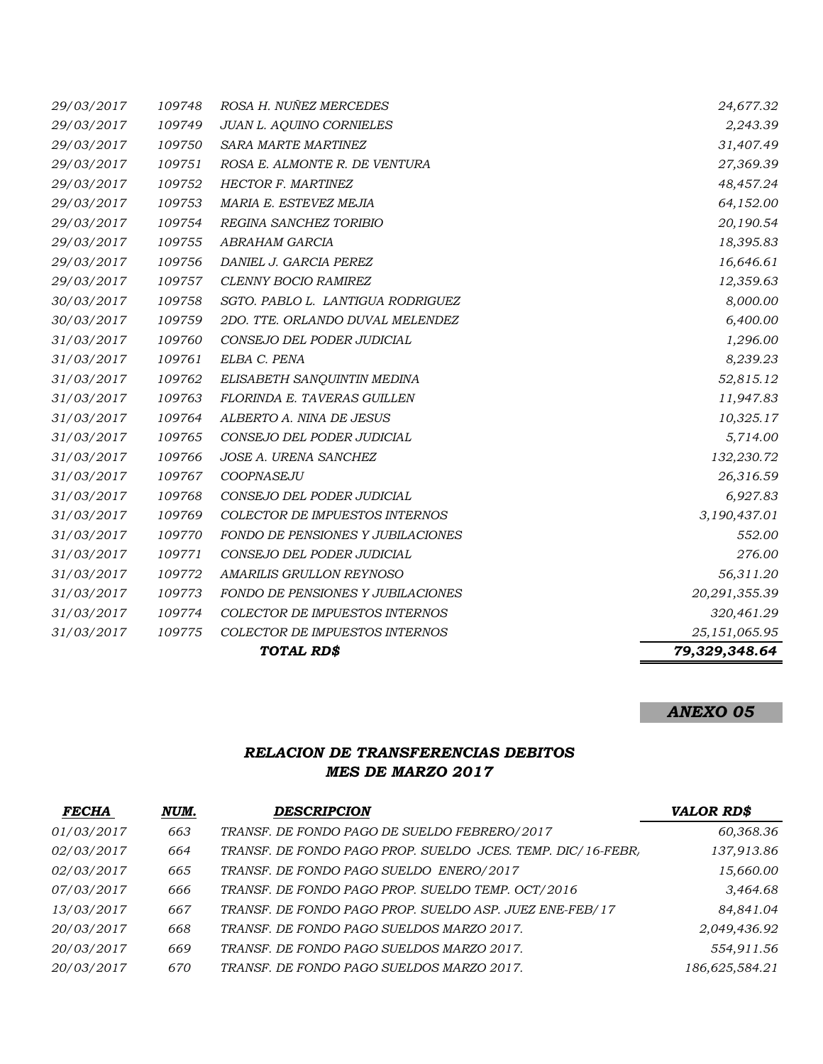| | | | |
|---|---|---|---|
| *29/03/2017* | *109748* | *ROSA H. NUÑEZ MERCEDES* | *24,677.32* |
| *29/03/2017* | *109749* | *JUAN L. AQUINO CORNIELES* | *2,243.39* |
| *29/03/2017* | *109750* | *SARA MARTE MARTINEZ* | *31,407.49* |
| *29/03/2017* | *109751* | *ROSA E. ALMONTE R. DE VENTURA* | *27,369.39* |
| *29/03/2017* | *109752* | *HECTOR F. MARTINEZ* | *48,457.24* |
| *29/03/2017* | *109753* | *MARIA E. ESTEVEZ MEJIA* | *64,152.00* |
| *29/03/2017* | *109754* | *REGINA SANCHEZ TORIBIO* | *20,190.54* |
| *29/03/2017* | *109755* | *ABRAHAM GARCIA* | *18,395.83* |
| *29/03/2017* | *109756* | *DANIEL J. GARCIA PEREZ* | *16,646.61* |
| *29/03/2017* | *109757* | *CLENNY BOCIO RAMIREZ* | *12,359.63* |
| *30/03/2017* | *109758* | *SGTO. PABLO L. LANTIGUA RODRIGUEZ* | *8,000.00* |
| *30/03/2017* | *109759* | *2DO. TTE. ORLANDO DUVAL MELENDEZ* | *6,400.00* |
| *31/03/2017* | *109760* | *CONSEJO DEL PODER JUDICIAL* | *1,296.00* |
| *31/03/2017* | *109761* | *ELBA C. PENA* | *8,239.23* |
| *31/03/2017* | *109762* | *ELISABETH SANQUINTIN MEDINA* | *52,815.12* |
| *31/03/2017* | *109763* | *FLORINDA E. TAVERAS GUILLEN* | *11,947.83* |
| *31/03/2017* | *109764* | *ALBERTO A. NINA DE JESUS* | *10,325.17* |
| *31/03/2017* | *109765* | *CONSEJO DEL PODER JUDICIAL* | *5,714.00* |
| *31/03/2017* | *109766* | *JOSE A. URENA SANCHEZ* | *132,230.72* |
| *31/03/2017* | *109767* | *COOPNASEJU* | *26,316.59* |
| *31/03/2017* | *109768* | *CONSEJO DEL PODER JUDICIAL* | *6,927.83* |
| *31/03/2017* | *109769* | *COLECTOR DE IMPUESTOS INTERNOS* | *3,190,437.01* |
| *31/03/2017* | *109770* | *FONDO DE PENSIONES Y JUBILACIONES* | *552.00* |
| *31/03/2017* | *109771* | *CONSEJO DEL PODER JUDICIAL* | *276.00* |
| *31/03/2017* | *109772* | *AMARILIS GRULLON REYNOSO* | *56,311.20* |
| *31/03/2017* | *109773* | *FONDO DE PENSIONES Y JUBILACIONES* | *20,291,355.39* |
| *31/03/2017* | *109774* | *COLECTOR DE IMPUESTOS INTERNOS* | *320,461.29* |
| *31/03/2017* | *109775* | *COLECTOR DE IMPUESTOS INTERNOS* | *25,151,065.95* |
| | | ***TOTAL RD$*** | ***79,329,348.64*** |

***ANEXO 05***

### *RELACION DE TRANSFERENCIAS DEBITOS*
### *MES DE MARZO 2017*

| ***FECHA*** | ***NUM.*** | ***DESCRIPCION*** | ***VALOR RD$*** |
|---|---|---|---|
| *01/03/2017* | *663* | *TRANSF. DE FONDO PAGO DE SUELDO FEBRERO/2017* | *60,368.36* |
| *02/03/2017* | *664* | *TRANSF. DE FONDO PAGO PROP. SUELDO JCES. TEMP. DIC/16-FEBR/* | *137,913.86* |
| *02/03/2017* | *665* | *TRANSF. DE FONDO PAGO SUELDO ENERO/2017* | *15,660.00* |
| *07/03/2017* | *666* | *TRANSF. DE FONDO PAGO PROP. SUELDO TEMP. OCT/2016* | *3,464.68* |
| *13/03/2017* | *667* | *TRANSF. DE FONDO PAGO PROP. SUELDO ASP. JUEZ ENE-FEB/17* | *84,841.04* |
| *20/03/2017* | *668* | *TRANSF. DE FONDO PAGO SUELDOS MARZO 2017.* | *2,049,436.92* |
| *20/03/2017* | *669* | *TRANSF. DE FONDO PAGO SUELDOS MARZO 2017.* | *554,911.56* |
| *20/03/2017* | *670* | *TRANSF. DE FONDO PAGO SUELDOS MARZO 2017.* | *186,625,584.21* |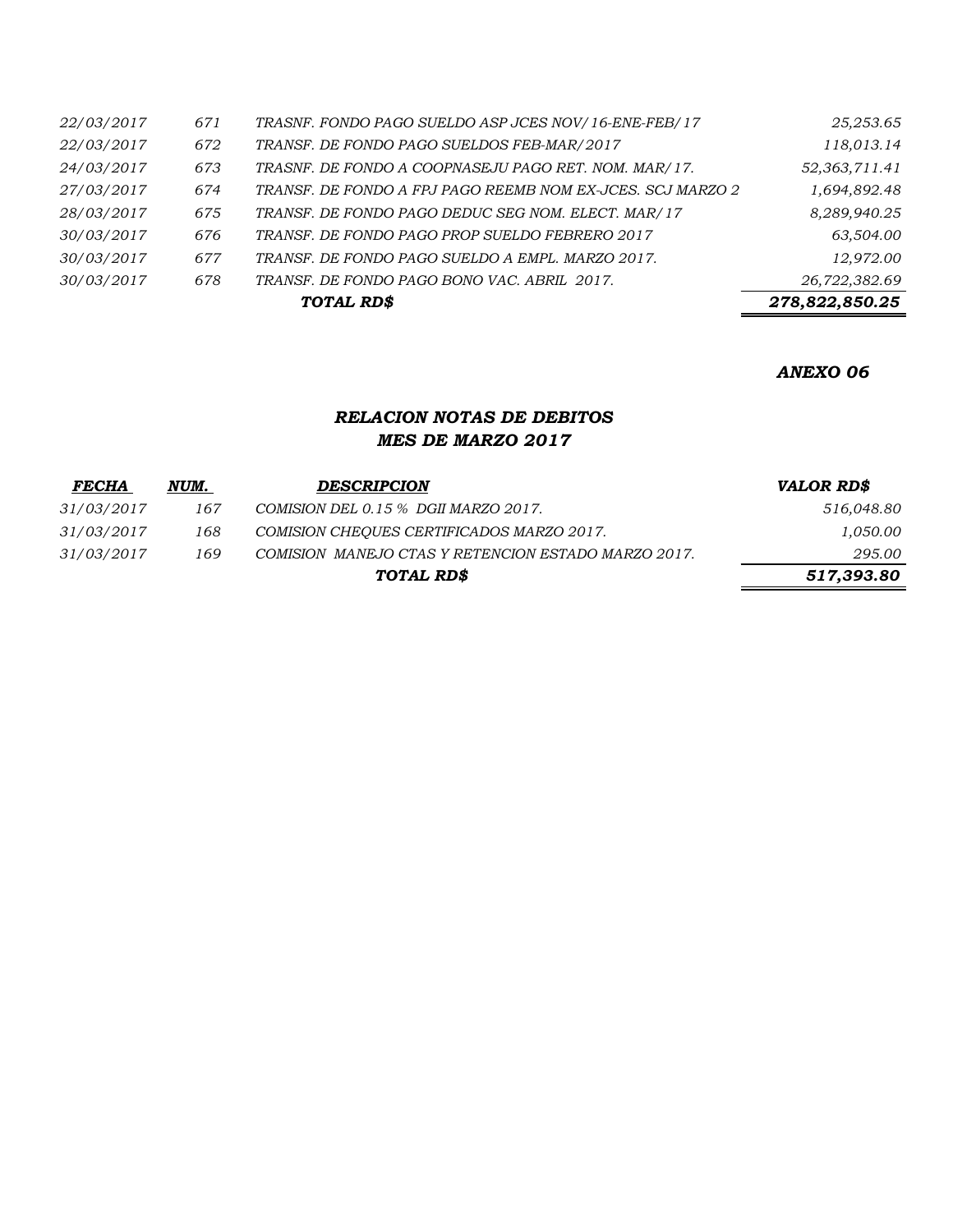| | | | |
|---|---|---|---|
| *22/03/2017* | *671* | *TRASNF. FONDO PAGO SUELDO ASP JCES NOV/16-ENE-FEB/17* | *25,253.65* |
| *22/03/2017* | *672* | *TRANSF. DE FONDO PAGO SUELDOS FEB-MAR/2017* | *118,013.14* |
| *24/03/2017* | *673* | *TRASNF. DE FONDO A COOPNASEJU PAGO RET. NOM. MAR/17.* | *52,363,711.41* |
| *27/03/2017* | *674* | *TRANSF. DE FONDO A FPJ PAGO REEMB NOM EX-JCES. SCJ MARZO 2* | *1,694,892.48* |
| *28/03/2017* | *675* | *TRANSF. DE FONDO PAGO DEDUC SEG NOM. ELECT. MAR/17* | *8,289,940.25* |
| *30/03/2017* | *676* | *TRANSF. DE FONDO PAGO PROP SUELDO FEBRERO 2017* | *63,504.00* |
| *30/03/2017* | *677* | *TRANSF. DE FONDO PAGO SUELDO A EMPL. MARZO 2017.* | *12,972.00* |
| *30/03/2017* | *678* | *TRANSF. DE FONDO PAGO BONO VAC. ABRIL 2017.* | *26,722,382.69* |
| | | ***TOTAL RD$*** | ***278,822,850.25*** |

***ANEXO 06***

## *RELACION NOTAS DE DEBITOS*
## *MES DE MARZO 2017*

| ***FECHA*** | ***NUM.*** | ***DESCRIPCION*** | ***VALOR RD$*** |
|---|---|---|---|
| *31/03/2017* | *167* | *COMISION DEL 0.15 % DGII MARZO 2017.* | *516,048.80* |
| *31/03/2017* | *168* | *COMISION CHEQUES CERTIFICADOS MARZO 2017.* | *1,050.00* |
| *31/03/2017* | *169* | *COMISION MANEJO CTAS Y RETENCION ESTADO MARZO 2017.* | *295.00* |
| | | ***TOTAL RD$*** | ***517,393.80*** |